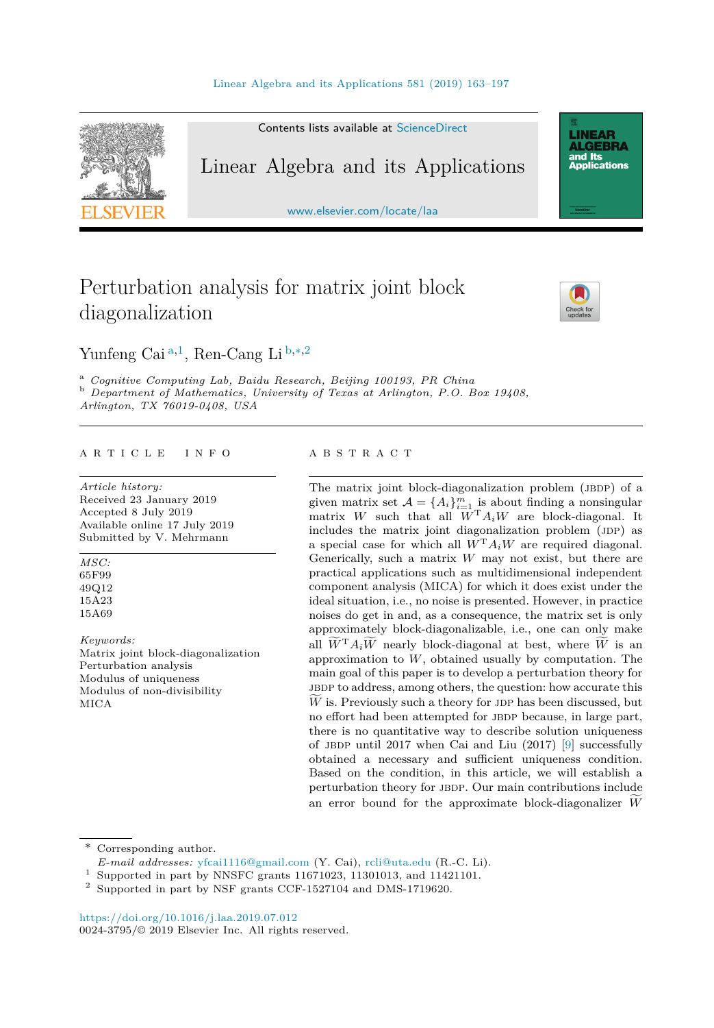# Perturbation analysis for matrix joint block diagonalization

Yunfeng Cai [a,1], Ren-Cang Li [b,*,2]

[a] *Cognitive Computing Lab, Baidu Research, Beijing 100193, PR China*
[b] *Department of Mathematics, University of Texas at Arlington, P.O. Box 19408, Arlington, TX 76019-0408, USA*

## ARTICLE INFO

*Article history:*
Received 23 January 2019
Accepted 8 July 2019
Available online 17 July 2019
Submitted by V. Mehrmann

*MSC:*
65F99
49Q12
15A23
15A69

*Keywords:*
Matrix joint block-diagonalization
Perturbation analysis
Modulus of uniqueness
Modulus of non-divisibility
MICA

## ABSTRACT

The matrix joint block-diagonalization problem (JBDP) of a given matrix set $\mathcal{A} = \{A_i\}_{i=1}^m$ is about finding a nonsingular matrix $W$ such that all $W^{\mathrm{T}}A_iW$ are block-diagonal. It includes the matrix joint diagonalization problem (JDP) as a special case for which all $W^{\mathrm{T}}A_iW$ are required diagonal. Generically, such a matrix $W$ may not exist, but there are practical applications such as multidimensional independent component analysis (MICA) for which it does exist under the ideal situation, i.e., no noise is presented. However, in practice noises do get in and, as a consequence, the matrix set is only approximately block-diagonalizable, i.e., one can only make all $\widetilde{W}^{\mathrm{T}}A_i\widetilde{W}$ nearly block-diagonal at best, where $\widetilde{W}$ is an approximation to $W$, obtained usually by computation. The main goal of this paper is to develop a perturbation theory for JBDP to address, among others, the question: how accurate this $\widetilde{W}$ is. Previously such a theory for JDP has been discussed, but no effort had been attempted for JBDP because, in large part, there is no quantitative way to describe solution uniqueness of JBDP until 2017 when Cai and Liu (2017) [9] successfully obtained a necessary and sufficient uniqueness condition. Based on the condition, in this article, we will establish a perturbation theory for JBDP. Our main contributions include an error bound for the approximate block-diagonalizer $\widetilde{W}$

---

* Corresponding author.
*E-mail addresses:* yfcai1116@gmail.com (Y. Cai), rcli@uta.edu (R.-C. Li).
[1] Supported in part by NNSFC grants 11671023, 11301013, and 11421101.
[2] Supported in part by NSF grants CCF-1527104 and DMS-1719620.

https://doi.org/10.1016/j.laa.2019.07.012
0024-3795/© 2019 Elsevier Inc. All rights reserved.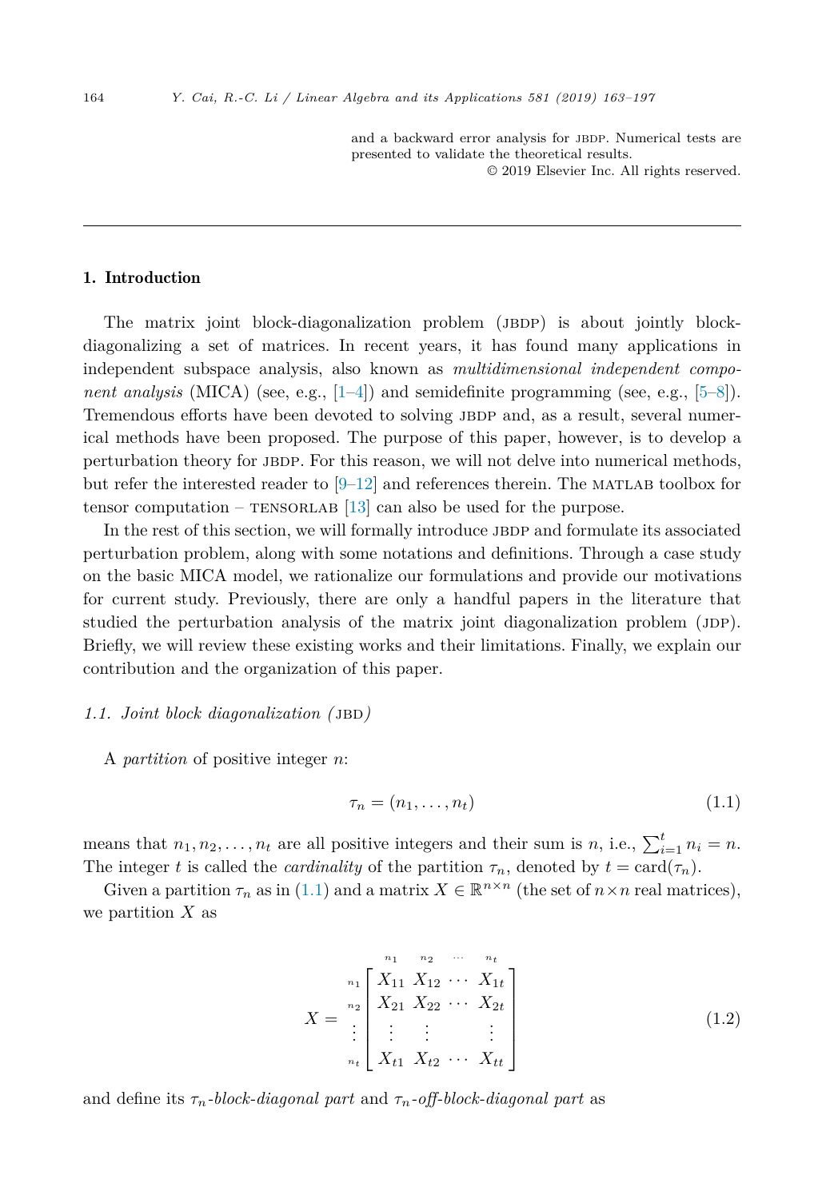and a backward error analysis for JBDP. Numerical tests are presented to validate the theoretical results.

© 2019 Elsevier Inc. All rights reserved.

---

## 1. Introduction

The matrix joint block-diagonalization problem (JBDP) is about jointly block-diagonalizing a set of matrices. In recent years, it has found many applications in independent subspace analysis, also known as *multidimensional independent component analysis* (MICA) (see, e.g., [1–4]) and semidefinite programming (see, e.g., [5–8]). Tremendous efforts have been devoted to solving JBDP and, as a result, several numerical methods have been proposed. The purpose of this paper, however, is to develop a perturbation theory for JBDP. For this reason, we will not delve into numerical methods, but refer the interested reader to [9–12] and references therein. The MATLAB toolbox for tensor computation – TENSORLAB [13] can also be used for the purpose.

In the rest of this section, we will formally introduce JBDP and formulate its associated perturbation problem, along with some notations and definitions. Through a case study on the basic MICA model, we rationalize our formulations and provide our motivations for current study. Previously, there are only a handful papers in the literature that studied the perturbation analysis of the matrix joint diagonalization problem (JDP). Briefly, we will review these existing works and their limitations. Finally, we explain our contribution and the organization of this paper.

### 1.1. Joint block diagonalization (JBD)

A *partition* of positive integer $n$:

$$\tau_n = (n_1, \ldots, n_t) \tag{1.1}$$

means that $n_1, n_2, \ldots, n_t$ are all positive integers and their sum is $n$, i.e., $\sum_{i=1}^{t} n_i = n$. The integer $t$ is called the *cardinality* of the partition $\tau_n$, denoted by $t = \text{card}(\tau_n)$.

Given a partition $\tau_n$ as in (1.1) and a matrix $X \in \mathbb{R}^{n\times n}$ (the set of $n \times n$ real matrices), we partition $X$ as

$$X = \begin{array}{c} \\ {\scriptstyle n_1} \\ {\scriptstyle n_2} \\ \vdots \\ {\scriptstyle n_t} \end{array} \!\!\! \begin{array}{c} \begin{array}{cccc} {\scriptstyle n_1} & {\scriptstyle n_2} & {\scriptstyle \cdots} & {\scriptstyle n_t} \end{array} \\ \begin{bmatrix} X_{11} & X_{12} & \cdots & X_{1t} \\ X_{21} & X_{22} & \cdots & X_{2t} \\ \vdots & \vdots & & \vdots \\ X_{t1} & X_{t2} & \cdots & X_{tt} \end{bmatrix} \end{array} \tag{1.2}$$

and define its $\tau_n$-*block-diagonal part* and $\tau_n$-*off-block-diagonal part* as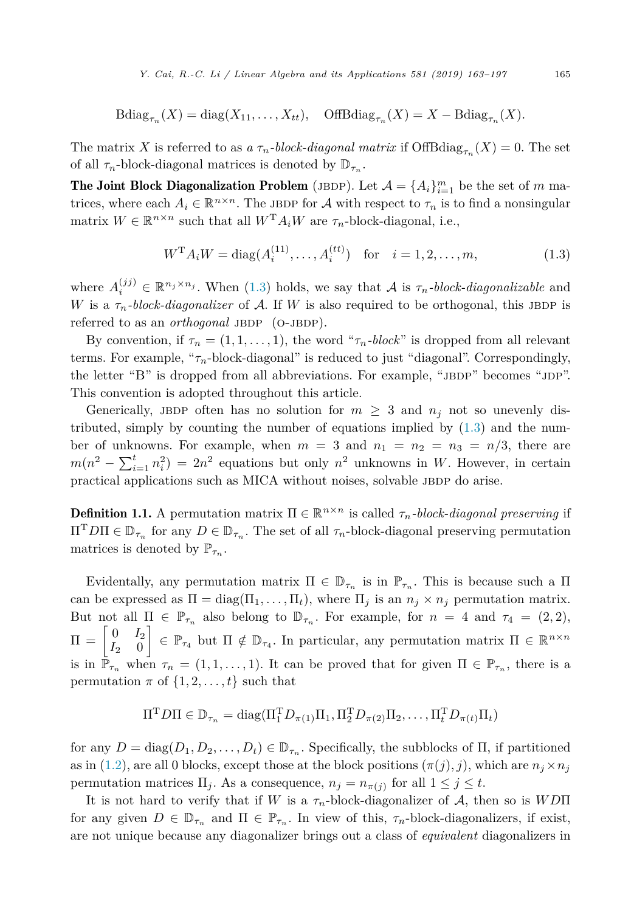$$\mathrm{Bdiag}_{\tau_n}(X) = \mathrm{diag}(X_{11}, \ldots, X_{tt}), \quad \mathrm{OffBdiag}_{\tau_n}(X) = X - \mathrm{Bdiag}_{\tau_n}(X).$$

The matrix $X$ is referred to as *a $\tau_n$-block-diagonal matrix* if $\mathrm{OffBdiag}_{\tau_n}(X) = 0$. The set of all $\tau_n$-block-diagonal matrices is denoted by $\mathbb{D}_{\tau_n}$.

**The Joint Block Diagonalization Problem** (JBDP). Let $\mathcal{A} = \{A_i\}_{i=1}^m$ be the set of $m$ matrices, where each $A_i \in \mathbb{R}^{n\times n}$. The JBDP for $\mathcal{A}$ with respect to $\tau_n$ is to find a nonsingular matrix $W \in \mathbb{R}^{n\times n}$ such that all $W^{\mathrm{T}} A_i W$ are $\tau_n$-block-diagonal, i.e.,

$$W^{\mathrm{T}} A_i W = \mathrm{diag}(A_i^{(11)}, \ldots, A_i^{(tt)}) \quad \text{for} \quad i = 1, 2, \ldots, m, \tag{1.3}$$

where $A_i^{(jj)} \in \mathbb{R}^{n_j \times n_j}$. When (1.3) holds, we say that $\mathcal{A}$ is *$\tau_n$-block-diagonalizable* and $W$ is a *$\tau_n$-block-diagonalizer* of $\mathcal{A}$. If $W$ is also required to be orthogonal, this JBDP is referred to as an *orthogonal* JBDP (O-JBDP).

By convention, if $\tau_n = (1, 1, \ldots, 1)$, the word "*$\tau_n$-block*" is dropped from all relevant terms. For example, "$\tau_n$-block-diagonal" is reduced to just "diagonal". Correspondingly, the letter "B" is dropped from all abbreviations. For example, "JBDP" becomes "JDP". This convention is adopted throughout this article.

Generically, JBDP often has no solution for $m \geq 3$ and $n_j$ not so unevenly distributed, simply by counting the number of equations implied by (1.3) and the number of unknowns. For example, when $m = 3$ and $n_1 = n_2 = n_3 = n/3$, there are $m(n^2 - \sum_{i=1}^t n_i^2) = 2n^2$ equations but only $n^2$ unknowns in $W$. However, in certain practical applications such as MICA without noises, solvable JBDP do arise.

**Definition 1.1.** A permutation matrix $\Pi \in \mathbb{R}^{n\times n}$ is called *$\tau_n$-block-diagonal preserving* if $\Pi^{\mathrm{T}} D \Pi \in \mathbb{D}_{\tau_n}$ for any $D \in \mathbb{D}_{\tau_n}$. The set of all $\tau_n$-block-diagonal preserving permutation matrices is denoted by $\mathbb{P}_{\tau_n}$.

Evidentally, any permutation matrix $\Pi \in \mathbb{D}_{\tau_n}$ is in $\mathbb{P}_{\tau_n}$. This is because such a $\Pi$ can be expressed as $\Pi = \mathrm{diag}(\Pi_1, \ldots, \Pi_t)$, where $\Pi_j$ is an $n_j \times n_j$ permutation matrix. But not all $\Pi \in \mathbb{P}_{\tau_n}$ also belong to $\mathbb{D}_{\tau_n}$. For example, for $n = 4$ and $\tau_4 = (2, 2)$, $\Pi = \begin{bmatrix} 0 & I_2 \\ I_2 & 0 \end{bmatrix} \in \mathbb{P}_{\tau_4}$ but $\Pi \notin \mathbb{D}_{\tau_4}$. In particular, any permutation matrix $\Pi \in \mathbb{R}^{n\times n}$ is in $\mathbb{P}_{\tau_n}$ when $\tau_n = (1, 1, \ldots, 1)$. It can be proved that for given $\Pi \in \mathbb{P}_{\tau_n}$, there is a permutation $\pi$ of $\{1, 2, \ldots, t\}$ such that

$$\Pi^{\mathrm{T}} D \Pi \in \mathbb{D}_{\tau_n} = \mathrm{diag}(\Pi_1^{\mathrm{T}} D_{\pi(1)} \Pi_1, \Pi_2^{\mathrm{T}} D_{\pi(2)} \Pi_2, \ldots, \Pi_t^{\mathrm{T}} D_{\pi(t)} \Pi_t)$$

for any $D = \mathrm{diag}(D_1, D_2, \ldots, D_t) \in \mathbb{D}_{\tau_n}$. Specifically, the subblocks of $\Pi$, if partitioned as in (1.2), are all 0 blocks, except those at the block positions $(\pi(j), j)$, which are $n_j \times n_j$ permutation matrices $\Pi_j$. As a consequence, $n_j = n_{\pi(j)}$ for all $1 \leq j \leq t$.

It is not hard to verify that if $W$ is a $\tau_n$-block-diagonalizer of $\mathcal{A}$, then so is $WD\Pi$ for any given $D \in \mathbb{D}_{\tau_n}$ and $\Pi \in \mathbb{P}_{\tau_n}$. In view of this, $\tau_n$-block-diagonalizers, if exist, are not unique because any diagonalizer brings out a class of *equivalent* diagonalizers in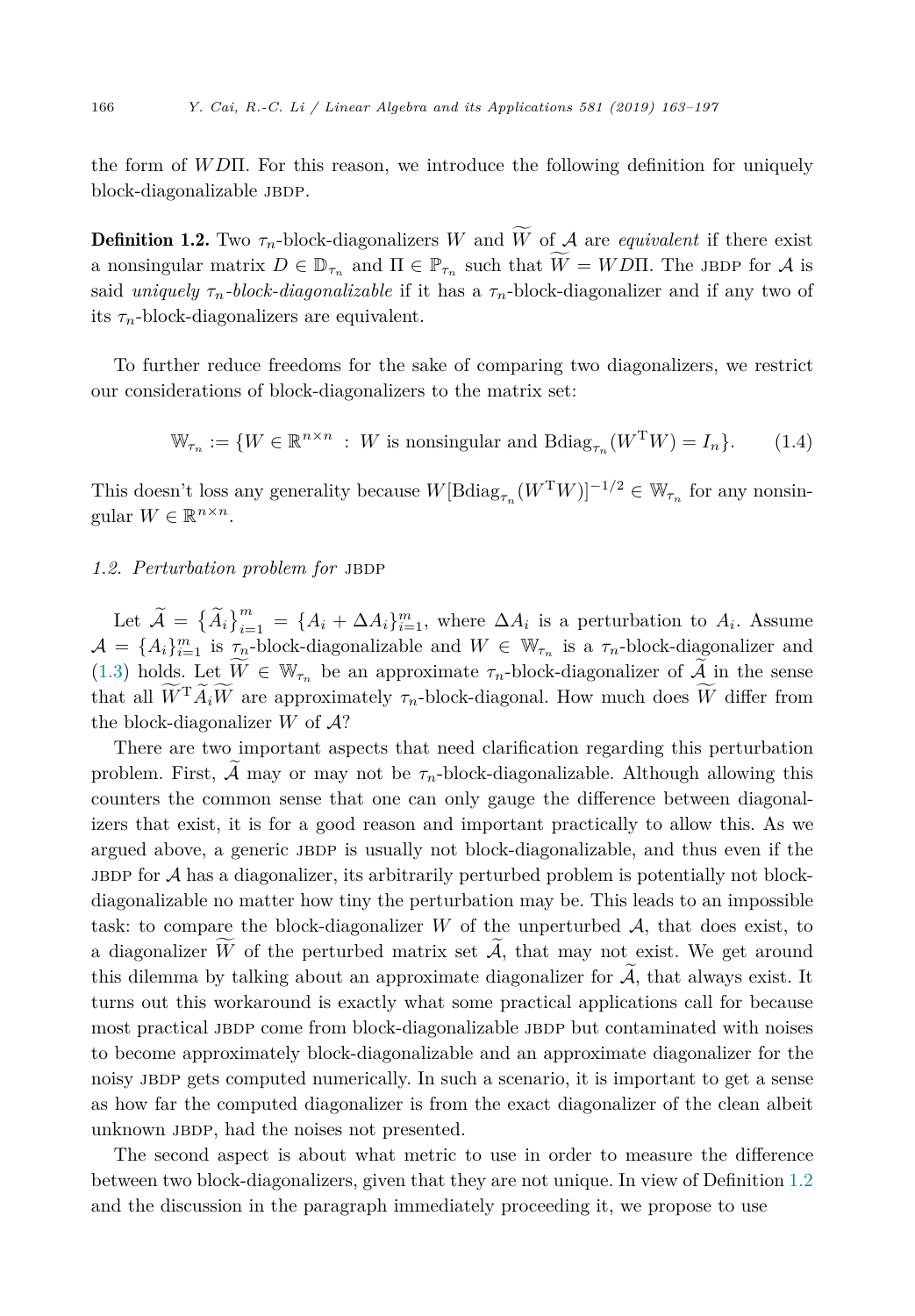the form of $WD\Pi$. For this reason, we introduce the following definition for uniquely block-diagonalizable JBDP.

**Definition 1.2.** Two $\tau_n$-block-diagonalizers $W$ and $\widetilde{W}$ of $\mathcal{A}$ are *equivalent* if there exist a nonsingular matrix $D \in \mathbb{D}_{\tau_n}$ and $\Pi \in \mathbb{P}_{\tau_n}$ such that $\widetilde{W} = WD\Pi$. The JBDP for $\mathcal{A}$ is said *uniquely $\tau_n$-block-diagonalizable* if it has a $\tau_n$-block-diagonalizer and if any two of its $\tau_n$-block-diagonalizers are equivalent.

To further reduce freedoms for the sake of comparing two diagonalizers, we restrict our considerations of block-diagonalizers to the matrix set:

$$\mathbb{W}_{\tau_n} := \{W \in \mathbb{R}^{n\times n} \ : \ W \text{ is nonsingular and } \mathrm{Bdiag}_{\tau_n}(W^{\mathrm{T}}W) = I_n\}. \tag{1.4}$$

This doesn't loss any generality because $W[\mathrm{Bdiag}_{\tau_n}(W^{\mathrm{T}}W)]^{-1/2} \in \mathbb{W}_{\tau_n}$ for any nonsingular $W \in \mathbb{R}^{n\times n}$.

### *1.2. Perturbation problem for* JBDP

Let $\widetilde{\mathcal{A}} = \{\widetilde{A}_i\}_{i=1}^m = \{A_i + \Delta A_i\}_{i=1}^m$, where $\Delta A_i$ is a perturbation to $A_i$. Assume $\mathcal{A} = \{A_i\}_{i=1}^m$ is $\tau_n$-block-diagonalizable and $W \in \mathbb{W}_{\tau_n}$ is a $\tau_n$-block-diagonalizer and (1.3) holds. Let $\widetilde{W} \in \mathbb{W}_{\tau_n}$ be an approximate $\tau_n$-block-diagonalizer of $\widetilde{\mathcal{A}}$ in the sense that all $\widetilde{W}^{\mathrm{T}}\widetilde{A}_i\widetilde{W}$ are approximately $\tau_n$-block-diagonal. How much does $\widetilde{W}$ differ from the block-diagonalizer $W$ of $\mathcal{A}$?

There are two important aspects that need clarification regarding this perturbation problem. First, $\widetilde{\mathcal{A}}$ may or may not be $\tau_n$-block-diagonalizable. Although allowing this counters the common sense that one can only gauge the difference between diagonalizers that exist, it is for a good reason and important practically to allow this. As we argued above, a generic JBDP is usually not block-diagonalizable, and thus even if the JBDP for $\mathcal{A}$ has a diagonalizer, its arbitrarily perturbed problem is potentially not block-diagonalizable no matter how tiny the perturbation may be. This leads to an impossible task: to compare the block-diagonalizer $W$ of the unperturbed $\mathcal{A}$, that does exist, to a diagonalizer $\widetilde{W}$ of the perturbed matrix set $\widetilde{\mathcal{A}}$, that may not exist. We get around this dilemma by talking about an approximate diagonalizer for $\widetilde{\mathcal{A}}$, that always exist. It turns out this workaround is exactly what some practical applications call for because most practical JBDP come from block-diagonalizable JBDP but contaminated with noises to become approximately block-diagonalizable and an approximate diagonalizer for the noisy JBDP gets computed numerically. In such a scenario, it is important to get a sense as how far the computed diagonalizer is from the exact diagonalizer of the clean albeit unknown JBDP, had the noises not presented.

The second aspect is about what metric to use in order to measure the difference between two block-diagonalizers, given that they are not unique. In view of Definition 1.2 and the discussion in the paragraph immediately proceeding it, we propose to use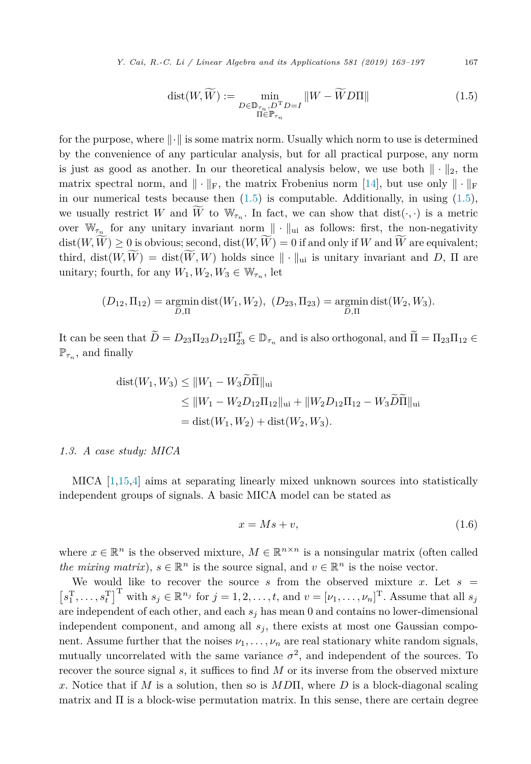$$
\operatorname{dist}(W, \widetilde{W}) := \min_{\substack{D \in \mathbb{D}_{\tau_n}, D^{\mathrm{T}} D = I \\ \Pi \in \mathbb{P}_{\tau_n}}} \|W - \widetilde{W} D \Pi\| \tag{1.5}
$$

for the purpose, where $\|\cdot\|$ is some matrix norm. Usually which norm to use is determined by the convenience of any particular analysis, but for all practical purpose, any norm is just as good as another. In our theoretical analysis below, we use both $\|\cdot\|_2$, the matrix spectral norm, and $\|\cdot\|_{\mathrm{F}}$, the matrix Frobenius norm [14], but use only $\|\cdot\|_{\mathrm{F}}$ in our numerical tests because then (1.5) is computable. Additionally, in using (1.5), we usually restrict $W$ and $\widetilde{W}$ to $\mathbb{W}_{\tau_n}$. In fact, we can show that $\operatorname{dist}(\cdot,\cdot)$ is a metric over $\mathbb{W}_{\tau_n}$ for any unitary invariant norm $\|\cdot\|_{\mathrm{ui}}$ as follows: first, the non-negativity $\operatorname{dist}(W, \widetilde{W}) \geq 0$ is obvious; second, $\operatorname{dist}(W, \widetilde{W}) = 0$ if and only if $W$ and $\widetilde{W}$ are equivalent; third, $\operatorname{dist}(W, \widetilde{W}) = \operatorname{dist}(\widetilde{W}, W)$ holds since $\|\cdot\|_{\mathrm{ui}}$ is unitary invariant and $D$, $\Pi$ are unitary; fourth, for any $W_1, W_2, W_3 \in \mathbb{W}_{\tau_n}$, let

$$
(D_{12}, \Pi_{12}) = \operatorname*{argmin}_{D,\Pi} \operatorname{dist}(W_1, W_2), \ (D_{23}, \Pi_{23}) = \operatorname*{argmin}_{D,\Pi} \operatorname{dist}(W_2, W_3).
$$

It can be seen that $\widetilde{D} = D_{23}\Pi_{23}D_{12}\Pi_{23}^{\mathrm{T}} \in \mathbb{D}_{\tau_n}$ and is also orthogonal, and $\widetilde{\Pi} = \Pi_{23}\Pi_{12} \in \mathbb{P}_{\tau_n}$, and finally

$$
\begin{aligned}
\operatorname{dist}(W_1, W_3) &\leq \|W_1 - W_3 \widetilde{D}\widetilde{\Pi}\|_{\mathrm{ui}} \\
&\leq \|W_1 - W_2 D_{12}\Pi_{12}\|_{\mathrm{ui}} + \|W_2 D_{12}\Pi_{12} - W_3 \widetilde{D}\widetilde{\Pi}\|_{\mathrm{ui}} \\
&= \operatorname{dist}(W_1, W_2) + \operatorname{dist}(W_2, W_3).
\end{aligned}
$$

### *1.3. A case study: MICA*

MICA [1,15,4] aims at separating linearly mixed unknown sources into statistically independent groups of signals. A basic MICA model can be stated as

$$
x = Ms + v, \tag{1.6}
$$

where $x \in \mathbb{R}^n$ is the observed mixture, $M \in \mathbb{R}^{n \times n}$ is a nonsingular matrix (often called *the mixing matrix*), $s \in \mathbb{R}^n$ is the source signal, and $v \in \mathbb{R}^n$ is the noise vector.

We would like to recover the source $s$ from the observed mixture $x$. Let $s = \left[s_1^{\mathrm{T}}, \ldots, s_t^{\mathrm{T}}\right]^{\mathrm{T}}$ with $s_j \in \mathbb{R}^{n_j}$ for $j = 1, 2, \ldots, t$, and $v = [\nu_1, \ldots, \nu_n]^{\mathrm{T}}$. Assume that all $s_j$ are independent of each other, and each $s_j$ has mean 0 and contains no lower-dimensional independent component, and among all $s_j$, there exists at most one Gaussian component. Assume further that the noises $\nu_1, \ldots, \nu_n$ are real stationary white random signals, mutually uncorrelated with the same variance $\sigma^2$, and independent of the sources. To recover the source signal $s$, it suffices to find $M$ or its inverse from the observed mixture $x$. Notice that if $M$ is a solution, then so is $MD\Pi$, where $D$ is a block-diagonal scaling matrix and $\Pi$ is a block-wise permutation matrix. In this sense, there are certain degree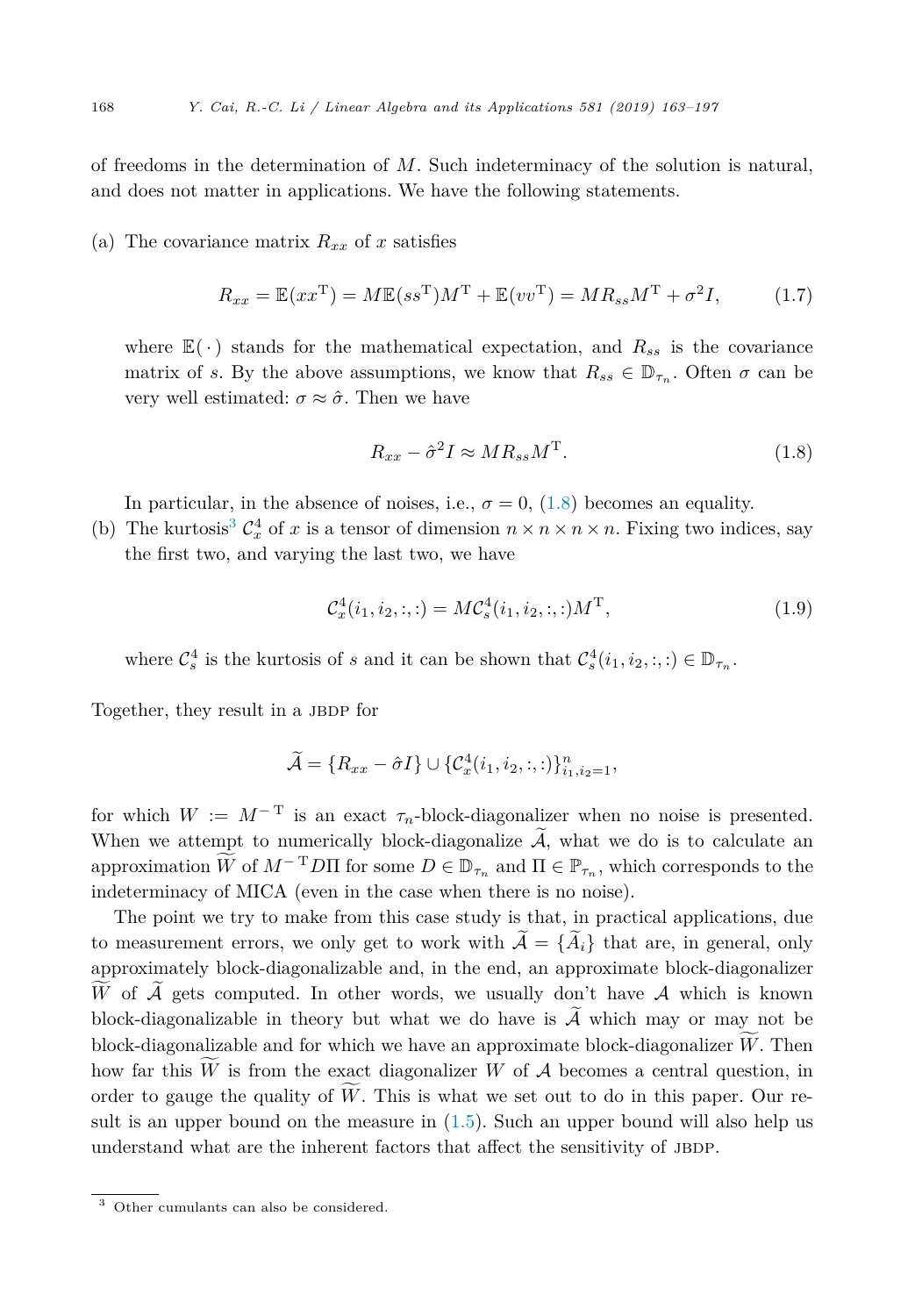of freedoms in the determination of $M$. Such indeterminacy of the solution is natural, and does not matter in applications. We have the following statements.

(a) The covariance matrix $R_{xx}$ of $x$ satisfies

$$R_{xx} = \mathbb{E}(xx^{\mathrm{T}}) = M\mathbb{E}(ss^{\mathrm{T}})M^{\mathrm{T}} + \mathbb{E}(vv^{\mathrm{T}}) = MR_{ss}M^{\mathrm{T}} + \sigma^2 I, \tag{1.7}$$

where $\mathbb{E}(\cdot)$ stands for the mathematical expectation, and $R_{ss}$ is the covariance matrix of $s$. By the above assumptions, we know that $R_{ss} \in \mathbb{D}_{\tau_n}$. Often $\sigma$ can be very well estimated: $\sigma \approx \hat{\sigma}$. Then we have

$$R_{xx} - \hat{\sigma}^2 I \approx MR_{ss}M^{\mathrm{T}}. \tag{1.8}$$

In particular, in the absence of noises, i.e., $\sigma = 0$, (1.8) becomes an equality.

(b) The kurtosis[3] $\mathcal{C}_x^4$ of $x$ is a tensor of dimension $n \times n \times n \times n$. Fixing two indices, say the first two, and varying the last two, we have

$$\mathcal{C}_x^4(i_1, i_2, :, :) = M\mathcal{C}_s^4(i_1, i_2, :, :)M^{\mathrm{T}}, \tag{1.9}$$

where $\mathcal{C}_s^4$ is the kurtosis of $s$ and it can be shown that $\mathcal{C}_s^4(i_1, i_2, :, :) \in \mathbb{D}_{\tau_n}$.

Together, they result in a JBDP for

$$\widetilde{\mathcal{A}} = \{R_{xx} - \hat{\sigma}I\} \cup \{\mathcal{C}_x^4(i_1, i_2, :, :)\}_{i_1, i_2 = 1}^n,$$

for which $W := M^{-\mathrm{T}}$ is an exact $\tau_n$-block-diagonalizer when no noise is presented. When we attempt to numerically block-diagonalize $\widetilde{\mathcal{A}}$, what we do is to calculate an approximation $\widetilde{W}$ of $M^{-\mathrm{T}}D\Pi$ for some $D \in \mathbb{D}_{\tau_n}$ and $\Pi \in \mathbb{P}_{\tau_n}$, which corresponds to the indeterminacy of MICA (even in the case when there is no noise).

The point we try to make from this case study is that, in practical applications, due to measurement errors, we only get to work with $\widetilde{\mathcal{A}} = \{\widetilde{A}_i\}$ that are, in general, only approximately block-diagonalizable and, in the end, an approximate block-diagonalizer $\widetilde{W}$ of $\widetilde{\mathcal{A}}$ gets computed. In other words, we usually don't have $\mathcal{A}$ which is known block-diagonalizable in theory but what we do have is $\widetilde{\mathcal{A}}$ which may or may not be block-diagonalizable and for which we have an approximate block-diagonalizer $\widetilde{W}$. Then how far this $\widetilde{W}$ is from the exact diagonalizer $W$ of $\mathcal{A}$ becomes a central question, in order to gauge the quality of $\widetilde{W}$. This is what we set out to do in this paper. Our result is an upper bound on the measure in (1.5). Such an upper bound will also help us understand what are the inherent factors that affect the sensitivity of JBDP.

[3] Other cumulants can also be considered.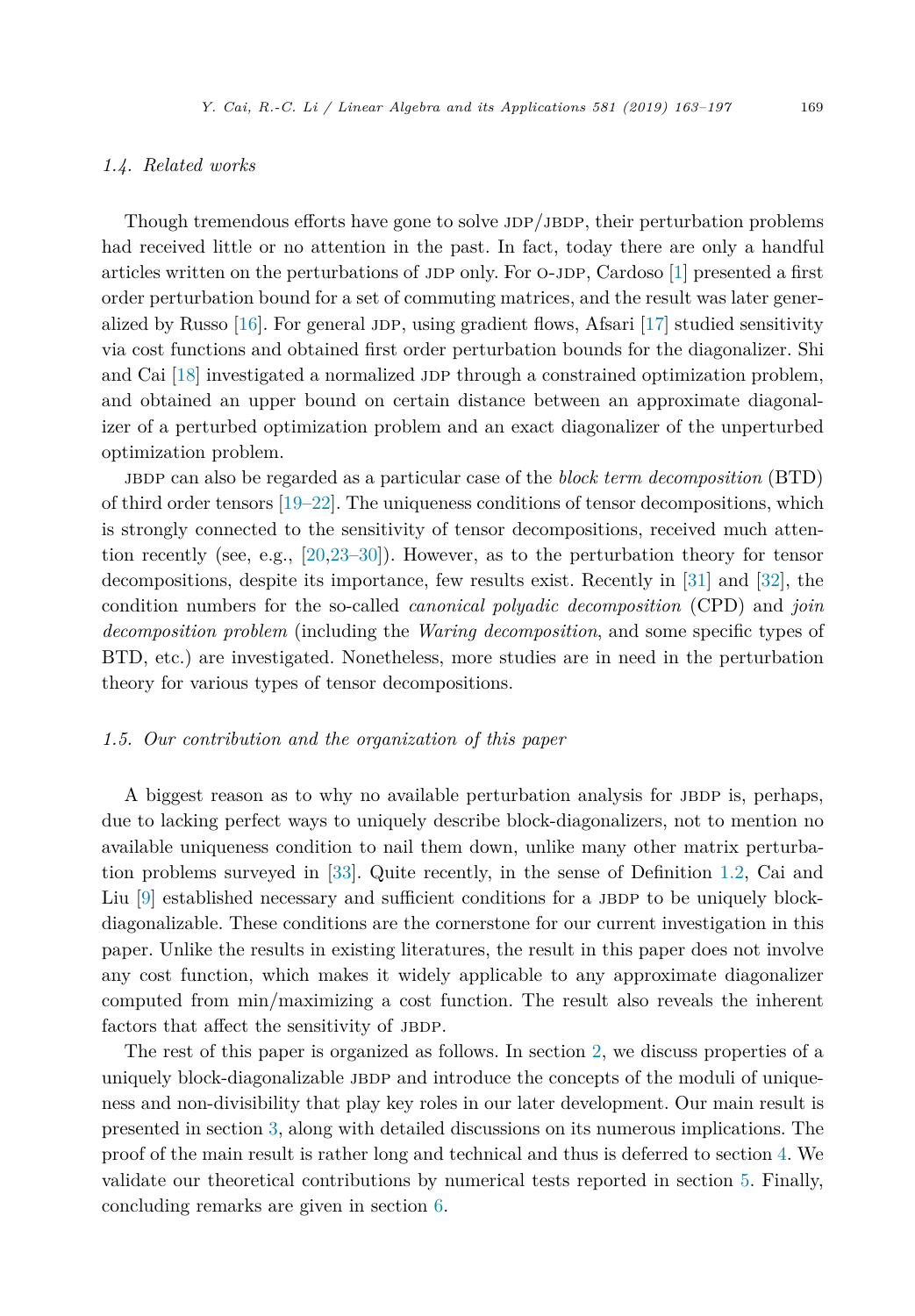### 1.4. Related works

Though tremendous efforts have gone to solve JDP/JBDP, their perturbation problems had received little or no attention in the past. In fact, today there are only a handful articles written on the perturbations of JDP only. For O-JDP, Cardoso [1] presented a first order perturbation bound for a set of commuting matrices, and the result was later generalized by Russo [16]. For general JDP, using gradient flows, Afsari [17] studied sensitivity via cost functions and obtained first order perturbation bounds for the diagonalizer. Shi and Cai [18] investigated a normalized JDP through a constrained optimization problem, and obtained an upper bound on certain distance between an approximate diagonalizer of a perturbed optimization problem and an exact diagonalizer of the unperturbed optimization problem.

JBDP can also be regarded as a particular case of the *block term decomposition* (BTD) of third order tensors [19–22]. The uniqueness conditions of tensor decompositions, which is strongly connected to the sensitivity of tensor decompositions, received much attention recently (see, e.g., [20,23–30]). However, as to the perturbation theory for tensor decompositions, despite its importance, few results exist. Recently in [31] and [32], the condition numbers for the so-called *canonical polyadic decomposition* (CPD) and *join decomposition problem* (including the *Waring decomposition*, and some specific types of BTD, etc.) are investigated. Nonetheless, more studies are in need in the perturbation theory for various types of tensor decompositions.

### 1.5. Our contribution and the organization of this paper

A biggest reason as to why no available perturbation analysis for JBDP is, perhaps, due to lacking perfect ways to uniquely describe block-diagonalizers, not to mention no available uniqueness condition to nail them down, unlike many other matrix perturbation problems surveyed in [33]. Quite recently, in the sense of Definition 1.2, Cai and Liu [9] established necessary and sufficient conditions for a JBDP to be uniquely block-diagonalizable. These conditions are the cornerstone for our current investigation in this paper. Unlike the results in existing literatures, the result in this paper does not involve any cost function, which makes it widely applicable to any approximate diagonalizer computed from min/maximizing a cost function. The result also reveals the inherent factors that affect the sensitivity of JBDP.

The rest of this paper is organized as follows. In section 2, we discuss properties of a uniquely block-diagonalizable JBDP and introduce the concepts of the moduli of uniqueness and non-divisibility that play key roles in our later development. Our main result is presented in section 3, along with detailed discussions on its numerous implications. The proof of the main result is rather long and technical and thus is deferred to section 4. We validate our theoretical contributions by numerical tests reported in section 5. Finally, concluding remarks are given in section 6.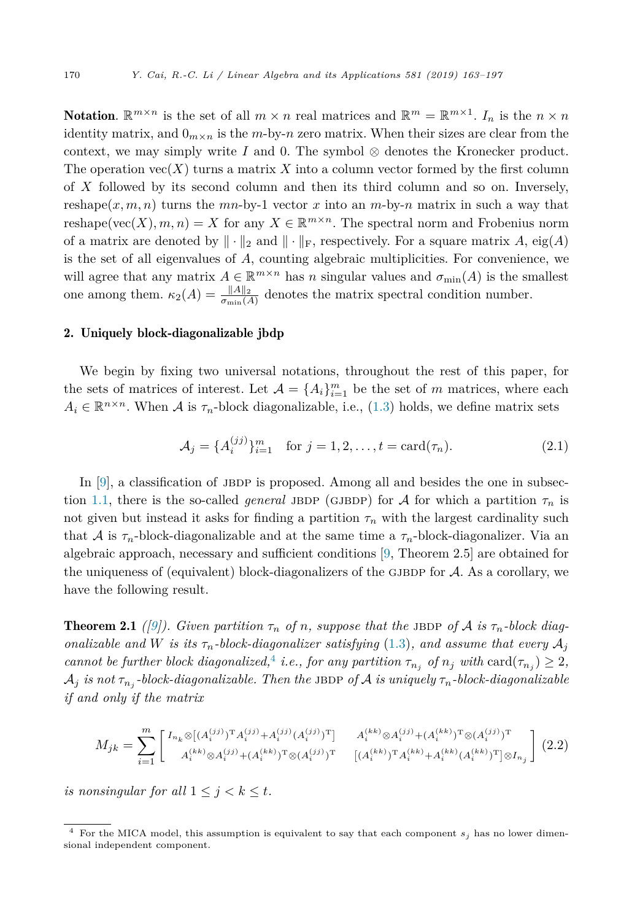**Notation**. $\mathbb{R}^{m\times n}$ is the set of all $m \times n$ real matrices and $\mathbb{R}^m = \mathbb{R}^{m\times 1}$. $I_n$ is the $n \times n$ identity matrix, and $0_{m\times n}$ is the $m$-by-$n$ zero matrix. When their sizes are clear from the context, we may simply write $I$ and 0. The symbol $\otimes$ denotes the Kronecker product. The operation $\mathrm{vec}(X)$ turns a matrix $X$ into a column vector formed by the first column of $X$ followed by its second column and then its third column and so on. Inversely, $\mathrm{reshape}(x, m, n)$ turns the $mn$-by-1 vector $x$ into an $m$-by-$n$ matrix in such a way that $\mathrm{reshape}(\mathrm{vec}(X), m, n) = X$ for any $X \in \mathbb{R}^{m\times n}$. The spectral norm and Frobenius norm of a matrix are denoted by $\|\cdot\|_2$ and $\|\cdot\|_{\mathrm{F}}$, respectively. For a square matrix $A$, $\mathrm{eig}(A)$ is the set of all eigenvalues of $A$, counting algebraic multiplicities. For convenience, we will agree that any matrix $A \in \mathbb{R}^{m\times n}$ has $n$ singular values and $\sigma_{\min}(A)$ is the smallest one among them. $\kappa_2(A) = \frac{\|A\|_2}{\sigma_{\min}(A)}$ denotes the matrix spectral condition number.

## 2. Uniquely block-diagonalizable jbdp

We begin by fixing two universal notations, throughout the rest of this paper, for the sets of matrices of interest. Let $\mathcal{A} = \{A_i\}_{i=1}^m$ be the set of $m$ matrices, where each $A_i \in \mathbb{R}^{n\times n}$. When $\mathcal{A}$ is $\tau_n$-block diagonalizable, i.e., (1.3) holds, we define matrix sets

$$\mathcal{A}_j = \{A_i^{(jj)}\}_{i=1}^m \quad \text{for } j = 1, 2, \ldots, t = \mathrm{card}(\tau_n). \tag{2.1}$$

In [9], a classification of jbdp is proposed. Among all and besides the one in subsection 1.1, there is the so-called *general* jbdp (gjbdp) for $\mathcal{A}$ for which a partition $\tau_n$ is not given but instead it asks for finding a partition $\tau_n$ with the largest cardinality such that $\mathcal{A}$ is $\tau_n$-block-diagonalizable and at the same time a $\tau_n$-block-diagonalizer. Via an algebraic approach, necessary and sufficient conditions [9, Theorem 2.5] are obtained for the uniqueness of (equivalent) block-diagonalizers of the gjbdp for $\mathcal{A}$. As a corollary, we have the following result.

**Theorem 2.1** *([9]). Given partition $\tau_n$ of $n$, suppose that the* jbdp *of $\mathcal{A}$ is $\tau_n$-block diagonalizable and $W$ is its $\tau_n$-block-diagonalizer satisfying (1.3), and assume that every $\mathcal{A}_j$ cannot be further block diagonalized,[4] i.e., for any partition $\tau_{n_j}$ of $n_j$ with $\mathrm{card}(\tau_{n_j}) \geq 2$, $\mathcal{A}_j$ is not $\tau_{n_j}$-block-diagonalizable. Then the* jbdp *of $\mathcal{A}$ is uniquely $\tau_n$-block-diagonalizable if and only if the matrix*

$$M_{jk} = \sum_{i=1}^m \begin{bmatrix} I_{n_k} \otimes [(A_i^{(jj)})^{\mathrm{T}} A_i^{(jj)} + A_i^{(jj)} (A_i^{(jj)})^{\mathrm{T}}] & A_i^{(kk)} \otimes A_i^{(jj)} + (A_i^{(kk)})^{\mathrm{T}} \otimes (A_i^{(jj)})^{\mathrm{T}} \\ A_i^{(kk)} \otimes A_i^{(jj)} + (A_i^{(kk)})^{\mathrm{T}} \otimes (A_i^{(jj)})^{\mathrm{T}} & [(A_i^{(kk)})^{\mathrm{T}} A_i^{(kk)} + A_i^{(kk)} (A_i^{(kk)})^{\mathrm{T}}] \otimes I_{n_j} \end{bmatrix} \tag{2.2}$$

*is nonsingular for all $1 \leq j < k \leq t$.*

[4] For the MICA model, this assumption is equivalent to say that each component $s_j$ has no lower dimensional independent component.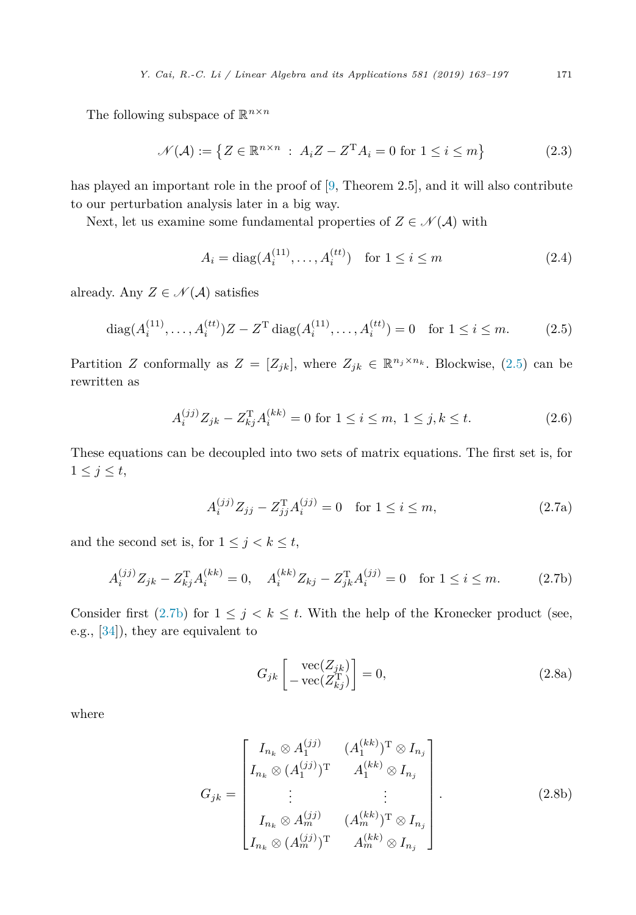The following subspace of $\mathbb{R}^{n\times n}$

$$\mathscr{N}(\mathcal{A}) := \left\{ Z \in \mathbb{R}^{n\times n} \ : \ A_i Z - Z^{\mathrm{T}} A_i = 0 \text{ for } 1 \le i \le m \right\} \tag{2.3}$$

has played an important role in the proof of [9, Theorem 2.5], and it will also contribute to our perturbation analysis later in a big way.

Next, let us examine some fundamental properties of $Z \in \mathscr{N}(\mathcal{A})$ with

$$A_i = \operatorname{diag}(A_i^{(11)}, \dots, A_i^{(tt)}) \quad \text{for } 1 \le i \le m \tag{2.4}$$

already. Any $Z \in \mathscr{N}(\mathcal{A})$ satisfies

$$\operatorname{diag}(A_i^{(11)}, \dots, A_i^{(tt)}) Z - Z^{\mathrm{T}} \operatorname{diag}(A_i^{(11)}, \dots, A_i^{(tt)}) = 0 \quad \text{for } 1 \le i \le m. \tag{2.5}$$

Partition $Z$ conformally as $Z = [Z_{jk}]$, where $Z_{jk} \in \mathbb{R}^{n_j \times n_k}$. Blockwise, (2.5) can be rewritten as

$$A_i^{(jj)} Z_{jk} - Z_{kj}^{\mathrm{T}} A_i^{(kk)} = 0 \text{ for } 1 \le i \le m, \ 1 \le j, k \le t. \tag{2.6}$$

These equations can be decoupled into two sets of matrix equations. The first set is, for $1 \le j \le t$,

$$A_i^{(jj)} Z_{jj} - Z_{jj}^{\mathrm{T}} A_i^{(jj)} = 0 \quad \text{for } 1 \le i \le m, \tag{2.7a}$$

and the second set is, for $1 \le j < k \le t$,

$$A_i^{(jj)} Z_{jk} - Z_{kj}^{\mathrm{T}} A_i^{(kk)} = 0, \quad A_i^{(kk)} Z_{kj} - Z_{jk}^{\mathrm{T}} A_i^{(jj)} = 0 \quad \text{for } 1 \le i \le m. \tag{2.7b}$$

Consider first (2.7b) for $1 \le j < k \le t$. With the help of the Kronecker product (see, e.g., [34]), they are equivalent to

$$G_{jk} \begin{bmatrix} \operatorname{vec}(Z_{jk}) \\ -\operatorname{vec}(Z_{kj}^{\mathrm{T}}) \end{bmatrix} = 0, \tag{2.8a}$$

where

$$G_{jk} = \begin{bmatrix} I_{n_k} \otimes A_1^{(jj)} & (A_1^{(kk)})^{\mathrm{T}} \otimes I_{n_j} \\ I_{n_k} \otimes (A_1^{(jj)})^{\mathrm{T}} & A_1^{(kk)} \otimes I_{n_j} \\ \vdots & \vdots \\ I_{n_k} \otimes A_m^{(jj)} & (A_m^{(kk)})^{\mathrm{T}} \otimes I_{n_j} \\ I_{n_k} \otimes (A_m^{(jj)})^{\mathrm{T}} & A_m^{(kk)} \otimes I_{n_j} \end{bmatrix}. \tag{2.8b}$$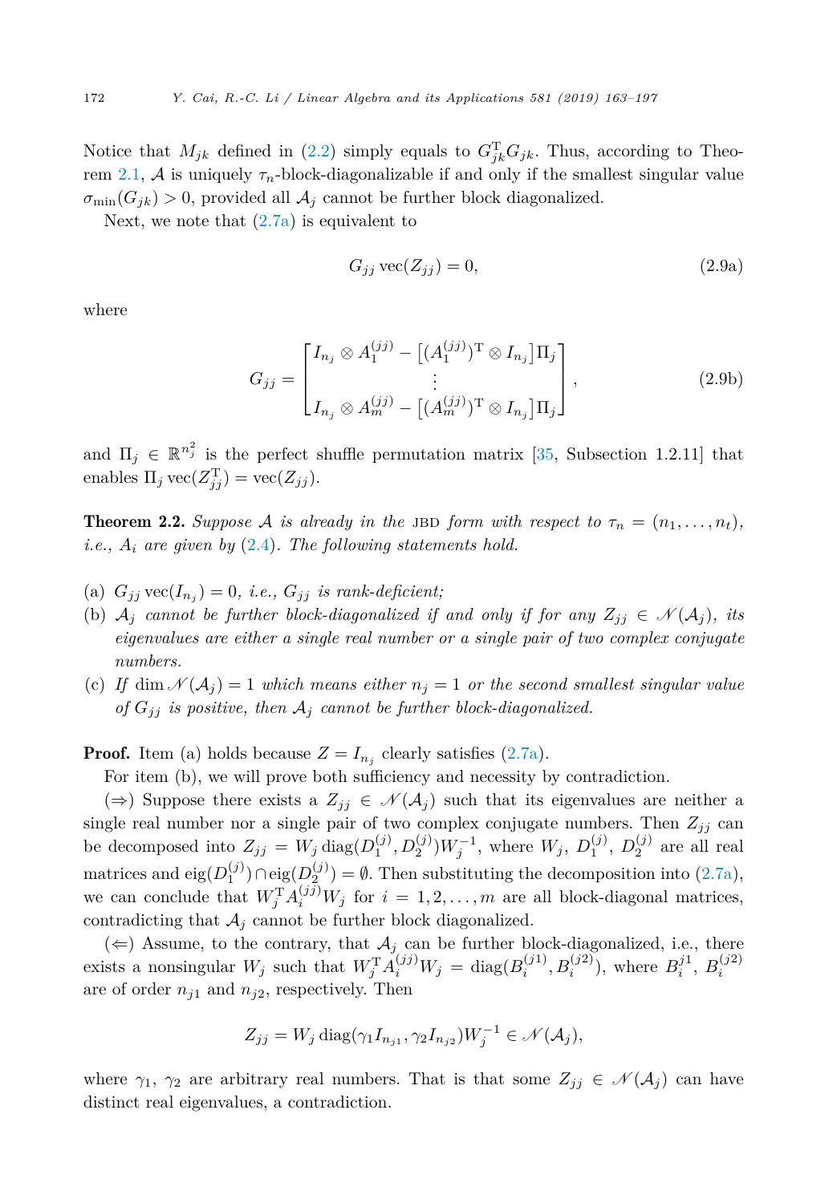Notice that $M_{jk}$ defined in (2.2) simply equals to $G_{jk}^{\mathrm{T}}G_{jk}$. Thus, according to Theorem 2.1, $\mathcal{A}$ is uniquely $\tau_n$-block-diagonalizable if and only if the smallest singular value $\sigma_{\min}(G_{jk}) > 0$, provided all $\mathcal{A}_j$ cannot be further block diagonalized.

Next, we note that (2.7a) is equivalent to

$$G_{jj}\,\mathrm{vec}(Z_{jj}) = 0, \tag{2.9a}$$

where

$$G_{jj} = \begin{bmatrix} I_{n_j} \otimes A_1^{(jj)} - \big[(A_1^{(jj)})^{\mathrm{T}} \otimes I_{n_j}\big]\Pi_j \\ \vdots \\ I_{n_j} \otimes A_m^{(jj)} - \big[(A_m^{(jj)})^{\mathrm{T}} \otimes I_{n_j}\big]\Pi_j \end{bmatrix}, \tag{2.9b}$$

and $\Pi_j \in \mathbb{R}^{n_j^2}$ is the perfect shuffle permutation matrix [35, Subsection 1.2.11] that enables $\Pi_j\,\mathrm{vec}(Z_{jj}^{\mathrm{T}}) = \mathrm{vec}(Z_{jj})$.

**Theorem 2.2.** *Suppose $\mathcal{A}$ is already in the* JBD *form with respect to $\tau_n = (n_1, \ldots, n_t)$, i.e., $A_i$ are given by (2.4). The following statements hold.*

(a) *$G_{jj}\,\mathrm{vec}(I_{n_j}) = 0$, i.e., $G_{jj}$ is rank-deficient;*

(b) *$\mathcal{A}_j$ cannot be further block-diagonalized if and only if for any $Z_{jj} \in \mathscr{N}(\mathcal{A}_j)$, its eigenvalues are either a single real number or a single pair of two complex conjugate numbers.*

(c) *If $\dim \mathscr{N}(\mathcal{A}_j) = 1$ which means either $n_j = 1$ or the second smallest singular value of $G_{jj}$ is positive, then $\mathcal{A}_j$ cannot be further block-diagonalized.*

**Proof.** Item (a) holds because $Z = I_{n_j}$ clearly satisfies (2.7a).

For item (b), we will prove both sufficiency and necessity by contradiction.

($\Rightarrow$) Suppose there exists a $Z_{jj} \in \mathscr{N}(\mathcal{A}_j)$ such that its eigenvalues are neither a single real number nor a single pair of two complex conjugate numbers. Then $Z_{jj}$ can be decomposed into $Z_{jj} = W_j\,\mathrm{diag}(D_1^{(j)}, D_2^{(j)})W_j^{-1}$, where $W_j$, $D_1^{(j)}$, $D_2^{(j)}$ are all real matrices and $\mathrm{eig}(D_1^{(j)}) \cap \mathrm{eig}(D_2^{(j)}) = \emptyset$. Then substituting the decomposition into (2.7a), we can conclude that $W_j^{\mathrm{T}} A_i^{(jj)} W_j$ for $i = 1, 2, \ldots, m$ are all block-diagonal matrices, contradicting that $\mathcal{A}_j$ cannot be further block diagonalized.

($\Leftarrow$) Assume, to the contrary, that $\mathcal{A}_j$ can be further block-diagonalized, i.e., there exists a nonsingular $W_j$ such that $W_j^{\mathrm{T}} A_i^{(jj)} W_j = \mathrm{diag}(B_i^{(j1)}, B_i^{(j2)})$, where $B_i^{j1}$, $B_i^{(j2)}$ are of order $n_{j1}$ and $n_{j2}$, respectively. Then

$$Z_{jj} = W_j\,\mathrm{diag}(\gamma_1 I_{n_{j1}}, \gamma_2 I_{n_{j2}})W_j^{-1} \in \mathscr{N}(\mathcal{A}_j),$$

where $\gamma_1$, $\gamma_2$ are arbitrary real numbers. That is that some $Z_{jj} \in \mathscr{N}(\mathcal{A}_j)$ can have distinct real eigenvalues, a contradiction.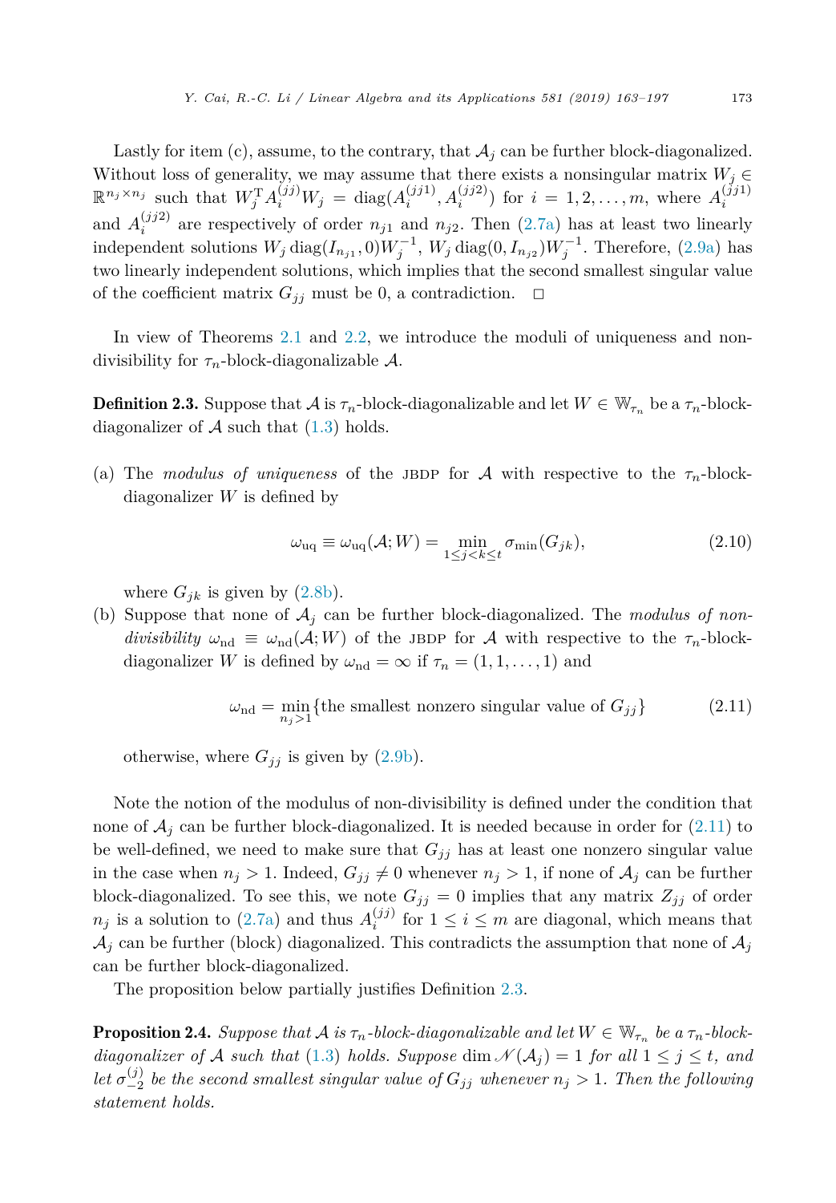Lastly for item (c), assume, to the contrary, that $\mathcal{A}_j$ can be further block-diagonalized. Without loss of generality, we may assume that there exists a nonsingular matrix $W_j \in \mathbb{R}^{n_j \times n_j}$ such that $W_j^{\mathrm{T}} A_i^{(jj)} W_j = \operatorname{diag}(A_i^{(jj1)}, A_i^{(jj2)})$ for $i = 1, 2, \ldots, m$, where $A_i^{(jj1)}$ and $A_i^{(jj2)}$ are respectively of order $n_{j1}$ and $n_{j2}$. Then (2.7a) has at least two linearly independent solutions $W_j \operatorname{diag}(I_{n_{j1}}, 0) W_j^{-1}$, $W_j \operatorname{diag}(0, I_{n_{j2}}) W_j^{-1}$. Therefore, (2.9a) has two linearly independent solutions, which implies that the second smallest singular value of the coefficient matrix $G_{jj}$ must be 0, a contradiction. $\square$

In view of Theorems 2.1 and 2.2, we introduce the moduli of uniqueness and non-divisibility for $\tau_n$-block-diagonalizable $\mathcal{A}$.

**Definition 2.3.** Suppose that $\mathcal{A}$ is $\tau_n$-block-diagonalizable and let $W \in \mathbb{W}_{\tau_n}$ be a $\tau_n$-block-diagonalizer of $\mathcal{A}$ such that (1.3) holds.

(a) The *modulus of uniqueness* of the JBDP for $\mathcal{A}$ with respective to the $\tau_n$-block-diagonalizer $W$ is defined by

$$\omega_{\mathrm{uq}} \equiv \omega_{\mathrm{uq}}(\mathcal{A}; W) = \min_{1 \le j < k \le t} \sigma_{\min}(G_{jk}), \tag{2.10}$$

where $G_{jk}$ is given by (2.8b).

(b) Suppose that none of $\mathcal{A}_j$ can be further block-diagonalized. The *modulus of non-divisibility* $\omega_{\mathrm{nd}} \equiv \omega_{\mathrm{nd}}(\mathcal{A}; W)$ of the JBDP for $\mathcal{A}$ with respective to the $\tau_n$-block-diagonalizer $W$ is defined by $\omega_{\mathrm{nd}} = \infty$ if $\tau_n = (1, 1, \ldots, 1)$ and

$$\omega_{\mathrm{nd}} = \min_{n_j > 1} \{\text{the smallest nonzero singular value of } G_{jj}\} \tag{2.11}$$

otherwise, where $G_{jj}$ is given by (2.9b).

Note the notion of the modulus of non-divisibility is defined under the condition that none of $\mathcal{A}_j$ can be further block-diagonalized. It is needed because in order for (2.11) to be well-defined, we need to make sure that $G_{jj}$ has at least one nonzero singular value in the case when $n_j > 1$. Indeed, $G_{jj} \ne 0$ whenever $n_j > 1$, if none of $\mathcal{A}_j$ can be further block-diagonalized. To see this, we note $G_{jj} = 0$ implies that any matrix $Z_{jj}$ of order $n_j$ is a solution to (2.7a) and thus $A_i^{(jj)}$ for $1 \le i \le m$ are diagonal, which means that $\mathcal{A}_j$ can be further (block) diagonalized. This contradicts the assumption that none of $\mathcal{A}_j$ can be further block-diagonalized.

The proposition below partially justifies Definition 2.3.

**Proposition 2.4.** *Suppose that $\mathcal{A}$ is $\tau_n$-block-diagonalizable and let $W \in \mathbb{W}_{\tau_n}$ be a $\tau_n$-block-diagonalizer of $\mathcal{A}$ such that (1.3) holds. Suppose $\dim \mathscr{N}(\mathcal{A}_j) = 1$ for all $1 \le j \le t$, and let $\sigma_{-2}^{(j)}$ be the second smallest singular value of $G_{jj}$ whenever $n_j > 1$. Then the following statement holds.*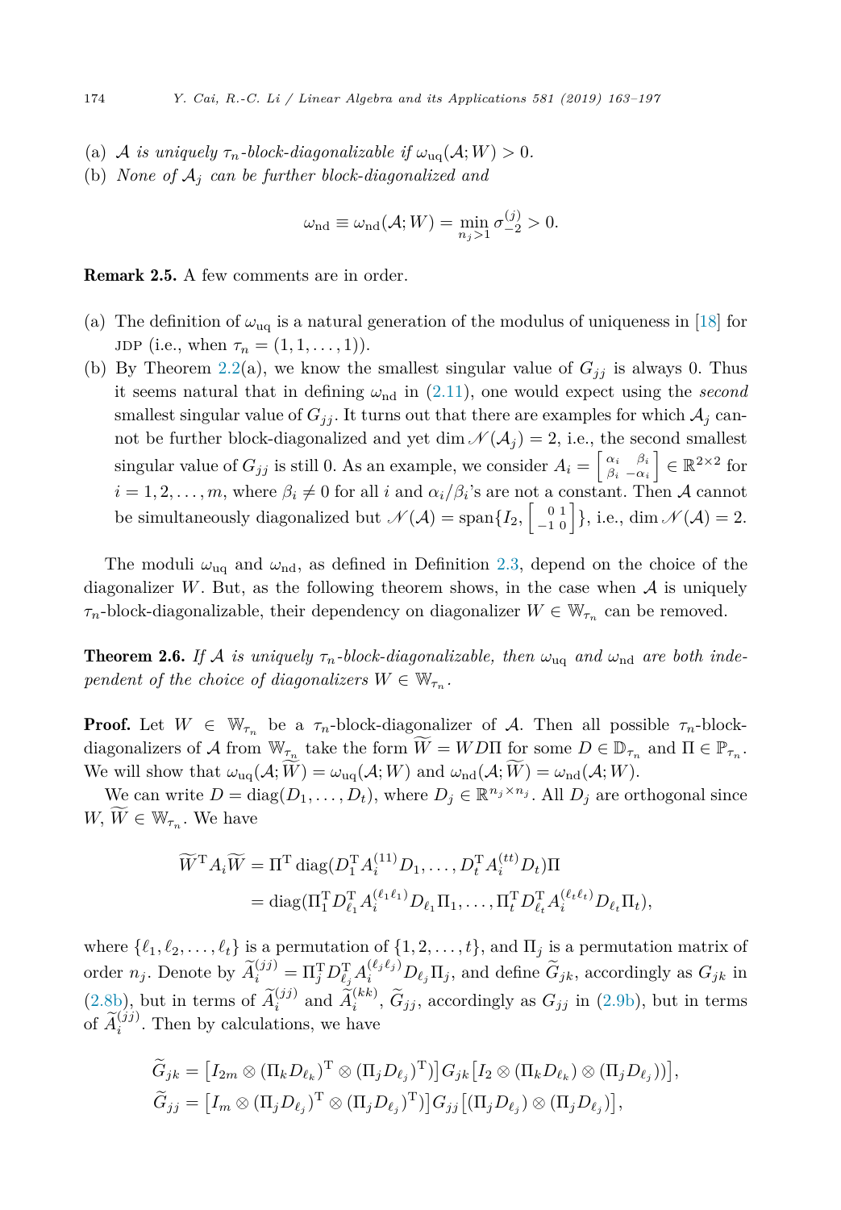(a) *$\mathcal{A}$ is uniquely $\tau_n$-block-diagonalizable if $\omega_{\rm uq}(\mathcal{A}; W) > 0$.*

(b) *None of $\mathcal{A}_j$ can be further block-diagonalized and*

$$\omega_{\rm nd} \equiv \omega_{\rm nd}(\mathcal{A}; W) = \min_{n_j > 1} \sigma_{-2}^{(j)} > 0.$$

**Remark 2.5.** A few comments are in order.

(a) The definition of $\omega_{\rm uq}$ is a natural generation of the modulus of uniqueness in [18] for JDP (i.e., when $\tau_n = (1, 1, \dots, 1)$).

(b) By Theorem 2.2(a), we know the smallest singular value of $G_{jj}$ is always 0. Thus it seems natural that in defining $\omega_{\rm nd}$ in (2.11), one would expect using the *second* smallest singular value of $G_{jj}$. It turns out that there are examples for which $\mathcal{A}_j$ cannot be further block-diagonalized and yet $\dim \mathscr{N}(\mathcal{A}_j) = 2$, i.e., the second smallest singular value of $G_{jj}$ is still 0. As an example, we consider $A_i = \begin{bmatrix} \alpha_i & \beta_i \\ \beta_i & -\alpha_i \end{bmatrix} \in \mathbb{R}^{2\times 2}$ for $i = 1, 2, \dots, m$, where $\beta_i \neq 0$ for all $i$ and $\alpha_i/\beta_i$'s are not a constant. Then $\mathcal{A}$ cannot be simultaneously diagonalized but $\mathscr{N}(\mathcal{A}) = \operatorname{span}\{I_2, \begin{bmatrix} 0 & 1 \\ -1 & 0 \end{bmatrix}\}$, i.e., $\dim \mathscr{N}(\mathcal{A}) = 2$.

The moduli $\omega_{\rm uq}$ and $\omega_{\rm nd}$, as defined in Definition 2.3, depend on the choice of the diagonalizer $W$. But, as the following theorem shows, in the case when $\mathcal{A}$ is uniquely $\tau_n$-block-diagonalizable, their dependency on diagonalizer $W \in \mathbb{W}_{\tau_n}$ can be removed.

**Theorem 2.6.** *If $\mathcal{A}$ is uniquely $\tau_n$-block-diagonalizable, then $\omega_{\rm uq}$ and $\omega_{\rm nd}$ are both independent of the choice of diagonalizers $W \in \mathbb{W}_{\tau_n}$.*

**Proof.** Let $W \in \mathbb{W}_{\tau_n}$ be a $\tau_n$-block-diagonalizer of $\mathcal{A}$. Then all possible $\tau_n$-block-diagonalizers of $\mathcal{A}$ from $\mathbb{W}_{\tau_n}$ take the form $\widetilde{W} = WD\Pi$ for some $D \in \mathbb{D}_{\tau_n}$ and $\Pi \in \mathbb{P}_{\tau_n}$. We will show that $\omega_{\rm uq}(\mathcal{A}; \widetilde{W}) = \omega_{\rm uq}(\mathcal{A}; W)$ and $\omega_{\rm nd}(\mathcal{A}; \widetilde{W}) = \omega_{\rm nd}(\mathcal{A}; W)$.

We can write $D = \operatorname{diag}(D_1, \dots, D_t)$, where $D_j \in \mathbb{R}^{n_j \times n_j}$. All $D_j$ are orthogonal since $W, \widetilde{W} \in \mathbb{W}_{\tau_n}$. We have

$$\begin{aligned}
\widetilde{W}^{\rm T} A_i \widetilde{W} &= \Pi^{\rm T} \operatorname{diag}(D_1^{\rm T} A_i^{(11)} D_1, \dots, D_t^{\rm T} A_i^{(tt)} D_t)\Pi \\
&= \operatorname{diag}(\Pi_1^{\rm T} D_{\ell_1}^{\rm T} A_i^{(\ell_1\ell_1)} D_{\ell_1} \Pi_1, \dots, \Pi_t^{\rm T} D_{\ell_t}^{\rm T} A_i^{(\ell_t\ell_t)} D_{\ell_t} \Pi_t),
\end{aligned}$$

where $\{\ell_1, \ell_2, \dots, \ell_t\}$ is a permutation of $\{1, 2, \dots, t\}$, and $\Pi_j$ is a permutation matrix of order $n_j$. Denote by $\widetilde{A}_i^{(jj)} = \Pi_j^{\rm T} D_{\ell_j}^{\rm T} A_i^{(\ell_j\ell_j)} D_{\ell_j} \Pi_j$, and define $\widetilde{G}_{jk}$, accordingly as $G_{jk}$ in (2.8b), but in terms of $\widetilde{A}_i^{(jj)}$ and $\widetilde{A}_i^{(kk)}$, $\widetilde{G}_{jj}$, accordingly as $G_{jj}$ in (2.9b), but in terms of $\widetilde{A}_i^{(jj)}$. Then by calculations, we have

$$\begin{aligned}
\widetilde{G}_{jk} &= \left[I_{2m} \otimes (\Pi_k D_{\ell_k})^{\rm T} \otimes (\Pi_j D_{\ell_j})^{\rm T})\right] G_{jk} \left[I_2 \otimes (\Pi_k D_{\ell_k}) \otimes (\Pi_j D_{\ell_j}))\right], \\
\widetilde{G}_{jj} &= \left[I_m \otimes (\Pi_j D_{\ell_j})^{\rm T} \otimes (\Pi_j D_{\ell_j})^{\rm T})\right] G_{jj} \left[(\Pi_j D_{\ell_j}) \otimes (\Pi_j D_{\ell_j})\right],
\end{aligned}$$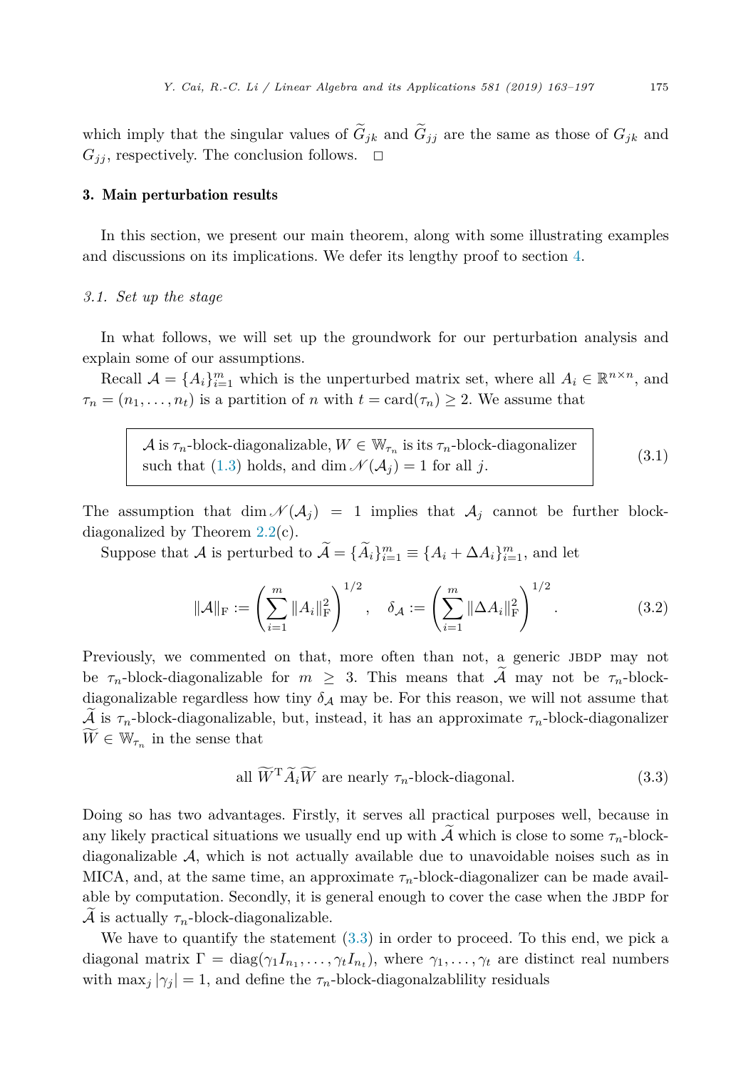which imply that the singular values of $\widetilde{G}_{jk}$ and $\widetilde{G}_{jj}$ are the same as those of $G_{jk}$ and $G_{jj}$, respectively. The conclusion follows. $\square$

## 3. Main perturbation results

In this section, we present our main theorem, along with some illustrating examples and discussions on its implications. We defer its lengthy proof to section 4.

### 3.1. Set up the stage

In what follows, we will set up the groundwork for our perturbation analysis and explain some of our assumptions.

Recall $\mathcal{A} = \{A_i\}_{i=1}^m$ which is the unperturbed matrix set, where all $A_i \in \mathbb{R}^{n\times n}$, and $\tau_n = (n_1, \ldots, n_t)$ is a partition of $n$ with $t = \mathrm{card}(\tau_n) \geq 2$. We assume that

$$\boxed{\begin{array}{l}\mathcal{A} \text{ is } \tau_n\text{-block-diagonalizable, } W \in \mathbb{W}_{\tau_n} \text{ is its } \tau_n\text{-block-diagonalizer} \\ \text{such that (1.3) holds, and } \dim \mathscr{N}(\mathcal{A}_j) = 1 \text{ for all } j.\end{array}} \tag{3.1}$$

The assumption that $\dim \mathscr{N}(\mathcal{A}_j) = 1$ implies that $\mathcal{A}_j$ cannot be further block-diagonalized by Theorem 2.2(c).

Suppose that $\mathcal{A}$ is perturbed to $\widetilde{\mathcal{A}} = \{\widetilde{A}_i\}_{i=1}^m \equiv \{A_i + \Delta A_i\}_{i=1}^m$, and let

$$\|\mathcal{A}\|_{\mathrm{F}} := \left(\sum_{i=1}^m \|A_i\|_{\mathrm{F}}^2\right)^{1/2}, \quad \delta_{\mathcal{A}} := \left(\sum_{i=1}^m \|\Delta A_i\|_{\mathrm{F}}^2\right)^{1/2}. \tag{3.2}$$

Previously, we commented on that, more often than not, a generic JBDP may not be $\tau_n$-block-diagonalizable for $m \geq 3$. This means that $\widetilde{\mathcal{A}}$ may not be $\tau_n$-block-diagonalizable regardless how tiny $\delta_{\mathcal{A}}$ may be. For this reason, we will not assume that $\widetilde{\mathcal{A}}$ is $\tau_n$-block-diagonalizable, but, instead, it has an approximate $\tau_n$-block-diagonalizer $\widetilde{W} \in \mathbb{W}_{\tau_n}$ in the sense that

$$\text{all } \widetilde{W}^{\mathrm{T}}\widetilde{A}_i\widetilde{W} \text{ are nearly } \tau_n\text{-block-diagonal.} \tag{3.3}$$

Doing so has two advantages. Firstly, it serves all practical purposes well, because in any likely practical situations we usually end up with $\widetilde{\mathcal{A}}$ which is close to some $\tau_n$-block-diagonalizable $\mathcal{A}$, which is not actually available due to unavoidable noises such as in MICA, and, at the same time, an approximate $\tau_n$-block-diagonalizer can be made available by computation. Secondly, it is general enough to cover the case when the JBDP for $\widetilde{\mathcal{A}}$ is actually $\tau_n$-block-diagonalizable.

We have to quantify the statement (3.3) in order to proceed. To this end, we pick a diagonal matrix $\Gamma = \mathrm{diag}(\gamma_1 I_{n_1}, \ldots, \gamma_t I_{n_t})$, where $\gamma_1, \ldots, \gamma_t$ are distinct real numbers with $\max_j |\gamma_j| = 1$, and define the $\tau_n$-block-diagonalzablility residuals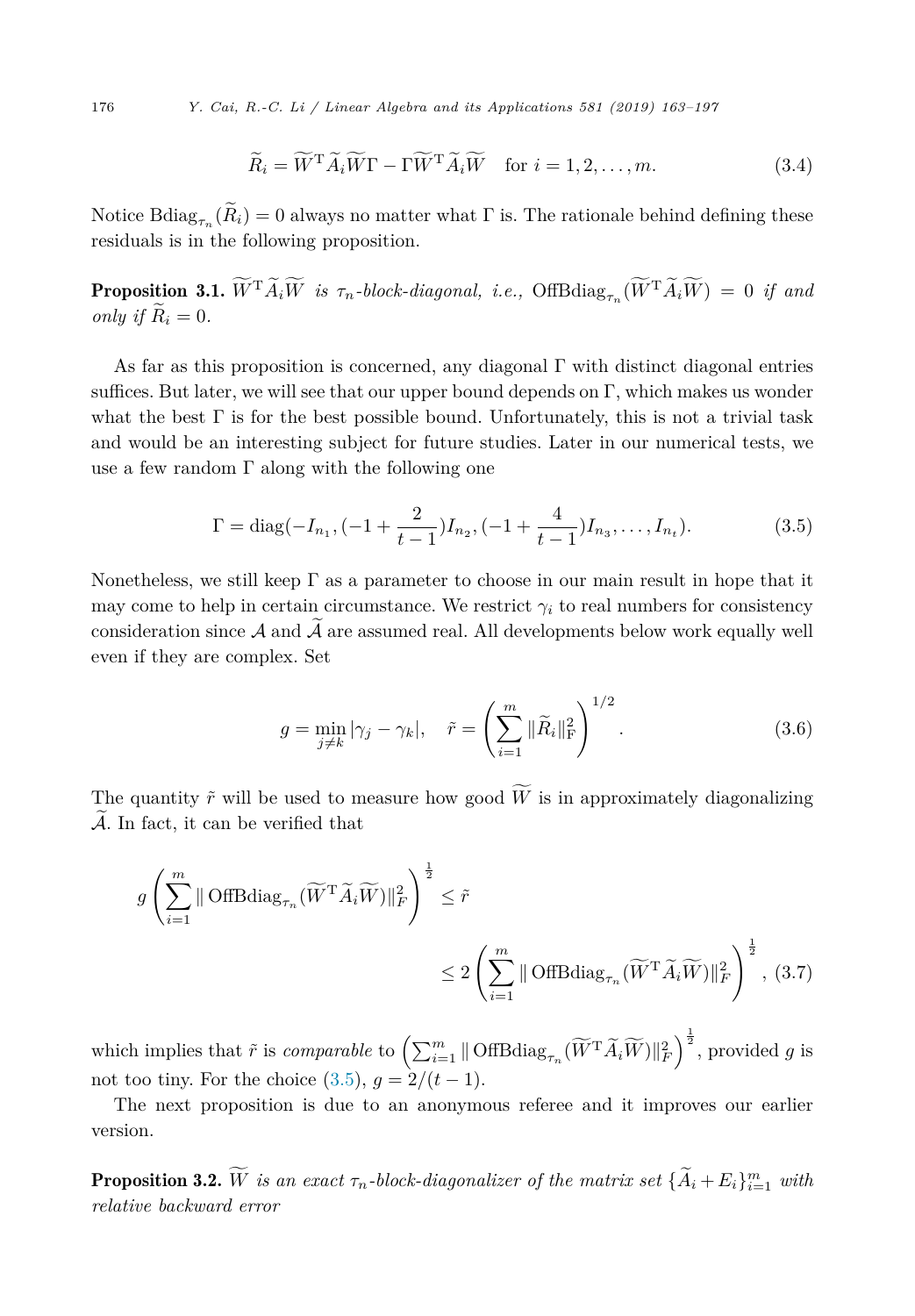$$
\widetilde{R}_i = \widetilde{W}^{\mathrm{T}} \widetilde{A}_i \widetilde{W} \Gamma - \Gamma \widetilde{W}^{\mathrm{T}} \widetilde{A}_i \widetilde{W} \quad \text{for } i = 1, 2, \ldots, m. \tag{3.4}
$$

Notice $\operatorname{Bdiag}_{\tau_n}(\widetilde{R}_i) = 0$ always no matter what $\Gamma$ is. The rationale behind defining these residuals is in the following proposition.

**Proposition 3.1.** *$\widetilde{W}^{\mathrm{T}} \widetilde{A}_i \widetilde{W}$ is $\tau_n$-block-diagonal, i.e., $\operatorname{OffBdiag}_{\tau_n}(\widetilde{W}^{\mathrm{T}} \widetilde{A}_i \widetilde{W}) = 0$ if and only if $\widetilde{R}_i = 0$.*

As far as this proposition is concerned, any diagonal $\Gamma$ with distinct diagonal entries suffices. But later, we will see that our upper bound depends on $\Gamma$, which makes us wonder what the best $\Gamma$ is for the best possible bound. Unfortunately, this is not a trivial task and would be an interesting subject for future studies. Later in our numerical tests, we use a few random $\Gamma$ along with the following one

$$
\Gamma = \operatorname{diag}(-I_{n_1}, (-1 + \frac{2}{t-1}) I_{n_2}, (-1 + \frac{4}{t-1}) I_{n_3}, \ldots, I_{n_t}). \tag{3.5}
$$

Nonetheless, we still keep $\Gamma$ as a parameter to choose in our main result in hope that it may come to help in certain circumstance. We restrict $\gamma_i$ to real numbers for consistency consideration since $\mathcal{A}$ and $\widetilde{\mathcal{A}}$ are assumed real. All developments below work equally well even if they are complex. Set

$$
g = \min_{j \neq k} |\gamma_j - \gamma_k|, \quad \tilde{r} = \left( \sum_{i=1}^{m} \|\widetilde{R}_i\|_{\mathrm{F}}^2 \right)^{1/2}. \tag{3.6}
$$

The quantity $\tilde{r}$ will be used to measure how good $\widetilde{W}$ is in approximately diagonalizing $\widetilde{\mathcal{A}}$. In fact, it can be verified that

$$
g \left( \sum_{i=1}^{m} \| \operatorname{OffBdiag}_{\tau_n}(\widetilde{W}^{\mathrm{T}} \widetilde{A}_i \widetilde{W}) \|_F^2 \right)^{\frac{1}{2}} \leq \tilde{r} \leq 2 \left( \sum_{i=1}^{m} \| \operatorname{OffBdiag}_{\tau_n}(\widetilde{W}^{\mathrm{T}} \widetilde{A}_i \widetilde{W}) \|_F^2 \right)^{\frac{1}{2}}, \tag{3.7}
$$

which implies that $\tilde{r}$ is *comparable* to $\left( \sum_{i=1}^{m} \| \operatorname{OffBdiag}_{\tau_n}(\widetilde{W}^{\mathrm{T}} \widetilde{A}_i \widetilde{W}) \|_F^2 \right)^{\frac{1}{2}}$, provided $g$ is not too tiny. For the choice (3.5), $g = 2/(t-1)$.

The next proposition is due to an anonymous referee and it improves our earlier version.

**Proposition 3.2.** *$\widetilde{W}$ is an exact $\tau_n$-block-diagonalizer of the matrix set $\{\widetilde{A}_i + E_i\}_{i=1}^{m}$ with relative backward error*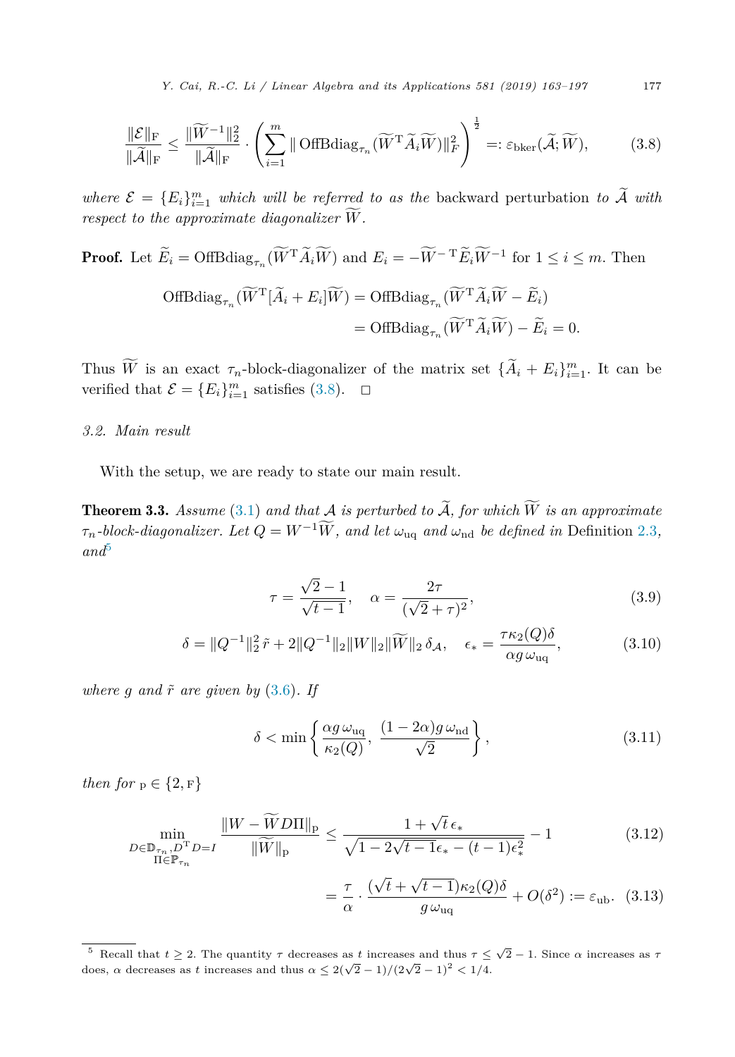$$\frac{\|\mathcal{E}\|_{\rm F}}{\|\widetilde{\mathcal{A}}\|_{\rm F}} \le \frac{\|\widetilde{W}^{-1}\|_2^2}{\|\widetilde{\mathcal{A}}\|_{\rm F}} \cdot \left(\sum_{i=1}^{m} \| \operatorname{OffBdiag}_{\tau_n}(\widetilde{W}^{\rm T}\widetilde{A}_i\widetilde{W})\|_F^2\right)^{\frac{1}{2}} =: \varepsilon_{\rm bker}(\widetilde{\mathcal{A}};\widetilde{W}), \tag{3.8}$$

*where $\mathcal{E} = \{E_i\}_{i=1}^m$ which will be referred to as the* backward perturbation *to $\widetilde{\mathcal{A}}$ with respect to the approximate diagonalizer $\widetilde{W}$.*

**Proof.** Let $\widetilde{E}_i = \operatorname{OffBdiag}_{\tau_n}(\widetilde{W}^{\rm T}\widetilde{A}_i\widetilde{W})$ and $E_i = -\widetilde{W}^{-\rm T}\widetilde{E}_i\widetilde{W}^{-1}$ for $1 \le i \le m$. Then

$$\begin{aligned}\operatorname{OffBdiag}_{\tau_n}(\widetilde{W}^{\rm T}[\widetilde{A}_i + E_i]\widetilde{W}) &= \operatorname{OffBdiag}_{\tau_n}(\widetilde{W}^{\rm T}\widetilde{A}_i\widetilde{W} - \widetilde{E}_i) \\ &= \operatorname{OffBdiag}_{\tau_n}(\widetilde{W}^{\rm T}\widetilde{A}_i\widetilde{W}) - \widetilde{E}_i = 0.\end{aligned}$$

Thus $\widetilde{W}$ is an exact $\tau_n$-block-diagonalizer of the matrix set $\{\widetilde{A}_i + E_i\}_{i=1}^m$. It can be verified that $\mathcal{E} = \{E_i\}_{i=1}^m$ satisfies (3.8). $\square$

### 3.2. Main result

With the setup, we are ready to state our main result.

**Theorem 3.3.** *Assume (3.1) and that $\mathcal{A}$ is perturbed to $\widetilde{\mathcal{A}}$, for which $\widetilde{W}$ is an approximate $\tau_n$-block-diagonalizer. Let $Q = W^{-1}\widetilde{W}$, and let $\omega_{\rm uq}$ and $\omega_{\rm nd}$ be defined in* Definition 2.3, *and*[5]

$$\tau = \frac{\sqrt{2}-1}{\sqrt{t-1}}, \quad \alpha = \frac{2\tau}{(\sqrt{2}+\tau)^2}, \tag{3.9}$$

$$\delta = \|Q^{-1}\|_2^2\,\tilde{r} + 2\|Q^{-1}\|_2\|W\|_2\|\widetilde{W}\|_2\,\delta_{\mathcal{A}}, \quad \epsilon_* = \frac{\tau\kappa_2(Q)\delta}{\alpha g\,\omega_{\rm uq}}, \tag{3.10}$$

*where $g$ and $\tilde{r}$ are given by (3.6). If*

$$\delta < \min\left\{\frac{\alpha g\,\omega_{\rm uq}}{\kappa_2(Q)},\ \frac{(1-2\alpha)g\,\omega_{\rm nd}}{\sqrt{2}}\right\}, \tag{3.11}$$

*then for $\rm p \in \{2, F\}$*

$$\min_{\substack{D\in\mathbb{D}_{\tau_n}, D^{\rm T}D=I\\ \Pi\in\mathbb{P}_{\tau_n}}} \frac{\|W - \widetilde{W}D\Pi\|_{\rm p}}{\|\widetilde{W}\|_{\rm p}} \le \frac{1+\sqrt{t}\,\epsilon_*}{\sqrt{1-2\sqrt{t-1}\epsilon_* - (t-1)\epsilon_*^2}} - 1 \tag{3.12}$$

$$= \frac{\tau}{\alpha}\cdot\frac{(\sqrt{t}+\sqrt{t-1})\kappa_2(Q)\delta}{g\,\omega_{\rm uq}} + O(\delta^2) := \varepsilon_{\rm ub}. \tag{3.13}$$

[5] Recall that $t \ge 2$. The quantity $\tau$ decreases as $t$ increases and thus $\tau \le \sqrt{2}-1$. Since $\alpha$ increases as $\tau$ does, $\alpha$ decreases as $t$ increases and thus $\alpha \le 2(\sqrt{2}-1)/(2\sqrt{2}-1)^2 < 1/4$.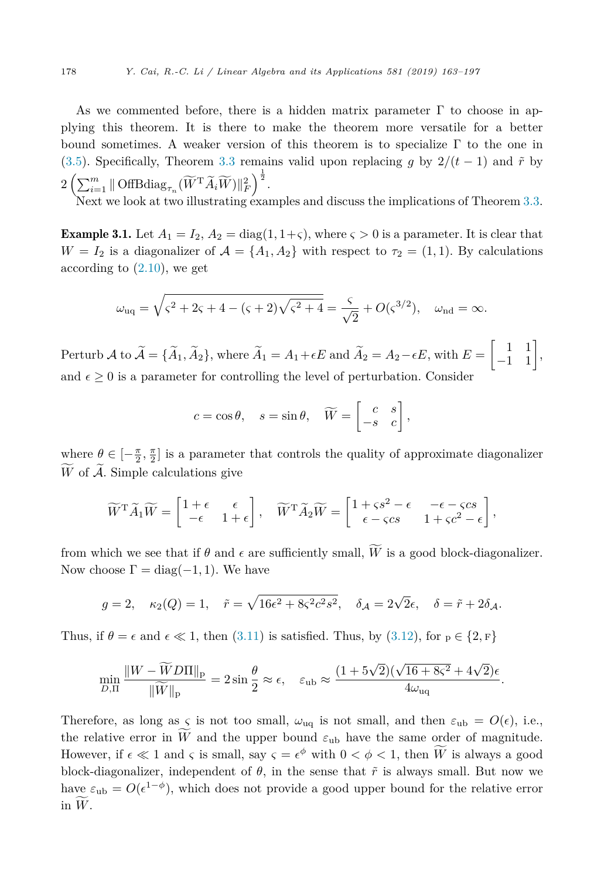As we commented before, there is a hidden matrix parameter $\Gamma$ to choose in applying this theorem. It is there to make the theorem more versatile for a better bound sometimes. A weaker version of this theorem is to specialize $\Gamma$ to the one in (3.5). Specifically, Theorem 3.3 remains valid upon replacing $g$ by $2/(t-1)$ and $\tilde{r}$ by $2\left(\sum_{i=1}^{m} \| \operatorname{OffBdiag}_{\tau_n}(\widetilde{W}^{\mathrm{T}}\widetilde{A}_i\widetilde{W})\|_F^2\right)^{\frac{1}{2}}$.

Next we look at two illustrating examples and discuss the implications of Theorem 3.3.

**Example 3.1.** Let $A_1 = I_2$, $A_2 = \operatorname{diag}(1, 1+\varsigma)$, where $\varsigma > 0$ is a parameter. It is clear that $W = I_2$ is a diagonalizer of $\mathcal{A} = \{A_1, A_2\}$ with respect to $\tau_2 = (1, 1)$. By calculations according to (2.10), we get

$$\omega_{\mathrm{uq}} = \sqrt{\varsigma^2 + 2\varsigma + 4 - (\varsigma+2)\sqrt{\varsigma^2+4}} = \frac{\varsigma}{\sqrt{2}} + O(\varsigma^{3/2}), \quad \omega_{\mathrm{nd}} = \infty.$$

Perturb $\mathcal{A}$ to $\widetilde{\mathcal{A}} = \{\widetilde{A}_1, \widetilde{A}_2\}$, where $\widetilde{A}_1 = A_1 + \epsilon E$ and $\widetilde{A}_2 = A_2 - \epsilon E$, with $E = \begin{bmatrix} 1 & 1 \\ -1 & 1 \end{bmatrix}$, and $\epsilon \geq 0$ is a parameter for controlling the level of perturbation. Consider

$$c = \cos\theta, \quad s = \sin\theta, \quad \widetilde{W} = \begin{bmatrix} c & s \\ -s & c \end{bmatrix},$$

where $\theta \in [-\frac{\pi}{2}, \frac{\pi}{2}]$ is a parameter that controls the quality of approximate diagonalizer $\widetilde{W}$ of $\widetilde{\mathcal{A}}$. Simple calculations give

$$\widetilde{W}^{\mathrm{T}}\widetilde{A}_1\widetilde{W} = \begin{bmatrix} 1+\epsilon & \epsilon \\ -\epsilon & 1+\epsilon \end{bmatrix}, \quad \widetilde{W}^{\mathrm{T}}\widetilde{A}_2\widetilde{W} = \begin{bmatrix} 1+\varsigma s^2 - \epsilon & -\epsilon - \varsigma cs \\ \epsilon - \varsigma cs & 1+\varsigma c^2 - \epsilon \end{bmatrix},$$

from which we see that if $\theta$ and $\epsilon$ are sufficiently small, $\widetilde{W}$ is a good block-diagonalizer. Now choose $\Gamma = \operatorname{diag}(-1, 1)$. We have

$$g = 2, \quad \kappa_2(Q) = 1, \quad \tilde{r} = \sqrt{16\epsilon^2 + 8\varsigma^2 c^2 s^2}, \quad \delta_{\mathcal{A}} = 2\sqrt{2}\epsilon, \quad \delta = \tilde{r} + 2\delta_{\mathcal{A}}.$$

Thus, if $\theta = \epsilon$ and $\epsilon \ll 1$, then (3.11) is satisfied. Thus, by (3.12), for $\mathrm{p} \in \{2, \mathrm{F}\}$

$$\min_{D,\Pi} \frac{\|W - \widetilde{W}D\Pi\|_{\mathrm{p}}}{\|\widetilde{W}\|_{\mathrm{p}}} = 2\sin\frac{\theta}{2} \approx \epsilon, \quad \varepsilon_{\mathrm{ub}} \approx \frac{(1+5\sqrt{2})(\sqrt{16+8\varsigma^2} + 4\sqrt{2})\epsilon}{4\omega_{\mathrm{uq}}}.$$

Therefore, as long as $\varsigma$ is not too small, $\omega_{\mathrm{uq}}$ is not small, and then $\varepsilon_{\mathrm{ub}} = O(\epsilon)$, i.e., the relative error in $\widetilde{W}$ and the upper bound $\varepsilon_{\mathrm{ub}}$ have the same order of magnitude. However, if $\epsilon \ll 1$ and $\varsigma$ is small, say $\varsigma = \epsilon^{\phi}$ with $0 < \phi < 1$, then $\widetilde{W}$ is always a good block-diagonalizer, independent of $\theta$, in the sense that $\tilde{r}$ is always small. But now we have $\varepsilon_{\mathrm{ub}} = O(\epsilon^{1-\phi})$, which does not provide a good upper bound for the relative error in $\widetilde{W}$.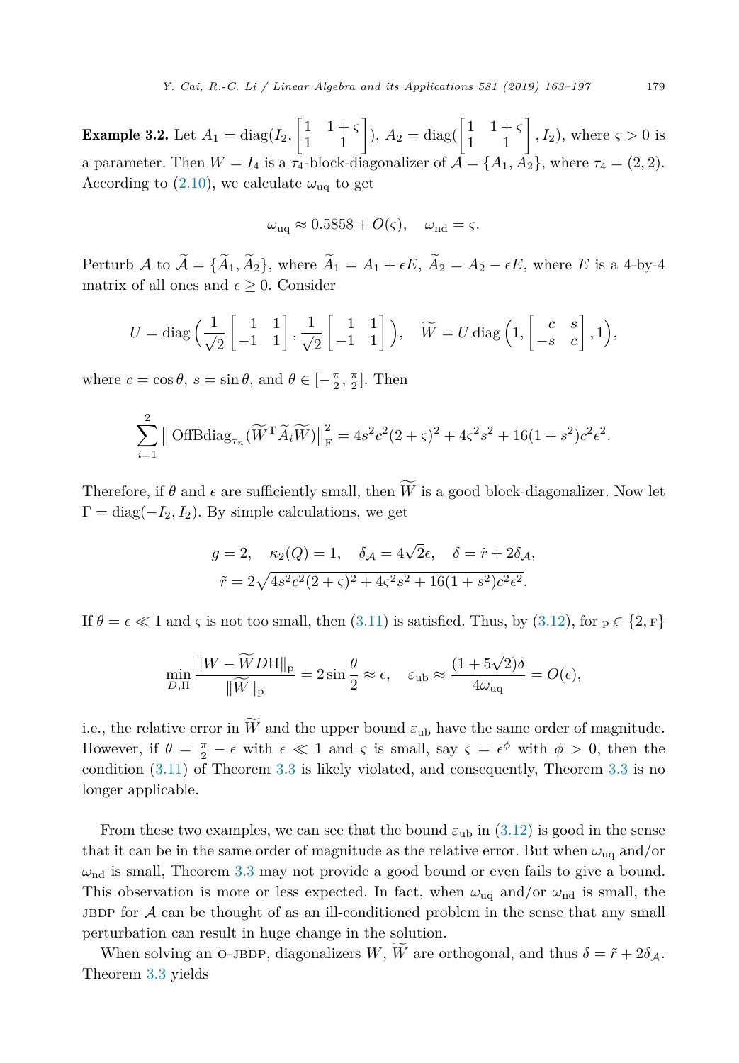**Example 3.2.** Let $A_1 = \operatorname{diag}(I_2, \begin{bmatrix} 1 & 1+\varsigma \\ 1 & 1 \end{bmatrix})$, $A_2 = \operatorname{diag}(\begin{bmatrix} 1 & 1+\varsigma \\ 1 & 1 \end{bmatrix}, I_2)$, where $\varsigma > 0$ is a parameter. Then $W = I_4$ is a $\tau_4$-block-diagonalizer of $\mathcal{A} = \{A_1, A_2\}$, where $\tau_4 = (2, 2)$. According to (2.10), we calculate $\omega_{\rm uq}$ to get

$$\omega_{\rm uq} \approx 0.5858 + O(\varsigma), \quad \omega_{\rm nd} = \varsigma.$$

Perturb $\mathcal{A}$ to $\widetilde{\mathcal{A}} = \{\widetilde{A}_1, \widetilde{A}_2\}$, where $\widetilde{A}_1 = A_1 + \epsilon E$, $\widetilde{A}_2 = A_2 - \epsilon E$, where $E$ is a 4-by-4 matrix of all ones and $\epsilon \geq 0$. Consider

$$U = \operatorname{diag}\Big(\frac{1}{\sqrt{2}}\begin{bmatrix} 1 & 1 \\ -1 & 1 \end{bmatrix}, \frac{1}{\sqrt{2}}\begin{bmatrix} 1 & 1 \\ -1 & 1 \end{bmatrix}\Big), \quad \widetilde{W} = U \operatorname{diag}\Big(1, \begin{bmatrix} c & s \\ -s & c \end{bmatrix}, 1\Big),$$

where $c = \cos\theta$, $s = \sin\theta$, and $\theta \in [-\frac{\pi}{2}, \frac{\pi}{2}]$. Then

$$\sum_{i=1}^{2} \big\| \operatorname{OffBdiag}_{\tau_n}(\widetilde{W}^{\rm T} \widetilde{A}_i \widetilde{W}) \big\|_{\rm F}^2 = 4s^2c^2(2+\varsigma)^2 + 4\varsigma^2 s^2 + 16(1+s^2)c^2\epsilon^2.$$

Therefore, if $\theta$ and $\epsilon$ are sufficiently small, then $\widetilde{W}$ is a good block-diagonalizer. Now let $\Gamma = \operatorname{diag}(-I_2, I_2)$. By simple calculations, we get

$$g = 2, \quad \kappa_2(Q) = 1, \quad \delta_{\mathcal{A}} = 4\sqrt{2}\epsilon, \quad \delta = \tilde{r} + 2\delta_{\mathcal{A}},$$
$$\tilde{r} = 2\sqrt{4s^2c^2(2+\varsigma)^2 + 4\varsigma^2 s^2 + 16(1+s^2)c^2\epsilon^2}.$$

If $\theta = \epsilon \ll 1$ and $\varsigma$ is not too small, then (3.11) is satisfied. Thus, by (3.12), for $\rm p \in \{2, F\}$

$$\min_{D,\Pi} \frac{\|W - \widetilde{W} D \Pi\|_{\rm p}}{\|\widetilde{W}\|_{\rm p}} = 2\sin\frac{\theta}{2} \approx \epsilon, \quad \varepsilon_{\rm ub} \approx \frac{(1+5\sqrt{2})\delta}{4\omega_{\rm uq}} = O(\epsilon),$$

i.e., the relative error in $\widetilde{W}$ and the upper bound $\varepsilon_{\rm ub}$ have the same order of magnitude. However, if $\theta = \frac{\pi}{2} - \epsilon$ with $\epsilon \ll 1$ and $\varsigma$ is small, say $\varsigma = \epsilon^{\phi}$ with $\phi > 0$, then the condition (3.11) of Theorem 3.3 is likely violated, and consequently, Theorem 3.3 is no longer applicable.

From these two examples, we can see that the bound $\varepsilon_{\rm ub}$ in (3.12) is good in the sense that it can be in the same order of magnitude as the relative error. But when $\omega_{\rm uq}$ and/or $\omega_{\rm nd}$ is small, Theorem 3.3 may not provide a good bound or even fails to give a bound. This observation is more or less expected. In fact, when $\omega_{\rm uq}$ and/or $\omega_{\rm nd}$ is small, the JBDP for $\mathcal{A}$ can be thought of as an ill-conditioned problem in the sense that any small perturbation can result in huge change in the solution.

When solving an O-JBDP, diagonalizers $W$, $\widetilde{W}$ are orthogonal, and thus $\delta = \tilde{r} + 2\delta_{\mathcal{A}}$. Theorem 3.3 yields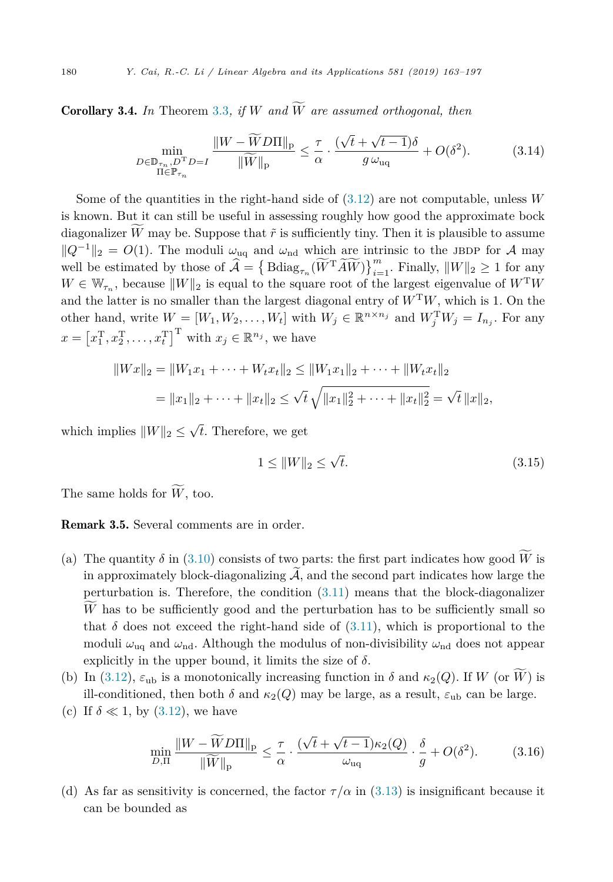**Corollary 3.4.** *In* Theorem 3.3*, if $W$ and $\widetilde{W}$ are assumed orthogonal, then*

$$\min_{\substack{D\in\mathbb{D}_{\tau_n},D^{\mathrm{T}}D=I\\ \Pi\in\mathbb{P}_{\tau_n}}} \frac{\|W-\widetilde{W}D\Pi\|_{\mathrm{p}}}{\|\widetilde{W}\|_{\mathrm{p}}} \le \frac{\tau}{\alpha}\cdot\frac{(\sqrt{t}+\sqrt{t-1})\delta}{g\,\omega_{\mathrm{uq}}} + O(\delta^2). \tag{3.14}$$

Some of the quantities in the right-hand side of (3.12) are not computable, unless $W$ is known. But it can still be useful in assessing roughly how good the approximate bock diagonalizer $\widetilde{W}$ may be. Suppose that $\tilde{r}$ is sufficiently tiny. Then it is plausible to assume $\|Q^{-1}\|_2 = O(1)$. The moduli $\omega_{\mathrm{uq}}$ and $\omega_{\mathrm{nd}}$ which are intrinsic to the JBDP for $\mathcal{A}$ may well be estimated by those of $\widehat{\mathcal{A}} = \left\{\mathrm{Bdiag}_{\tau_n}(\widetilde{W}^{\mathrm{T}}\widetilde{A}\widetilde{W})\right\}_{i=1}^m$. Finally, $\|W\|_2 \ge 1$ for any $W \in \mathbb{W}_{\tau_n}$, because $\|W\|_2$ is equal to the square root of the largest eigenvalue of $W^{\mathrm{T}}W$ and the latter is no smaller than the largest diagonal entry of $W^{\mathrm{T}}W$, which is 1. On the other hand, write $W = [W_1, W_2, \ldots, W_t]$ with $W_j \in \mathbb{R}^{n\times n_j}$ and $W_j^{\mathrm{T}}W_j = I_{n_j}$. For any $x = \left[x_1^{\mathrm{T}}, x_2^{\mathrm{T}}, \ldots, x_t^{\mathrm{T}}\right]^{\mathrm{T}}$ with $x_j \in \mathbb{R}^{n_j}$, we have

$$\begin{aligned}\|Wx\|_2 &= \|W_1x_1 + \cdots + W_tx_t\|_2 \le \|W_1x_1\|_2 + \cdots + \|W_tx_t\|_2\\ &= \|x_1\|_2 + \cdots + \|x_t\|_2 \le \sqrt{t}\sqrt{\|x_1\|_2^2 + \cdots + \|x_t\|_2^2} = \sqrt{t}\,\|x\|_2,\end{aligned}$$

which implies $\|W\|_2 \le \sqrt{t}$. Therefore, we get

$$1 \le \|W\|_2 \le \sqrt{t}. \tag{3.15}$$

The same holds for $\widetilde{W}$, too.

**Remark 3.5.** Several comments are in order.

(a) The quantity $\delta$ in (3.10) consists of two parts: the first part indicates how good $\widetilde{W}$ is in approximately block-diagonalizing $\widetilde{\mathcal{A}}$, and the second part indicates how large the perturbation is. Therefore, the condition (3.11) means that the block-diagonalizer $\widetilde{W}$ has to be sufficiently good and the perturbation has to be sufficiently small so that $\delta$ does not exceed the right-hand side of (3.11), which is proportional to the moduli $\omega_{\mathrm{uq}}$ and $\omega_{\mathrm{nd}}$. Although the modulus of non-divisibility $\omega_{\mathrm{nd}}$ does not appear explicitly in the upper bound, it limits the size of $\delta$.

(b) In (3.12), $\varepsilon_{\mathrm{ub}}$ is a monotonically increasing function in $\delta$ and $\kappa_2(Q)$. If $W$ (or $\widetilde{W}$) is ill-conditioned, then both $\delta$ and $\kappa_2(Q)$ may be large, as a result, $\varepsilon_{\mathrm{ub}}$ can be large.

(c) If $\delta \ll 1$, by (3.12), we have

$$\min_{D,\Pi} \frac{\|W-\widetilde{W}D\Pi\|_{\mathrm{p}}}{\|\widetilde{W}\|_{\mathrm{p}}} \le \frac{\tau}{\alpha}\cdot\frac{(\sqrt{t}+\sqrt{t-1})\kappa_2(Q)}{\omega_{\mathrm{uq}}}\cdot\frac{\delta}{g} + O(\delta^2). \tag{3.16}$$

(d) As far as sensitivity is concerned, the factor $\tau/\alpha$ in (3.13) is insignificant because it can be bounded as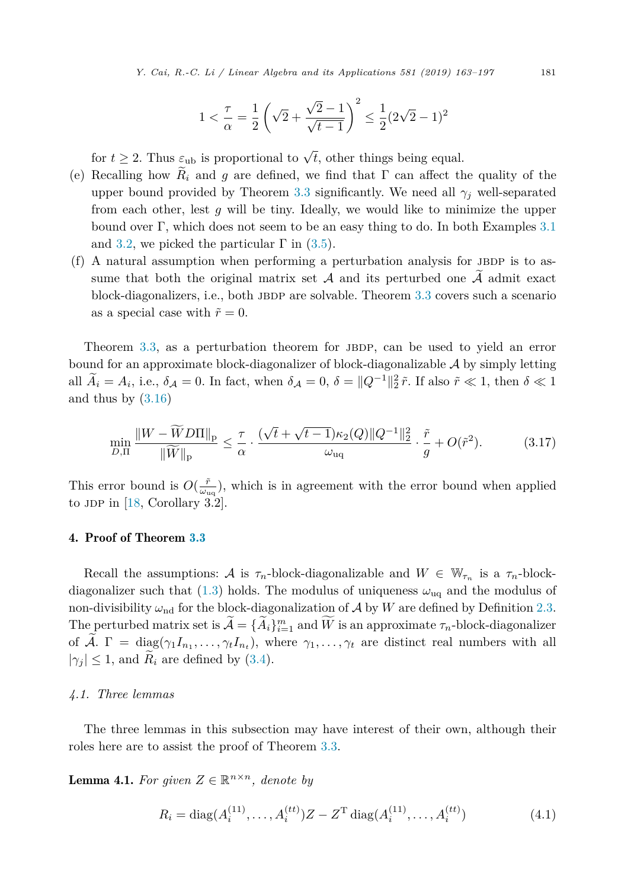$$1 < \frac{\tau}{\alpha} = \frac{1}{2}\left(\sqrt{2} + \frac{\sqrt{2}-1}{\sqrt{t-1}}\right)^2 \le \frac{1}{2}(2\sqrt{2}-1)^2$$

for $t \ge 2$. Thus $\varepsilon_{\rm ub}$ is proportional to $\sqrt{t}$, other things being equal.

(e) Recalling how $\widetilde{R}_i$ and $g$ are defined, we find that $\Gamma$ can affect the quality of the upper bound provided by Theorem 3.3 significantly. We need all $\gamma_j$ well-separated from each other, lest $g$ will be tiny. Ideally, we would like to minimize the upper bound over $\Gamma$, which does not seem to be an easy thing to do. In both Examples 3.1 and 3.2, we picked the particular $\Gamma$ in (3.5).

(f) A natural assumption when performing a perturbation analysis for JBDP is to assume that both the original matrix set $\mathcal{A}$ and its perturbed one $\widetilde{\mathcal{A}}$ admit exact block-diagonalizers, i.e., both JBDP are solvable. Theorem 3.3 covers such a scenario as a special case with $\tilde{r} = 0$.

Theorem 3.3, as a perturbation theorem for JBDP, can be used to yield an error bound for an approximate block-diagonalizer of block-diagonalizable $\mathcal{A}$ by simply letting all $\widetilde{A}_i = A_i$, i.e., $\delta_{\mathcal{A}} = 0$. In fact, when $\delta_{\mathcal{A}} = 0$, $\delta = \|Q^{-1}\|_2^2\,\tilde{r}$. If also $\tilde{r} \ll 1$, then $\delta \ll 1$ and thus by (3.16)

$$\min_{D,\Pi} \frac{\|W - \widetilde{W}D\Pi\|_{\rm p}}{\|\widetilde{W}\|_{\rm p}} \le \frac{\tau}{\alpha} \cdot \frac{(\sqrt{t}+\sqrt{t-1})\kappa_2(Q)\|Q^{-1}\|_2^2}{\omega_{\rm uq}} \cdot \frac{\tilde{r}}{g} + O(\tilde{r}^2). \tag{3.17}$$

This error bound is $O(\frac{\tilde{r}}{\omega_{\rm uq}})$, which is in agreement with the error bound when applied to JDP in [18, Corollary 3.2].

## 4. Proof of Theorem 3.3

Recall the assumptions: $\mathcal{A}$ is $\tau_n$-block-diagonalizable and $W \in \mathbb{W}_{\tau_n}$ is a $\tau_n$-block-diagonalizer such that (1.3) holds. The modulus of uniqueness $\omega_{\rm uq}$ and the modulus of non-divisibility $\omega_{\rm nd}$ for the block-diagonalization of $\mathcal{A}$ by $W$ are defined by Definition 2.3. The perturbed matrix set is $\widetilde{\mathcal{A}} = \{\widetilde{A}_i\}_{i=1}^m$ and $\widetilde{W}$ is an approximate $\tau_n$-block-diagonalizer of $\widetilde{\mathcal{A}}$. $\Gamma = \operatorname{diag}(\gamma_1 I_{n_1}, \ldots, \gamma_t I_{n_t})$, where $\gamma_1, \ldots, \gamma_t$ are distinct real numbers with all $|\gamma_j| \le 1$, and $\widetilde{R}_i$ are defined by (3.4).

### 4.1. Three lemmas

The three lemmas in this subsection may have interest of their own, although their roles here are to assist the proof of Theorem 3.3.

**Lemma 4.1.** *For given $Z \in \mathbb{R}^{n\times n}$, denote by*

$$R_i = \operatorname{diag}(A_i^{(11)}, \ldots, A_i^{(tt)})Z - Z^{\mathrm{T}} \operatorname{diag}(A_i^{(11)}, \ldots, A_i^{(tt)}) \tag{4.1}$$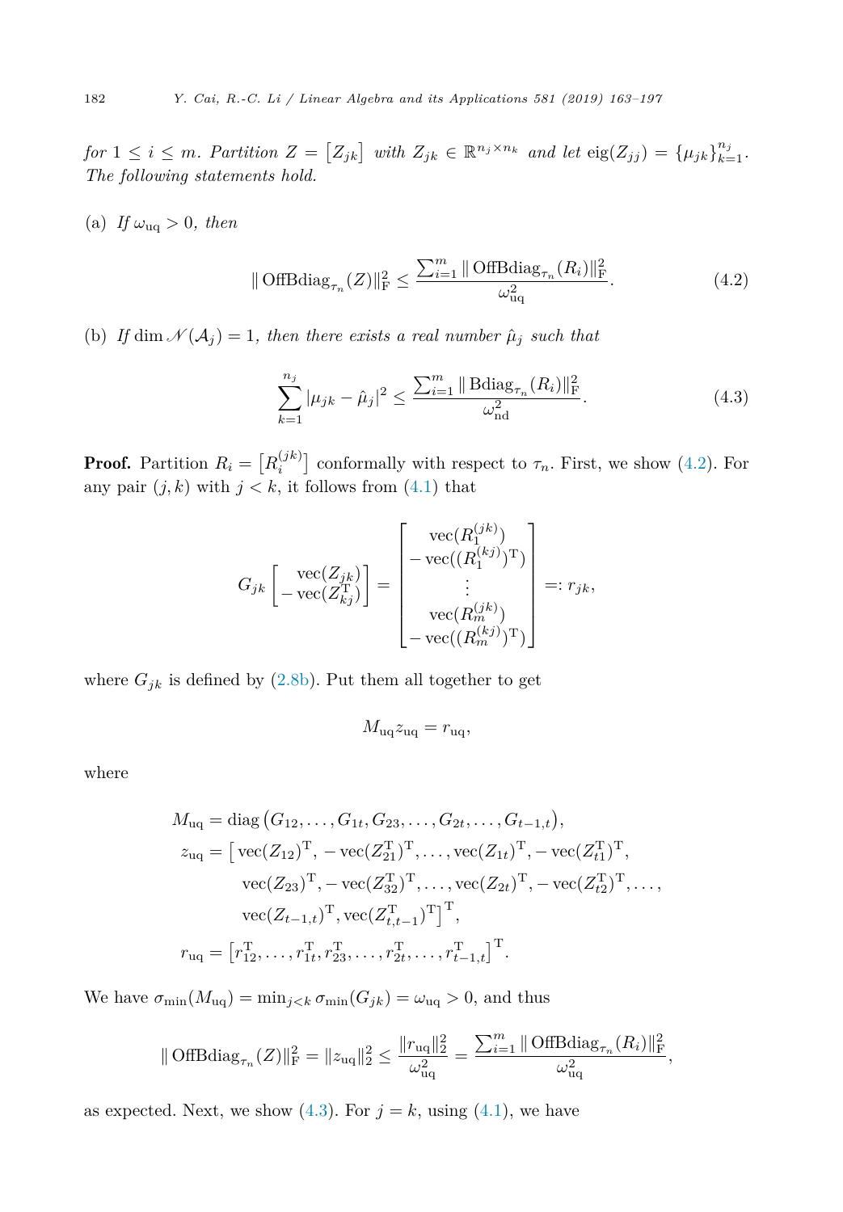*for* $1 \le i \le m$. *Partition* $Z = \begin{bmatrix} Z_{jk} \end{bmatrix}$ *with* $Z_{jk} \in \mathbb{R}^{n_j \times n_k}$ *and let* $\operatorname{eig}(Z_{jj}) = \{\mu_{jk}\}_{k=1}^{n_j}$. *The following statements hold.*

(a) *If* $\omega_{\rm uq} > 0$, *then*

$$\| \operatorname{OffBdiag}_{\tau_n}(Z)\|_{\rm F}^2 \le \frac{\sum_{i=1}^m \| \operatorname{OffBdiag}_{\tau_n}(R_i)\|_{\rm F}^2}{\omega_{\rm uq}^2}. \tag{4.2}$$

(b) *If* $\dim \mathscr{N}(\mathcal{A}_j) = 1$, *then there exists a real number* $\hat{\mu}_j$ *such that*

$$\sum_{k=1}^{n_j} |\mu_{jk} - \hat{\mu}_j|^2 \le \frac{\sum_{i=1}^m \| \operatorname{Bdiag}_{\tau_n}(R_i)\|_{\rm F}^2}{\omega_{\rm nd}^2}. \tag{4.3}$$

**Proof.** Partition $R_i = \begin{bmatrix} R_i^{(jk)} \end{bmatrix}$ conformally with respect to $\tau_n$. First, we show (4.2). For any pair $(j,k)$ with $j < k$, it follows from (4.1) that

$$G_{jk} \begin{bmatrix} \operatorname{vec}(Z_{jk}) \\ -\operatorname{vec}(Z_{kj}^{\rm T}) \end{bmatrix} = \begin{bmatrix} \operatorname{vec}(R_1^{(jk)}) \\ -\operatorname{vec}((R_1^{(kj)})^{\rm T}) \\ \vdots \\ \operatorname{vec}(R_m^{(jk)}) \\ -\operatorname{vec}((R_m^{(kj)})^{\rm T}) \end{bmatrix} =: r_{jk},$$

where $G_{jk}$ is defined by (2.8b). Put them all together to get

$$M_{\rm uq} z_{\rm uq} = r_{\rm uq},$$

where

$$\begin{aligned} M_{\rm uq} &= \operatorname{diag}\big(G_{12}, \ldots, G_{1t}, G_{23}, \ldots, G_{2t}, \ldots, G_{t-1,t}\big), \\ z_{\rm uq} &= \big[\operatorname{vec}(Z_{12})^{\rm T}, -\operatorname{vec}(Z_{21}^{\rm T})^{\rm T}, \ldots, \operatorname{vec}(Z_{1t})^{\rm T}, -\operatorname{vec}(Z_{t1}^{\rm T})^{\rm T}, \\ &\qquad \operatorname{vec}(Z_{23})^{\rm T}, -\operatorname{vec}(Z_{32}^{\rm T})^{\rm T}, \ldots, \operatorname{vec}(Z_{2t})^{\rm T}, -\operatorname{vec}(Z_{t2}^{\rm T})^{\rm T}, \ldots, \\ &\qquad \operatorname{vec}(Z_{t-1,t})^{\rm T}, \operatorname{vec}(Z_{t,t-1}^{\rm T})^{\rm T}\big]^{\rm T}, \\ r_{\rm uq} &= \big[r_{12}^{\rm T}, \ldots, r_{1t}^{\rm T}, r_{23}^{\rm T}, \ldots, r_{2t}^{\rm T}, \ldots, r_{t-1,t}^{\rm T}\big]^{\rm T}. \end{aligned}$$

We have $\sigma_{\min}(M_{\rm uq}) = \min_{j<k} \sigma_{\min}(G_{jk}) = \omega_{\rm uq} > 0$, and thus

$$\| \operatorname{OffBdiag}_{\tau_n}(Z)\|_{\rm F}^2 = \|z_{\rm uq}\|_2^2 \le \frac{\|r_{\rm uq}\|_2^2}{\omega_{\rm uq}^2} = \frac{\sum_{i=1}^m \| \operatorname{OffBdiag}_{\tau_n}(R_i)\|_{\rm F}^2}{\omega_{\rm uq}^2},$$

as expected. Next, we show (4.3). For $j = k$, using (4.1), we have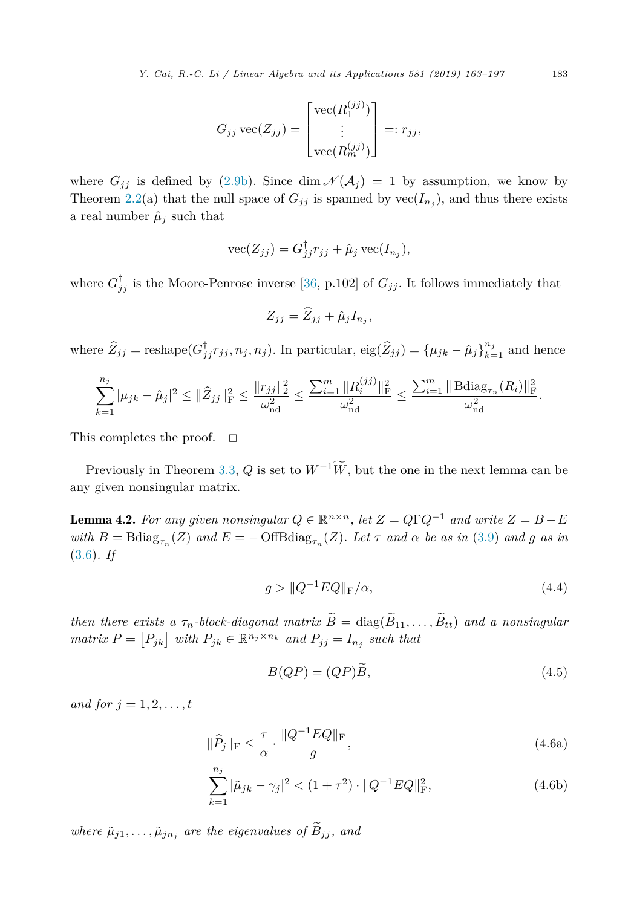$$G_{jj}\,\mathrm{vec}(Z_{jj}) = \begin{bmatrix} \mathrm{vec}(R_1^{(jj)}) \\ \vdots \\ \mathrm{vec}(R_m^{(jj)}) \end{bmatrix} =: r_{jj},$$

where $G_{jj}$ is defined by (2.9b). Since $\dim \mathscr{N}(\mathcal{A}_j) = 1$ by assumption, we know by Theorem 2.2(a) that the null space of $G_{jj}$ is spanned by $\mathrm{vec}(I_{n_j})$, and thus there exists a real number $\hat{\mu}_j$ such that

$$\mathrm{vec}(Z_{jj}) = G_{jj}^{\dagger} r_{jj} + \hat{\mu}_j\,\mathrm{vec}(I_{n_j}),$$

where $G_{jj}^{\dagger}$ is the Moore-Penrose inverse [36, p.102] of $G_{jj}$. It follows immediately that

$$Z_{jj} = \widehat{Z}_{jj} + \hat{\mu}_j I_{n_j},$$

where $\widehat{Z}_{jj} = \mathrm{reshape}(G_{jj}^{\dagger} r_{jj}, n_j, n_j)$. In particular, $\mathrm{eig}(\widehat{Z}_{jj}) = \{\mu_{jk} - \hat{\mu}_j\}_{k=1}^{n_j}$ and hence

$$\sum_{k=1}^{n_j} |\mu_{jk} - \hat{\mu}_j|^2 \le \|\widehat{Z}_{jj}\|_{\mathrm{F}}^2 \le \frac{\|r_{jj}\|_2^2}{\omega_{\mathrm{nd}}^2} \le \frac{\sum_{i=1}^m \|R_i^{(jj)}\|_{\mathrm{F}}^2}{\omega_{\mathrm{nd}}^2} \le \frac{\sum_{i=1}^m \|\,\mathrm{Bdiag}_{\tau_n}(R_i)\|_{\mathrm{F}}^2}{\omega_{\mathrm{nd}}^2}.$$

This completes the proof. $\square$

Previously in Theorem 3.3, $Q$ is set to $W^{-1}\widetilde{W}$, but the one in the next lemma can be any given nonsingular matrix.

**Lemma 4.2.** *For any given nonsingular $Q \in \mathbb{R}^{n\times n}$, let $Z = Q\Gamma Q^{-1}$ and write $Z = B - E$ with $B = \mathrm{Bdiag}_{\tau_n}(Z)$ and $E = -\,\mathrm{OffBdiag}_{\tau_n}(Z)$. Let $\tau$ and $\alpha$ be as in (3.9) and $g$ as in (3.6). If*

$$g > \|Q^{-1}EQ\|_{\mathrm{F}}/\alpha, \tag{4.4}$$

*then there exists a $\tau_n$-block-diagonal matrix $\widetilde{B} = \mathrm{diag}(\widetilde{B}_{11}, \ldots, \widetilde{B}_{tt})$ and a nonsingular matrix $P = \begin{bmatrix} P_{jk} \end{bmatrix}$ with $P_{jk} \in \mathbb{R}^{n_j\times n_k}$ and $P_{jj} = I_{n_j}$ such that*

$$B(QP) = (QP)\widetilde{B}, \tag{4.5}$$

*and for $j = 1, 2, \ldots, t$*

$$\|\widehat{P}_j\|_{\mathrm{F}} \le \frac{\tau}{\alpha}\cdot\frac{\|Q^{-1}EQ\|_{\mathrm{F}}}{g}, \tag{4.6a}$$

$$\sum_{k=1}^{n_j} |\tilde{\mu}_{jk} - \gamma_j|^2 < (1+\tau^2)\cdot\|Q^{-1}EQ\|_{\mathrm{F}}^2, \tag{4.6b}$$

*where $\tilde{\mu}_{j1}, \ldots, \tilde{\mu}_{jn_j}$ are the eigenvalues of $\widetilde{B}_{jj}$, and*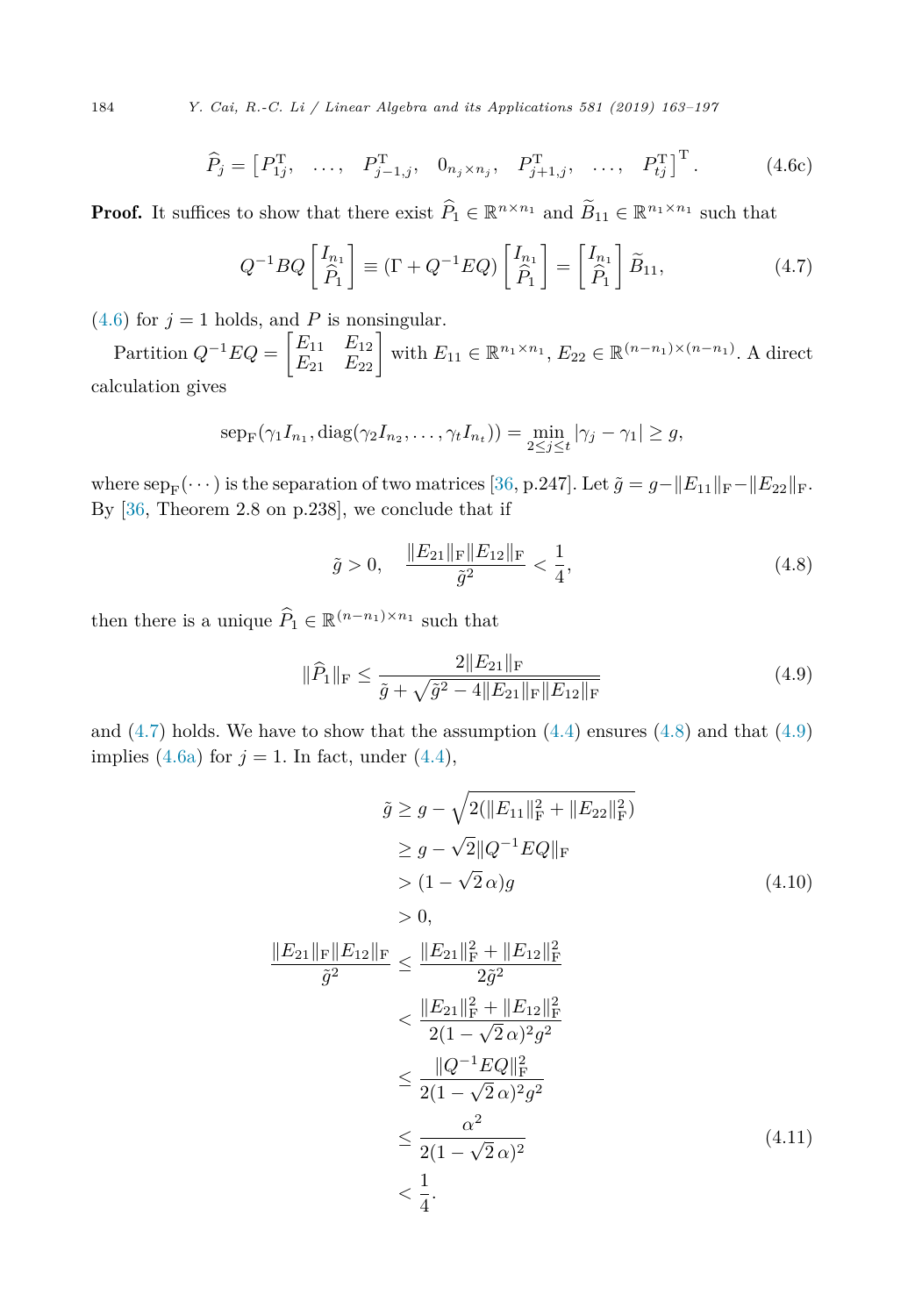$$\widehat{P}_j = \begin{bmatrix} P_{1j}^{\mathrm{T}}, & \dots, & P_{j-1,j}^{\mathrm{T}}, & 0_{n_j \times n_j}, & P_{j+1,j}^{\mathrm{T}}, & \dots, & P_{tj}^{\mathrm{T}} \end{bmatrix}^{\mathrm{T}}. \tag{4.6c}$$

**Proof.** It suffices to show that there exist $\widehat{P}_1 \in \mathbb{R}^{n \times n_1}$ and $\widetilde{B}_{11} \in \mathbb{R}^{n_1 \times n_1}$ such that

$$Q^{-1}BQ \begin{bmatrix} I_{n_1} \\ \widehat{P}_1 \end{bmatrix} \equiv (\Gamma + Q^{-1}EQ) \begin{bmatrix} I_{n_1} \\ \widehat{P}_1 \end{bmatrix} = \begin{bmatrix} I_{n_1} \\ \widehat{P}_1 \end{bmatrix} \widetilde{B}_{11}, \tag{4.7}$$

(4.6) for $j = 1$ holds, and $P$ is nonsingular.

Partition $Q^{-1}EQ = \begin{bmatrix} E_{11} & E_{12} \\ E_{21} & E_{22} \end{bmatrix}$ with $E_{11} \in \mathbb{R}^{n_1 \times n_1}$, $E_{22} \in \mathbb{R}^{(n-n_1)\times(n-n_1)}$. A direct calculation gives

$$\mathrm{sep}_{\mathrm{F}}(\gamma_1 I_{n_1}, \mathrm{diag}(\gamma_2 I_{n_2}, \dots, \gamma_t I_{n_t})) = \min_{2 \le j \le t} |\gamma_j - \gamma_1| \ge g,$$

where $\mathrm{sep}_{\mathrm{F}}(\cdots)$ is the separation of two matrices [36, p.247]. Let $\tilde{g} = g - \|E_{11}\|_{\mathrm{F}} - \|E_{22}\|_{\mathrm{F}}$. By [36, Theorem 2.8 on p.238], we conclude that if

$$\tilde{g} > 0, \quad \frac{\|E_{21}\|_{\mathrm{F}} \|E_{12}\|_{\mathrm{F}}}{\tilde{g}^2} < \frac{1}{4}, \tag{4.8}$$

then there is a unique $\widehat{P}_1 \in \mathbb{R}^{(n-n_1)\times n_1}$ such that

$$\|\widehat{P}_1\|_{\mathrm{F}} \le \frac{2\|E_{21}\|_{\mathrm{F}}}{\tilde{g} + \sqrt{\tilde{g}^2 - 4\|E_{21}\|_{\mathrm{F}}\|E_{12}\|_{\mathrm{F}}}} \tag{4.9}$$

and (4.7) holds. We have to show that the assumption (4.4) ensures (4.8) and that (4.9) implies (4.6a) for $j = 1$. In fact, under (4.4),

$$\begin{aligned}
\tilde{g} &\ge g - \sqrt{2(\|E_{11}\|_{\mathrm{F}}^2 + \|E_{22}\|_{\mathrm{F}}^2)} \\
&\ge g - \sqrt{2}\|Q^{-1}EQ\|_{\mathrm{F}} \\
&> (1 - \sqrt{2}\,\alpha) g \\
&> 0,
\end{aligned} \tag{4.10}$$

$$\begin{aligned}
\frac{\|E_{21}\|_{\mathrm{F}}\|E_{12}\|_{\mathrm{F}}}{\tilde{g}^2} &\le \frac{\|E_{21}\|_{\mathrm{F}}^2 + \|E_{12}\|_{\mathrm{F}}^2}{2\tilde{g}^2} \\
&< \frac{\|E_{21}\|_{\mathrm{F}}^2 + \|E_{12}\|_{\mathrm{F}}^2}{2(1 - \sqrt{2}\,\alpha)^2 g^2} \\
&\le \frac{\|Q^{-1}EQ\|_{\mathrm{F}}^2}{2(1 - \sqrt{2}\,\alpha)^2 g^2} \\
&\le \frac{\alpha^2}{2(1 - \sqrt{2}\,\alpha)^2} \\
&< \frac{1}{4}.
\end{aligned} \tag{4.11}$$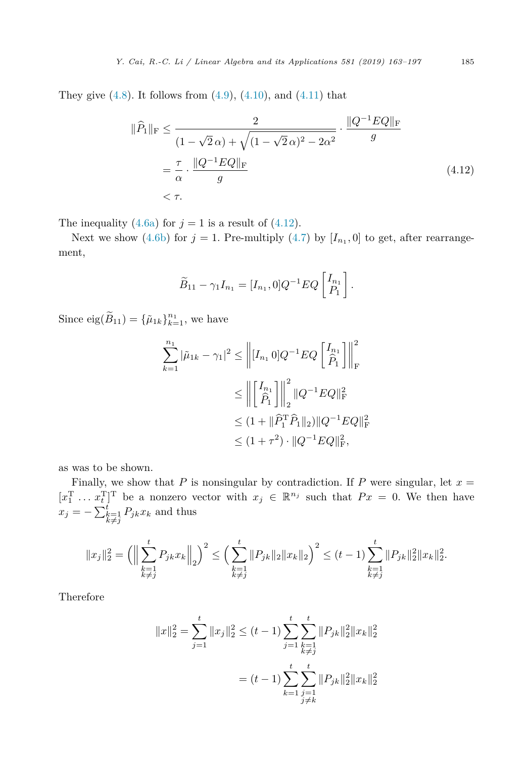They give (4.8). It follows from (4.9), (4.10), and (4.11) that

$$
\begin{aligned}
\|\widehat{P}_1\|_{\mathrm{F}} &\le \frac{2}{(1-\sqrt{2}\,\alpha)+\sqrt{(1-\sqrt{2}\,\alpha)^2-2\alpha^2}}\cdot\frac{\|Q^{-1}EQ\|_{\mathrm{F}}}{g} \\
&= \frac{\tau}{\alpha}\cdot\frac{\|Q^{-1}EQ\|_{\mathrm{F}}}{g} \\
&< \tau.
\end{aligned}
\tag{4.12}
$$

The inequality (4.6a) for $j=1$ is a result of (4.12).

Next we show (4.6b) for $j=1$. Pre-multiply (4.7) by $[I_{n_1},0]$ to get, after rearrangement,

$$
\widetilde{B}_{11}-\gamma_1 I_{n_1} = [I_{n_1},0]Q^{-1}EQ\begin{bmatrix} I_{n_1} \\ P_1 \end{bmatrix}.
$$

Since $\operatorname{eig}(\widetilde{B}_{11})=\{\tilde{\mu}_{1k}\}_{k=1}^{n_1}$, we have

$$
\begin{aligned}
\sum_{k=1}^{n_1}|\tilde{\mu}_{1k}-\gamma_1|^2 &\le \left\|[I_{n_1}\ 0]Q^{-1}EQ\begin{bmatrix} I_{n_1} \\ \widehat{P}_1 \end{bmatrix}\right\|_{\mathrm{F}}^2 \\
&\le \left\|\begin{bmatrix} I_{n_1} \\ \widehat{P}_1 \end{bmatrix}\right\|_2^2 \|Q^{-1}EQ\|_{\mathrm{F}}^2 \\
&\le (1+\|\widehat{P}_1^{\mathrm{T}}\widehat{P}_1\|_2)\|Q^{-1}EQ\|_{\mathrm{F}}^2 \\
&\le (1+\tau^2)\cdot\|Q^{-1}EQ\|_{\mathrm{F}}^2,
\end{aligned}
$$

as was to be shown.

Finally, we show that $P$ is nonsingular by contradiction. If $P$ were singular, let $x=[x_1^{\mathrm{T}}\ \dots\ x_t^{\mathrm{T}}]^{\mathrm{T}}$ be a nonzero vector with $x_j\in\mathbb{R}^{n_j}$ such that $Px=0$. We then have $x_j=-\sum_{\substack{k=1\\k\ne j}}^{t}P_{jk}x_k$ and thus

$$
\|x_j\|_2^2=\Big(\Big\|\sum_{\substack{k=1\\k\ne j}}^{t}P_{jk}x_k\Big\|_2\Big)^2 \le \Big(\sum_{\substack{k=1\\k\ne j}}^{t}\|P_{jk}\|_2\|x_k\|_2\Big)^2 \le (t-1)\sum_{\substack{k=1\\k\ne j}}^{t}\|P_{jk}\|_2^2\|x_k\|_2^2.
$$

Therefore

$$
\begin{aligned}
\|x\|_2^2=\sum_{j=1}^{t}\|x_j\|_2^2 &\le (t-1)\sum_{j=1}^{t}\sum_{\substack{k=1\\k\ne j}}^{t}\|P_{jk}\|_2^2\|x_k\|_2^2 \\
&= (t-1)\sum_{k=1}^{t}\sum_{\substack{j=1\\j\ne k}}^{t}\|P_{jk}\|_2^2\|x_k\|_2^2
\end{aligned}
$$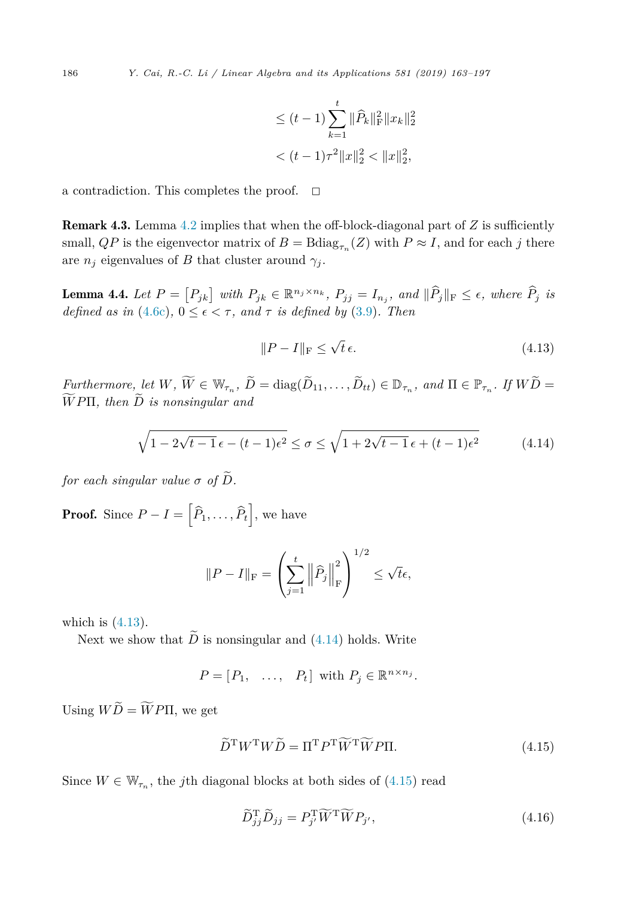$$
\begin{aligned}
&\leq (t-1)\sum_{k=1}^{t}\|\widehat{P}_k\|_{\mathrm{F}}^2\|x_k\|_2^2 \\
&< (t-1)\tau^2\|x\|_2^2 < \|x\|_2^2,
\end{aligned}
$$

a contradiction. This completes the proof. $\square$

**Remark 4.3.** Lemma 4.2 implies that when the off-block-diagonal part of $Z$ is sufficiently small, $QP$ is the eigenvector matrix of $B = \mathrm{Bdiag}_{\tau_n}(Z)$ with $P \approx I$, and for each $j$ there are $n_j$ eigenvalues of $B$ that cluster around $\gamma_j$.

**Lemma 4.4.** *Let $P = [P_{jk}]$ with $P_{jk} \in \mathbb{R}^{n_j \times n_k}$, $P_{jj} = I_{n_j}$, and $\|\widehat{P}_j\|_{\mathrm{F}} \leq \epsilon$, where $\widehat{P}_j$ is defined as in (4.6c), $0 \leq \epsilon < \tau$, and $\tau$ is defined by (3.9). Then*

$$
\|P - I\|_{\mathrm{F}} \leq \sqrt{t}\,\epsilon. \tag{4.13}
$$

*Furthermore, let $W, \widetilde{W} \in \mathbb{W}_{\tau_n}$, $\widetilde{D} = \mathrm{diag}(\widetilde{D}_{11}, \ldots, \widetilde{D}_{tt}) \in \mathbb{D}_{\tau_n}$, and $\Pi \in \mathbb{P}_{\tau_n}$. If $W\widetilde{D} = \widetilde{W}P\Pi$, then $\widetilde{D}$ is nonsingular and*

$$
\sqrt{1 - 2\sqrt{t-1}\,\epsilon - (t-1)\epsilon^2} \leq \sigma \leq \sqrt{1 + 2\sqrt{t-1}\,\epsilon + (t-1)\epsilon^2} \tag{4.14}
$$

*for each singular value $\sigma$ of $\widetilde{D}$.*

**Proof.** Since $P - I = \left[\widehat{P}_1, \ldots, \widehat{P}_t\right]$, we have

$$
\|P - I\|_{\mathrm{F}} = \left(\sum_{j=1}^{t}\left\|\widehat{P}_j\right\|_{\mathrm{F}}^2\right)^{1/2} \leq \sqrt{t}\epsilon,
$$

which is (4.13).

Next we show that $\widetilde{D}$ is nonsingular and (4.14) holds. Write

$$
P = [P_1, \quad \ldots, \quad P_t] \text{ with } P_j \in \mathbb{R}^{n \times n_j}.
$$

Using $W\widetilde{D} = \widetilde{W}P\Pi$, we get

$$
\widetilde{D}^{\mathrm{T}}W^{\mathrm{T}}W\widetilde{D} = \Pi^{\mathrm{T}}P^{\mathrm{T}}\widetilde{W}^{\mathrm{T}}\widetilde{W}P\Pi. \tag{4.15}
$$

Since $W \in \mathbb{W}_{\tau_n}$, the $j$th diagonal blocks at both sides of (4.15) read

$$
\widetilde{D}_{jj}^{\mathrm{T}}\widetilde{D}_{jj} = P_{j'}^{\mathrm{T}}\widetilde{W}^{\mathrm{T}}\widetilde{W}P_{j'}, \tag{4.16}
$$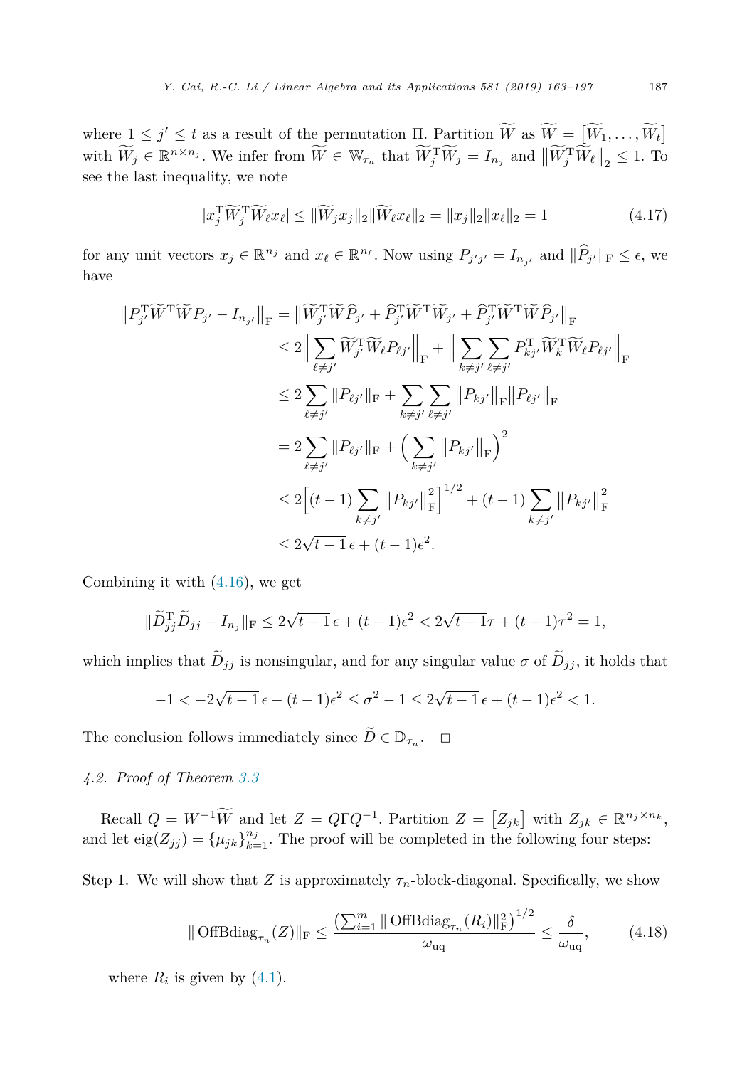where $1 \le j' \le t$ as a result of the permutation $\Pi$. Partition $\widetilde{W}$ as $\widetilde{W} = [\widetilde{W}_1, \ldots, \widetilde{W}_t]$ with $\widetilde{W}_j \in \mathbb{R}^{n \times n_j}$. We infer from $\widetilde{W} \in \mathbb{W}_{\tau_n}$ that $\widetilde{W}_j^{\mathrm{T}} \widetilde{W}_j = I_{n_j}$ and $\|\widetilde{W}_j^{\mathrm{T}} \widetilde{W}_\ell\|_2 \le 1$. To see the last inequality, we note

$$
|x_j^{\mathrm{T}} \widetilde{W}_j^{\mathrm{T}} \widetilde{W}_\ell x_\ell| \le \|\widetilde{W}_j x_j\|_2 \|\widetilde{W}_\ell x_\ell\|_2 = \|x_j\|_2 \|x_\ell\|_2 = 1 \tag{4.17}
$$

for any unit vectors $x_j \in \mathbb{R}^{n_j}$ and $x_\ell \in \mathbb{R}^{n_\ell}$. Now using $P_{j'j'} = I_{n_{j'}}$ and $\|\widehat{P}_{j'}\|_{\mathrm{F}} \le \epsilon$, we have

$$
\begin{aligned}
\left\|P_{j'}^{\mathrm{T}} \widetilde{W}^{\mathrm{T}} \widetilde{W} P_{j'} - I_{n_{j'}}\right\|_{\mathrm{F}} &= \left\|\widetilde{W}_{j'}^{\mathrm{T}} \widetilde{W} \widehat{P}_{j'} + \widehat{P}_{j'}^{\mathrm{T}} \widetilde{W}^{\mathrm{T}} \widetilde{W}_{j'} + \widehat{P}_{j'}^{\mathrm{T}} \widetilde{W}^{\mathrm{T}} \widetilde{W} \widehat{P}_{j'}\right\|_{\mathrm{F}} \\
&\le 2\Big\| \sum_{\ell \ne j'} \widetilde{W}_{j'}^{\mathrm{T}} \widetilde{W}_\ell P_{\ell j'} \Big\|_{\mathrm{F}} + \Big\| \sum_{k \ne j'} \sum_{\ell \ne j'} P_{kj'}^{\mathrm{T}} \widetilde{W}_k^{\mathrm{T}} \widetilde{W}_\ell P_{\ell j'} \Big\|_{\mathrm{F}} \\
&\le 2 \sum_{\ell \ne j'} \|P_{\ell j'}\|_{\mathrm{F}} + \sum_{k \ne j'} \sum_{\ell \ne j'} \left\|P_{kj'}\right\|_{\mathrm{F}} \left\|P_{\ell j'}\right\|_{\mathrm{F}} \\
&= 2 \sum_{\ell \ne j'} \|P_{\ell j'}\|_{\mathrm{F}} + \Big( \sum_{k \ne j'} \left\|P_{kj'}\right\|_{\mathrm{F}} \Big)^2 \\
&\le 2 \Big[ (t-1) \sum_{k \ne j'} \left\|P_{kj'}\right\|_{\mathrm{F}}^2 \Big]^{1/2} + (t-1) \sum_{k \ne j'} \left\|P_{kj'}\right\|_{\mathrm{F}}^2 \\
&\le 2\sqrt{t-1}\,\epsilon + (t-1)\epsilon^2.
\end{aligned}
$$

Combining it with (4.16), we get

$$
\|\widetilde{D}_{jj}^{\mathrm{T}} \widetilde{D}_{jj} - I_{n_j}\|_{\mathrm{F}} \le 2\sqrt{t-1}\,\epsilon + (t-1)\epsilon^2 < 2\sqrt{t-1}\tau + (t-1)\tau^2 = 1,
$$

which implies that $\widetilde{D}_{jj}$ is nonsingular, and for any singular value $\sigma$ of $\widetilde{D}_{jj}$, it holds that

$$
-1 < -2\sqrt{t-1}\,\epsilon - (t-1)\epsilon^2 \le \sigma^2 - 1 \le 2\sqrt{t-1}\,\epsilon + (t-1)\epsilon^2 < 1.
$$

The conclusion follows immediately since $\widetilde{D} \in \mathbb{D}_{\tau_n}$. $\square$

### *4.2. Proof of Theorem 3.3*

Recall $Q = W^{-1}\widetilde{W}$ and let $Z = Q\Gamma Q^{-1}$. Partition $Z = [Z_{jk}]$ with $Z_{jk} \in \mathbb{R}^{n_j \times n_k}$, and let $\operatorname{eig}(Z_{jj}) = \{\mu_{jk}\}_{k=1}^{n_j}$. The proof will be completed in the following four steps:

Step 1. We will show that $Z$ is approximately $\tau_n$-block-diagonal. Specifically, we show

$$
\|\operatorname{OffBdiag}_{\tau_n}(Z)\|_{\mathrm{F}} \le \frac{\left(\sum_{i=1}^m \|\operatorname{OffBdiag}_{\tau_n}(R_i)\|_{\mathrm{F}}^2\right)^{1/2}}{\omega_{\mathrm{uq}}} \le \frac{\delta}{\omega_{\mathrm{uq}}}, \tag{4.18}
$$

where $R_i$ is given by (4.1).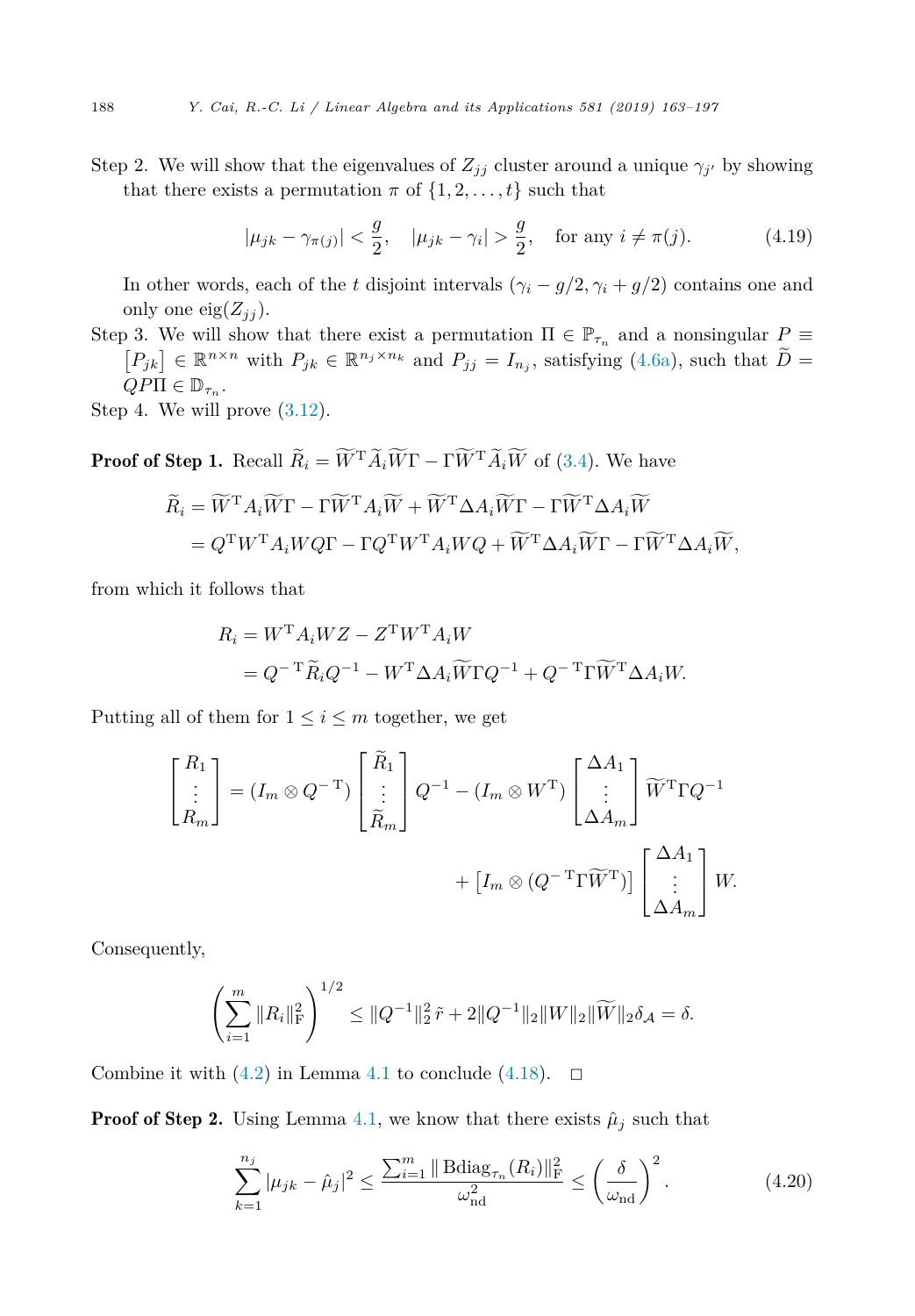Step 2. We will show that the eigenvalues of $Z_{jj}$ cluster around a unique $\gamma_{j'}$ by showing that there exists a permutation $\pi$ of $\{1, 2, \dots, t\}$ such that

$$|\mu_{jk} - \gamma_{\pi(j)}| < \frac{g}{2}, \quad |\mu_{jk} - \gamma_i| > \frac{g}{2}, \quad \text{for any } i \neq \pi(j). \tag{4.19}$$

In other words, each of the $t$ disjoint intervals $(\gamma_i - g/2, \gamma_i + g/2)$ contains one and only one $\operatorname{eig}(Z_{jj})$.

Step 3. We will show that there exist a permutation $\Pi \in \mathbb{P}_{\tau_n}$ and a nonsingular $P \equiv [P_{jk}] \in \mathbb{R}^{n \times n}$ with $P_{jk} \in \mathbb{R}^{n_j \times n_k}$ and $P_{jj} = I_{n_j}$, satisfying (4.6a), such that $\widetilde{D} = QP\Pi \in \mathbb{D}_{\tau_n}$.

Step 4. We will prove (3.12).

**Proof of Step 1.** Recall $\widetilde{R}_i = \widetilde{W}^{\mathrm{T}} \widetilde{A}_i \widetilde{W} \Gamma - \Gamma \widetilde{W}^{\mathrm{T}} \widetilde{A}_i \widetilde{W}$ of (3.4). We have

$$\begin{aligned}
\widetilde{R}_i &= \widetilde{W}^{\mathrm{T}} A_i \widetilde{W} \Gamma - \Gamma \widetilde{W}^{\mathrm{T}} A_i \widetilde{W} + \widetilde{W}^{\mathrm{T}} \Delta A_i \widetilde{W} \Gamma - \Gamma \widetilde{W}^{\mathrm{T}} \Delta A_i \widetilde{W} \\
&= Q^{\mathrm{T}} W^{\mathrm{T}} A_i W Q \Gamma - \Gamma Q^{\mathrm{T}} W^{\mathrm{T}} A_i W Q + \widetilde{W}^{\mathrm{T}} \Delta A_i \widetilde{W} \Gamma - \Gamma \widetilde{W}^{\mathrm{T}} \Delta A_i \widetilde{W},
\end{aligned}$$

from which it follows that

$$\begin{aligned}
R_i &= W^{\mathrm{T}} A_i W Z - Z^{\mathrm{T}} W^{\mathrm{T}} A_i W \\
&= Q^{-\mathrm{T}} \widetilde{R}_i Q^{-1} - W^{\mathrm{T}} \Delta A_i \widetilde{W} \Gamma Q^{-1} + Q^{-\mathrm{T}} \Gamma \widetilde{W}^{\mathrm{T}} \Delta A_i W.
\end{aligned}$$

Putting all of them for $1 \le i \le m$ together, we get

$$\begin{bmatrix} R_1 \\ \vdots \\ R_m \end{bmatrix} = (I_m \otimes Q^{-\mathrm{T}}) \begin{bmatrix} \widetilde{R}_1 \\ \vdots \\ \widetilde{R}_m \end{bmatrix} Q^{-1} - (I_m \otimes W^{\mathrm{T}}) \begin{bmatrix} \Delta A_1 \\ \vdots \\ \Delta A_m \end{bmatrix} \widetilde{W}^{\mathrm{T}} \Gamma Q^{-1} + \left[ I_m \otimes (Q^{-\mathrm{T}} \Gamma \widetilde{W}^{\mathrm{T}}) \right] \begin{bmatrix} \Delta A_1 \\ \vdots \\ \Delta A_m \end{bmatrix} W.$$

Consequently,

$$\left( \sum_{i=1}^{m} \|R_i\|_{\mathrm{F}}^2 \right)^{1/2} \le \|Q^{-1}\|_2^2 \, \tilde{r} + 2\|Q^{-1}\|_2 \|W\|_2 \|\widetilde{W}\|_2 \delta_{\mathcal{A}} = \delta.$$

Combine it with (4.2) in Lemma 4.1 to conclude (4.18). $\square$

**Proof of Step 2.** Using Lemma 4.1, we know that there exists $\hat{\mu}_j$ such that

$$\sum_{k=1}^{n_j} |\mu_{jk} - \hat{\mu}_j|^2 \le \frac{\sum_{i=1}^{m} \| \operatorname{Bdiag}_{\tau_n}(R_i) \|_{\mathrm{F}}^2}{\omega_{\mathrm{nd}}^2} \le \left( \frac{\delta}{\omega_{\mathrm{nd}}} \right)^2. \tag{4.20}$$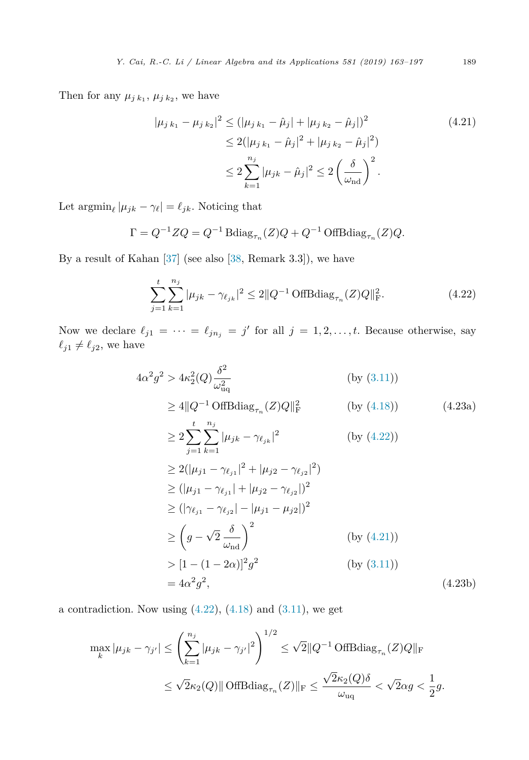Then for any $\mu_{j\,k_1}$, $\mu_{j\,k_2}$, we have

$$
\begin{aligned}
|\mu_{j\,k_1} - \mu_{j\,k_2}|^2 &\le (|\mu_{j\,k_1} - \hat{\mu}_j| + |\mu_{j\,k_2} - \hat{\mu}_j|)^2 \\
&\le 2(|\mu_{j\,k_1} - \hat{\mu}_j|^2 + |\mu_{j\,k_2} - \hat{\mu}_j|^2) \\
&\le 2\sum_{k=1}^{n_j} |\mu_{jk} - \hat{\mu}_j|^2 \le 2\left(\frac{\delta}{\omega_{\rm nd}}\right)^2.
\end{aligned} \tag{4.21}
$$

Let $\operatorname{argmin}_\ell |\mu_{jk} - \gamma_\ell| = \ell_{jk}$. Noticing that

$$
\Gamma = Q^{-1}ZQ = Q^{-1}\operatorname{Bdiag}_{\tau_n}(Z)Q + Q^{-1}\operatorname{OffBdiag}_{\tau_n}(Z)Q.
$$

By a result of Kahan [37] (see also [38, Remark 3.3]), we have

$$
\sum_{j=1}^{t}\sum_{k=1}^{n_j} |\mu_{jk} - \gamma_{\ell_{jk}}|^2 \le 2\|Q^{-1}\operatorname{OffBdiag}_{\tau_n}(Z)Q\|_{\rm F}^2. \tag{4.22}
$$

Now we declare $\ell_{j1} = \cdots = \ell_{jn_j} = j'$ for all $j = 1, 2, \ldots, t$. Because otherwise, say $\ell_{j1} \neq \ell_{j2}$, we have

$$
\begin{aligned}
4\alpha^2 g^2 &> 4\kappa_2^2(Q)\frac{\delta^2}{\omega_{\rm uq}^2} && \text{(by (3.11))} \\
&\ge 4\|Q^{-1}\operatorname{OffBdiag}_{\tau_n}(Z)Q\|_{\rm F}^2 && \text{(by (4.18))} \qquad (4.23\text{a}) \\
&\ge 2\sum_{j=1}^{t}\sum_{k=1}^{n_j} |\mu_{jk} - \gamma_{\ell_{jk}}|^2 && \text{(by (4.22))} \\
&\ge 2(|\mu_{j1} - \gamma_{\ell_{j1}}|^2 + |\mu_{j2} - \gamma_{\ell_{j2}}|^2) \\
&\ge (|\mu_{j1} - \gamma_{\ell_{j1}}| + |\mu_{j2} - \gamma_{\ell_{j2}}|)^2 \\
&\ge (|\gamma_{\ell_{j1}} - \gamma_{\ell_{j2}}| - |\mu_{j1} - \mu_{j2}|)^2 \\
&\ge \left(g - \sqrt{2}\,\frac{\delta}{\omega_{\rm nd}}\right)^2 && \text{(by (4.21))} \\
&> [1 - (1 - 2\alpha)]^2 g^2 && \text{(by (3.11))} \\
&= 4\alpha^2 g^2, && (4.23\text{b})
\end{aligned}
$$

a contradiction. Now using (4.22), (4.18) and (3.11), we get

$$
\begin{aligned}
\max_k |\mu_{jk} - \gamma_{j'}| &\le \left(\sum_{k=1}^{n_j} |\mu_{jk} - \gamma_{j'}|^2\right)^{1/2} \le \sqrt{2}\|Q^{-1}\operatorname{OffBdiag}_{\tau_n}(Z)Q\|_{\rm F} \\
&\le \sqrt{2}\kappa_2(Q)\|\operatorname{OffBdiag}_{\tau_n}(Z)\|_{\rm F} \le \frac{\sqrt{2}\kappa_2(Q)\delta}{\omega_{\rm uq}} < \sqrt{2}\alpha g < \frac{1}{2}g.
\end{aligned}
$$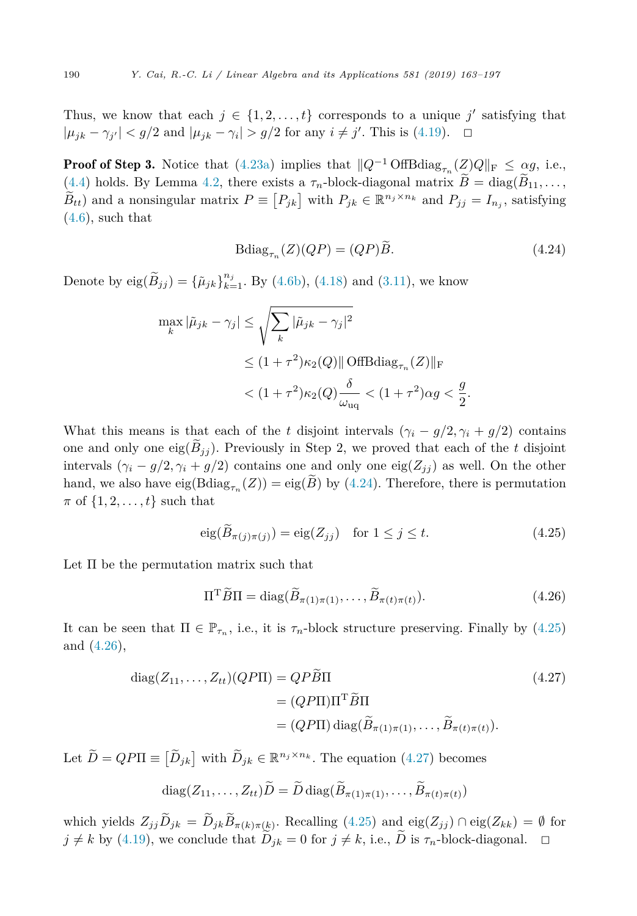Thus, we know that each $j \in \{1, 2, \dots, t\}$ corresponds to a unique $j'$ satisfying that $|\mu_{jk} - \gamma_{j'}| < g/2$ and $|\mu_{jk} - \gamma_i| > g/2$ for any $i \neq j'$. This is (4.19). $\square$

**Proof of Step 3.** Notice that (4.23a) implies that $\|Q^{-1} \operatorname{OffBdiag}_{\tau_n}(Z) Q\|_{\mathrm{F}} \le \alpha g$, i.e., (4.4) holds. By Lemma 4.2, there exists a $\tau_n$-block-diagonal matrix $\widetilde{B} = \operatorname{diag}(\widetilde{B}_{11}, \dots, \widetilde{B}_{tt})$ and a nonsingular matrix $P \equiv [P_{jk}]$ with $P_{jk} \in \mathbb{R}^{n_j \times n_k}$ and $P_{jj} = I_{n_j}$, satisfying (4.6), such that

$$\operatorname{Bdiag}_{\tau_n}(Z)(QP) = (QP)\widetilde{B}. \tag{4.24}$$

Denote by $\operatorname{eig}(\widetilde{B}_{jj}) = \{\tilde{\mu}_{jk}\}_{k=1}^{n_j}$. By (4.6b), (4.18) and (3.11), we know

$$\begin{aligned}
\max_k |\tilde{\mu}_{jk} - \gamma_j| &\le \sqrt{\sum_k |\tilde{\mu}_{jk} - \gamma_j|^2} \\
&\le (1+\tau^2)\kappa_2(Q)\|\operatorname{OffBdiag}_{\tau_n}(Z)\|_{\mathrm{F}} \\
&< (1+\tau^2)\kappa_2(Q)\frac{\delta}{\omega_{\mathrm{uq}}} < (1+\tau^2)\alpha g < \frac{g}{2}.
\end{aligned}$$

What this means is that each of the $t$ disjoint intervals $(\gamma_i - g/2, \gamma_i + g/2)$ contains one and only one $\operatorname{eig}(\widetilde{B}_{jj})$. Previously in Step 2, we proved that each of the $t$ disjoint intervals $(\gamma_i - g/2, \gamma_i + g/2)$ contains one and only one $\operatorname{eig}(Z_{jj})$ as well. On the other hand, we also have $\operatorname{eig}(\operatorname{Bdiag}_{\tau_n}(Z)) = \operatorname{eig}(\widetilde{B})$ by (4.24). Therefore, there is permutation $\pi$ of $\{1, 2, \dots, t\}$ such that

$$\operatorname{eig}(\widetilde{B}_{\pi(j)\pi(j)}) = \operatorname{eig}(Z_{jj}) \quad \text{for } 1 \le j \le t. \tag{4.25}$$

Let $\Pi$ be the permutation matrix such that

$$\Pi^{\mathrm{T}} \widetilde{B} \Pi = \operatorname{diag}(\widetilde{B}_{\pi(1)\pi(1)}, \dots, \widetilde{B}_{\pi(t)\pi(t)}). \tag{4.26}$$

It can be seen that $\Pi \in \mathbb{P}_{\tau_n}$, i.e., it is $\tau_n$-block structure preserving. Finally by (4.25) and (4.26),

$$\begin{aligned}
\operatorname{diag}(Z_{11}, \dots, Z_{tt})(QP\Pi) &= QP\widetilde{B}\Pi \\
&= (QP\Pi)\Pi^{\mathrm{T}}\widetilde{B}\Pi \\
&= (QP\Pi)\operatorname{diag}(\widetilde{B}_{\pi(1)\pi(1)}, \dots, \widetilde{B}_{\pi(t)\pi(t)}).
\end{aligned} \tag{4.27}$$

Let $\widetilde{D} = QP\Pi \equiv [\widetilde{D}_{jk}]$ with $\widetilde{D}_{jk} \in \mathbb{R}^{n_j \times n_k}$. The equation (4.27) becomes

$$\operatorname{diag}(Z_{11}, \dots, Z_{tt})\widetilde{D} = \widetilde{D}\operatorname{diag}(\widetilde{B}_{\pi(1)\pi(1)}, \dots, \widetilde{B}_{\pi(t)\pi(t)})$$

which yields $Z_{jj}\widetilde{D}_{jk} = \widetilde{D}_{jk}\widetilde{B}_{\pi(k)\pi(k)}$. Recalling (4.25) and $\operatorname{eig}(Z_{jj}) \cap \operatorname{eig}(Z_{kk}) = \emptyset$ for $j \neq k$ by (4.19), we conclude that $\widetilde{D}_{jk} = 0$ for $j \neq k$, i.e., $\widetilde{D}$ is $\tau_n$-block-diagonal. $\square$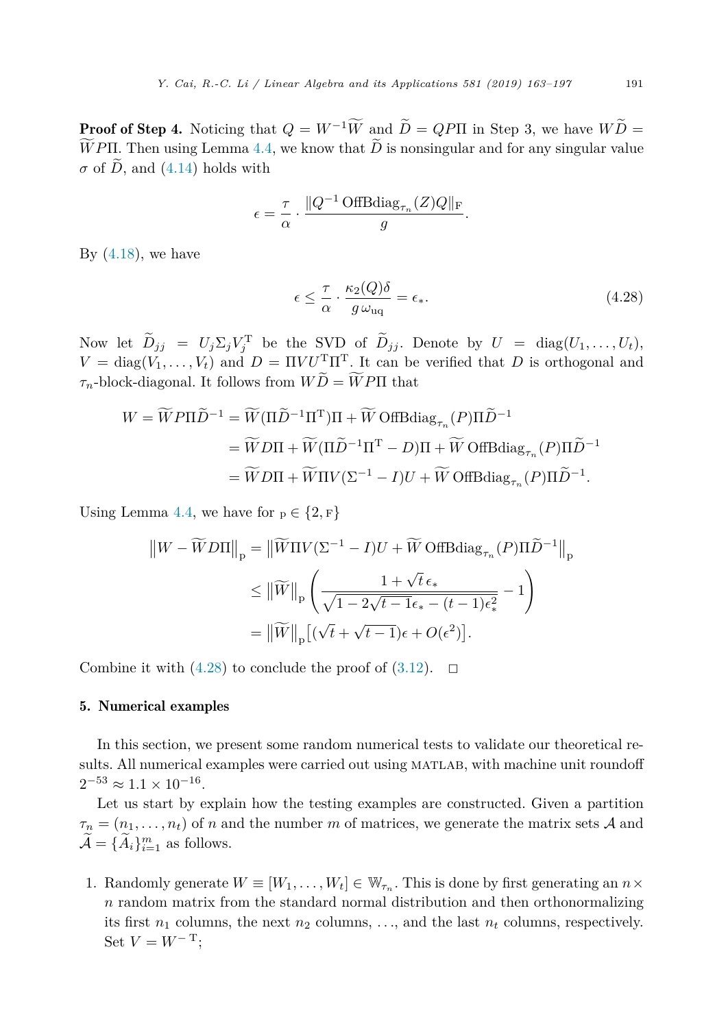**Proof of Step 4.** Noticing that $Q = W^{-1}\widetilde{W}$ and $\widetilde{D} = QP\Pi$ in Step 3, we have $W\widetilde{D} = \widetilde{W}P\Pi$. Then using Lemma 4.4, we know that $\widetilde{D}$ is nonsingular and for any singular value $\sigma$ of $\widetilde{D}$, and (4.14) holds with

$$\epsilon = \frac{\tau}{\alpha} \cdot \frac{\|Q^{-1}\operatorname{OffBdiag}_{\tau_n}(Z)Q\|_{\mathrm{F}}}{g}.$$

By (4.18), we have

$$\epsilon \le \frac{\tau}{\alpha} \cdot \frac{\kappa_2(Q)\delta}{g\,\omega_{\mathrm{uq}}} = \epsilon_*. \tag{4.28}$$

Now let $\widetilde{D}_{jj} = U_j\Sigma_j V_j^{\mathrm{T}}$ be the SVD of $\widetilde{D}_{jj}$. Denote by $U = \operatorname{diag}(U_1, \ldots, U_t)$, $V = \operatorname{diag}(V_1, \ldots, V_t)$ and $D = \Pi V U^{\mathrm{T}} \Pi^{\mathrm{T}}$. It can be verified that $D$ is orthogonal and $\tau_n$-block-diagonal. It follows from $W\widetilde{D} = \widetilde{W}P\Pi$ that

$$\begin{aligned}
W = \widetilde{W}P\Pi\widetilde{D}^{-1} &= \widetilde{W}(\Pi\widetilde{D}^{-1}\Pi^{\mathrm{T}})\Pi + \widetilde{W}\operatorname{OffBdiag}_{\tau_n}(P)\Pi\widetilde{D}^{-1} \\
&= \widetilde{W}D\Pi + \widetilde{W}(\Pi\widetilde{D}^{-1}\Pi^{\mathrm{T}} - D)\Pi + \widetilde{W}\operatorname{OffBdiag}_{\tau_n}(P)\Pi\widetilde{D}^{-1} \\
&= \widetilde{W}D\Pi + \widetilde{W}\Pi V(\Sigma^{-1} - I)U + \widetilde{W}\operatorname{OffBdiag}_{\tau_n}(P)\Pi\widetilde{D}^{-1}.
\end{aligned}$$

Using Lemma 4.4, we have for $\mathrm{p} \in \{2, \mathrm{F}\}$

$$\begin{aligned}
\big\|W - \widetilde{W}D\Pi\big\|_{\mathrm{p}} &= \big\|\widetilde{W}\Pi V(\Sigma^{-1} - I)U + \widetilde{W}\operatorname{OffBdiag}_{\tau_n}(P)\Pi\widetilde{D}^{-1}\big\|_{\mathrm{p}} \\
&\le \big\|\widetilde{W}\big\|_{\mathrm{p}}\left(\frac{1 + \sqrt{t}\,\epsilon_*}{\sqrt{1 - 2\sqrt{t-1}\epsilon_* - (t-1)\epsilon_*^2}} - 1\right) \\
&= \big\|\widetilde{W}\big\|_{\mathrm{p}}\big[(\sqrt{t} + \sqrt{t-1})\epsilon + O(\epsilon^2)\big].
\end{aligned}$$

Combine it with (4.28) to conclude the proof of (3.12). $\square$

## 5. Numerical examples

In this section, we present some random numerical tests to validate our theoretical results. All numerical examples were carried out using MATLAB, with machine unit roundoff $2^{-53} \approx 1.1 \times 10^{-16}$.

Let us start by explain how the testing examples are constructed. Given a partition $\tau_n = (n_1, \ldots, n_t)$ of $n$ and the number $m$ of matrices, we generate the matrix sets $\mathcal{A}$ and $\widetilde{\mathcal{A}} = \{\widetilde{A}_i\}_{i=1}^m$ as follows.

1. Randomly generate $W \equiv [W_1, \ldots, W_t] \in \mathbb{W}_{\tau_n}$. This is done by first generating an $n \times n$ random matrix from the standard normal distribution and then orthonormalizing its first $n_1$ columns, the next $n_2$ columns, …, and the last $n_t$ columns, respectively. Set $V = W^{-\mathrm{T}}$;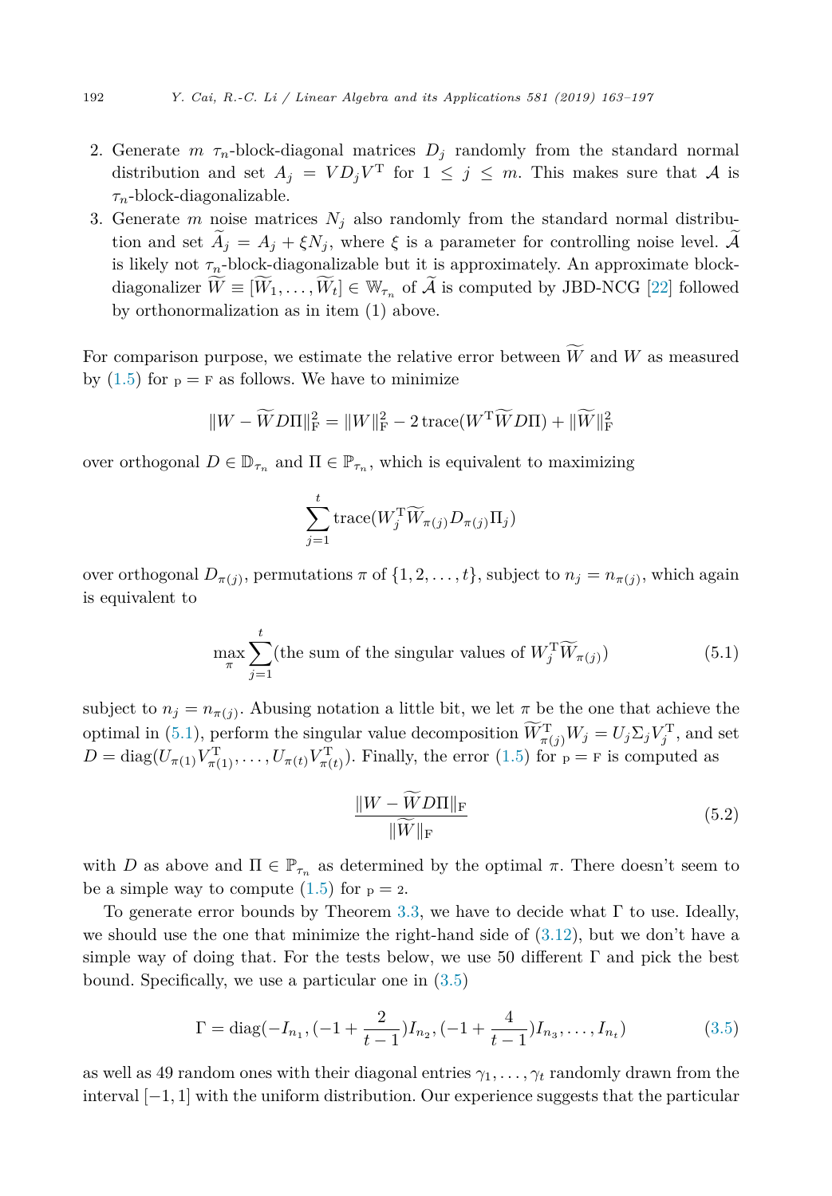2. Generate $m$ $\tau_n$-block-diagonal matrices $D_j$ randomly from the standard normal distribution and set $A_j = VD_jV^{\mathrm{T}}$ for $1 \le j \le m$. This makes sure that $\mathcal{A}$ is $\tau_n$-block-diagonalizable.
3. Generate $m$ noise matrices $N_j$ also randomly from the standard normal distribution and set $\widetilde{A}_j = A_j + \xi N_j$, where $\xi$ is a parameter for controlling noise level. $\widetilde{\mathcal{A}}$ is likely not $\tau_n$-block-diagonalizable but it is approximately. An approximate block-diagonalizer $\widetilde{W} \equiv [\widetilde{W}_1, \ldots, \widetilde{W}_t] \in \mathbb{W}_{\tau_n}$ of $\widetilde{\mathcal{A}}$ is computed by JBD-NCG [22] followed by orthonormalization as in item (1) above.

For comparison purpose, we estimate the relative error between $\widetilde{W}$ and $W$ as measured by (1.5) for $\mathrm{p} = \mathrm{F}$ as follows. We have to minimize

$$\|W - \widetilde{W}D\Pi\|_{\mathrm{F}}^2 = \|W\|_{\mathrm{F}}^2 - 2\,\mathrm{trace}(W^{\mathrm{T}}\widetilde{W}D\Pi) + \|\widetilde{W}\|_{\mathrm{F}}^2$$

over orthogonal $D \in \mathbb{D}_{\tau_n}$ and $\Pi \in \mathbb{P}_{\tau_n}$, which is equivalent to maximizing

$$\sum_{j=1}^{t} \mathrm{trace}(W_j^{\mathrm{T}}\widetilde{W}_{\pi(j)}D_{\pi(j)}\Pi_j)$$

over orthogonal $D_{\pi(j)}$, permutations $\pi$ of $\{1, 2, \ldots, t\}$, subject to $n_j = n_{\pi(j)}$, which again is equivalent to

$$\max_{\pi} \sum_{j=1}^{t} (\text{the sum of the singular values of } W_j^{\mathrm{T}}\widetilde{W}_{\pi(j)}) \tag{5.1}$$

subject to $n_j = n_{\pi(j)}$. Abusing notation a little bit, we let $\pi$ be the one that achieve the optimal in (5.1), perform the singular value decomposition $\widetilde{W}_{\pi(j)}^{\mathrm{T}}W_j = U_j\Sigma_jV_j^{\mathrm{T}}$, and set $D = \mathrm{diag}(U_{\pi(1)}V_{\pi(1)}^{\mathrm{T}}, \ldots, U_{\pi(t)}V_{\pi(t)}^{\mathrm{T}})$. Finally, the error (1.5) for $\mathrm{p} = \mathrm{F}$ is computed as

$$\frac{\|W - \widetilde{W}D\Pi\|_{\mathrm{F}}}{\|\widetilde{W}\|_{\mathrm{F}}} \tag{5.2}$$

with $D$ as above and $\Pi \in \mathbb{P}_{\tau_n}$ as determined by the optimal $\pi$. There doesn't seem to be a simple way to compute (1.5) for $\mathrm{p} = 2$.

To generate error bounds by Theorem 3.3, we have to decide what $\Gamma$ to use. Ideally, we should use the one that minimize the right-hand side of (3.12), but we don't have a simple way of doing that. For the tests below, we use 50 different $\Gamma$ and pick the best bound. Specifically, we use a particular one in (3.5)

$$\Gamma = \mathrm{diag}(-I_{n_1}, (-1 + \frac{2}{t-1})I_{n_2}, (-1 + \frac{4}{t-1})I_{n_3}, \ldots, I_{n_t}) \tag{3.5}$$

as well as 49 random ones with their diagonal entries $\gamma_1, \ldots, \gamma_t$ randomly drawn from the interval $[-1, 1]$ with the uniform distribution. Our experience suggests that the particular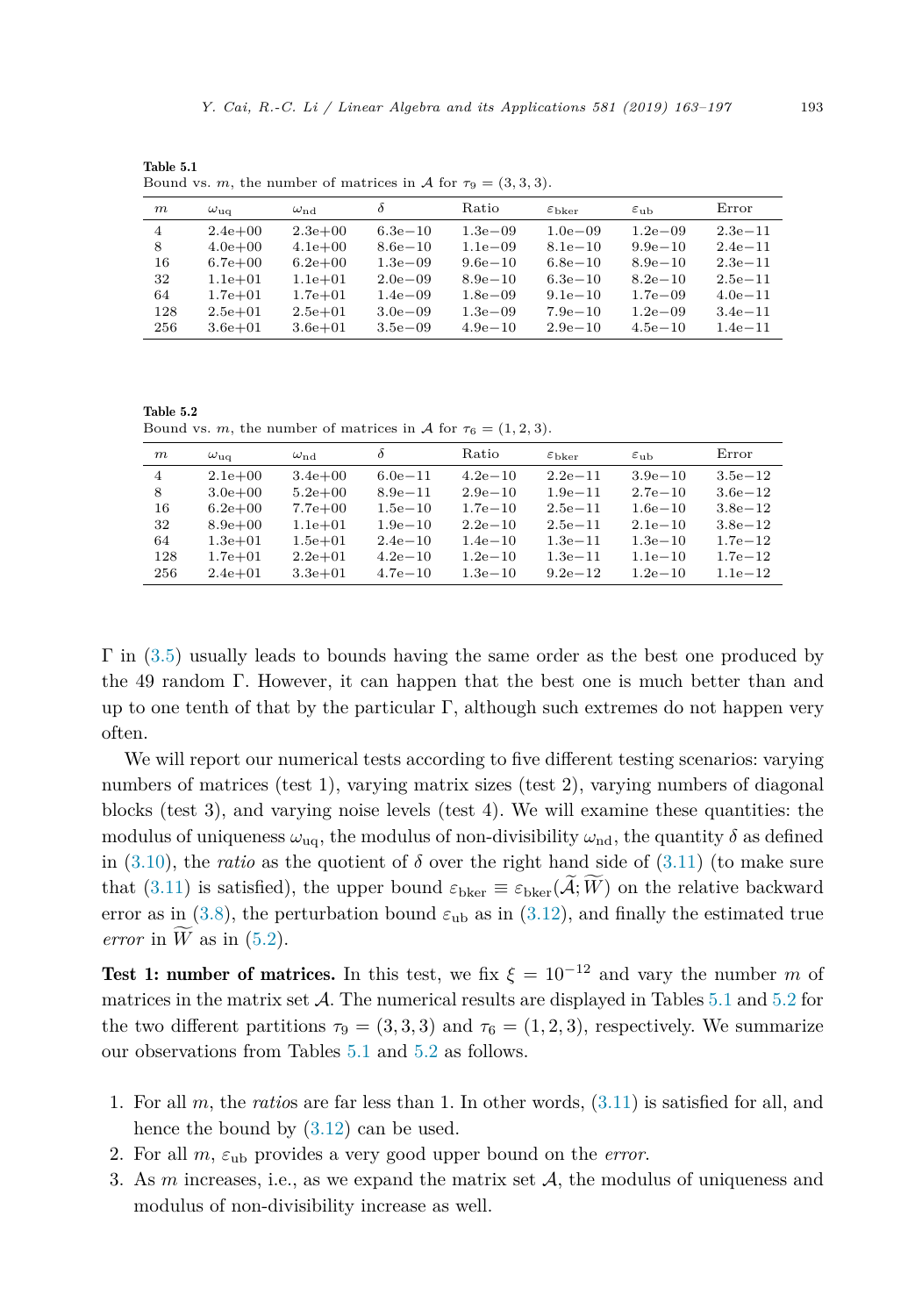**Table 5.1**
Bound vs. $m$, the number of matrices in $\mathcal{A}$ for $\tau_9 = (3, 3, 3)$.

| $m$ | $\omega_{\rm uq}$ | $\omega_{\rm nd}$ | $\delta$ | Ratio | $\varepsilon_{\rm bker}$ | $\varepsilon_{\rm ub}$ | Error |
|---|---|---|---|---|---|---|---|
| 4 | 2.4e+00 | 2.3e+00 | 6.3e−10 | 1.3e−09 | 1.0e−09 | 1.2e−09 | 2.3e−11 |
| 8 | 4.0e+00 | 4.1e+00 | 8.6e−10 | 1.1e−09 | 8.1e−10 | 9.9e−10 | 2.4e−11 |
| 16 | 6.7e+00 | 6.2e+00 | 1.3e−09 | 9.6e−10 | 6.8e−10 | 8.9e−10 | 2.3e−11 |
| 32 | 1.1e+01 | 1.1e+01 | 2.0e−09 | 8.9e−10 | 6.3e−10 | 8.2e−10 | 2.5e−11 |
| 64 | 1.7e+01 | 1.7e+01 | 1.4e−09 | 1.8e−09 | 9.1e−10 | 1.7e−09 | 4.0e−11 |
| 128 | 2.5e+01 | 2.5e+01 | 3.0e−09 | 1.3e−09 | 7.9e−10 | 1.2e−09 | 3.4e−11 |
| 256 | 3.6e+01 | 3.6e+01 | 3.5e−09 | 4.9e−10 | 2.9e−10 | 4.5e−10 | 1.4e−11 |

**Table 5.2**
Bound vs. $m$, the number of matrices in $\mathcal{A}$ for $\tau_6 = (1, 2, 3)$.

| $m$ | $\omega_{\rm uq}$ | $\omega_{\rm nd}$ | $\delta$ | Ratio | $\varepsilon_{\rm bker}$ | $\varepsilon_{\rm ub}$ | Error |
|---|---|---|---|---|---|---|---|
| 4 | 2.1e+00 | 3.4e+00 | 6.0e−11 | 4.2e−10 | 2.2e−11 | 3.9e−10 | 3.5e−12 |
| 8 | 3.0e+00 | 5.2e+00 | 8.9e−11 | 2.9e−10 | 1.9e−11 | 2.7e−10 | 3.6e−12 |
| 16 | 6.2e+00 | 7.7e+00 | 1.5e−10 | 1.7e−10 | 2.5e−11 | 1.6e−10 | 3.8e−12 |
| 32 | 8.9e+00 | 1.1e+01 | 1.9e−10 | 2.2e−10 | 2.5e−11 | 2.1e−10 | 3.8e−12 |
| 64 | 1.3e+01 | 1.5e+01 | 2.4e−10 | 1.4e−10 | 1.3e−11 | 1.3e−10 | 1.7e−12 |
| 128 | 1.7e+01 | 2.2e+01 | 4.2e−10 | 1.2e−10 | 1.3e−11 | 1.1e−10 | 1.7e−12 |
| 256 | 2.4e+01 | 3.3e+01 | 4.7e−10 | 1.3e−10 | 9.2e−12 | 1.2e−10 | 1.1e−12 |

$\Gamma$ in (3.5) usually leads to bounds having the same order as the best one produced by the 49 random $\Gamma$. However, it can happen that the best one is much better than and up to one tenth of that by the particular $\Gamma$, although such extremes do not happen very often.

We will report our numerical tests according to five different testing scenarios: varying numbers of matrices (test 1), varying matrix sizes (test 2), varying numbers of diagonal blocks (test 3), and varying noise levels (test 4). We will examine these quantities: the modulus of uniqueness $\omega_{\rm uq}$, the modulus of non-divisibility $\omega_{\rm nd}$, the quantity $\delta$ as defined in (3.10), the *ratio* as the quotient of $\delta$ over the right hand side of (3.11) (to make sure that (3.11) is satisfied), the upper bound $\varepsilon_{\rm bker} \equiv \varepsilon_{\rm bker}(\widetilde{\mathcal{A}};\widetilde{W})$ on the relative backward error as in (3.8), the perturbation bound $\varepsilon_{\rm ub}$ as in (3.12), and finally the estimated true *error* in $\widetilde{W}$ as in (5.2).

**Test 1: number of matrices.** In this test, we fix $\xi = 10^{-12}$ and vary the number $m$ of matrices in the matrix set $\mathcal{A}$. The numerical results are displayed in Tables 5.1 and 5.2 for the two different partitions $\tau_9 = (3, 3, 3)$ and $\tau_6 = (1, 2, 3)$, respectively. We summarize our observations from Tables 5.1 and 5.2 as follows.

1. For all $m$, the *ratio*s are far less than 1. In other words, (3.11) is satisfied for all, and hence the bound by (3.12) can be used.
2. For all $m$, $\varepsilon_{\rm ub}$ provides a very good upper bound on the *error*.
3. As $m$ increases, i.e., as we expand the matrix set $\mathcal{A}$, the modulus of uniqueness and modulus of non-divisibility increase as well.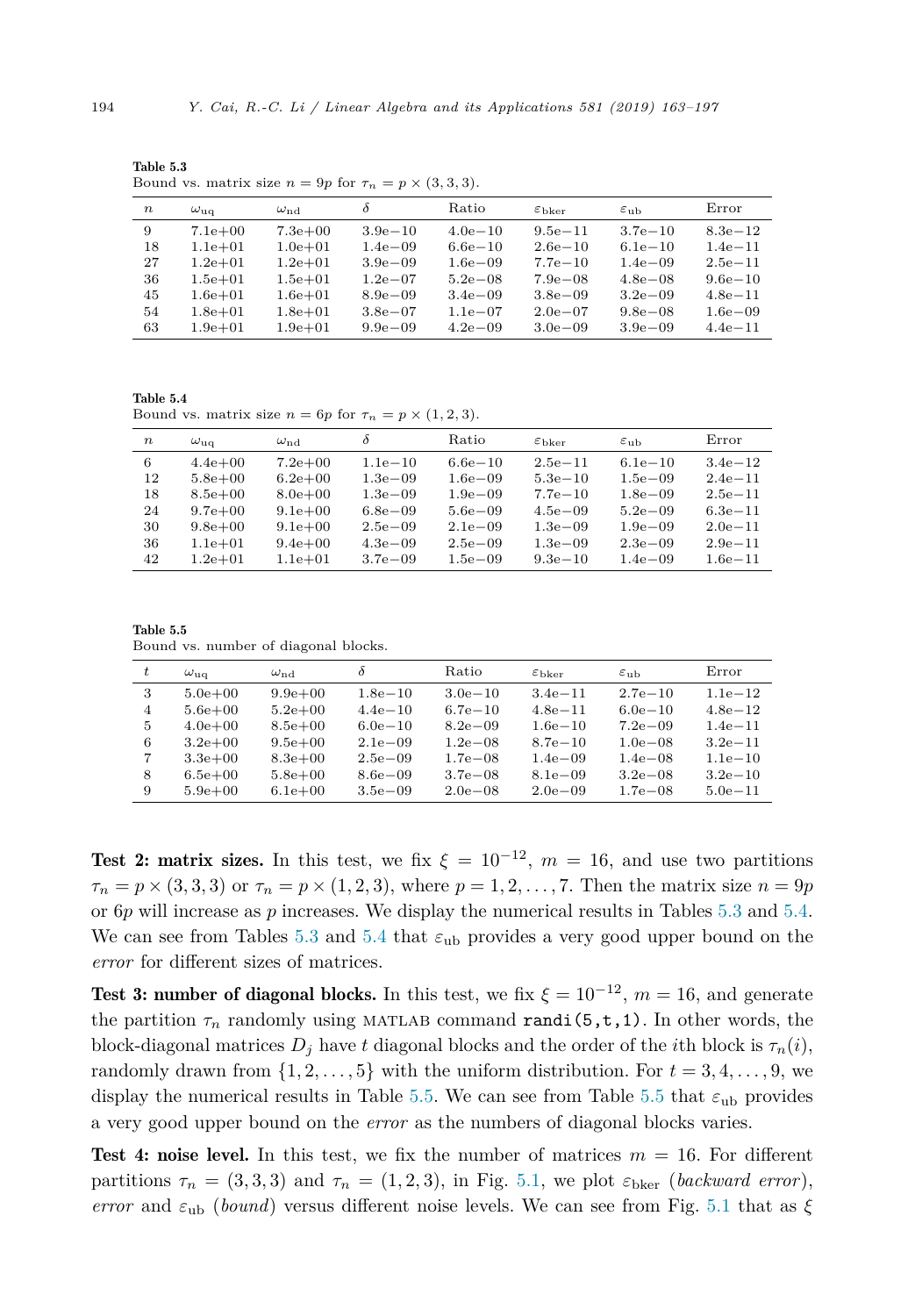**Table 5.3**
Bound vs. matrix size $n = 9p$ for $\tau_n = p \times (3,3,3)$.

| $n$ | $\omega_{\text{uq}}$ | $\omega_{\text{nd}}$ | $\delta$ | Ratio | $\varepsilon_{\text{bker}}$ | $\varepsilon_{\text{ub}}$ | Error |
|---|---|---|---|---|---|---|---|
| 9 | 7.1e+00 | 7.3e+00 | 3.9e−10 | 4.0e−10 | 9.5e−11 | 3.7e−10 | 8.3e−12 |
| 18 | 1.1e+01 | 1.0e+01 | 1.4e−09 | 6.6e−10 | 2.6e−10 | 6.1e−10 | 1.4e−11 |
| 27 | 1.2e+01 | 1.2e+01 | 3.9e−09 | 1.6e−09 | 7.7e−10 | 1.4e−09 | 2.5e−11 |
| 36 | 1.5e+01 | 1.5e+01 | 1.2e−07 | 5.2e−08 | 7.9e−08 | 4.8e−08 | 9.6e−10 |
| 45 | 1.6e+01 | 1.6e+01 | 8.9e−09 | 3.4e−09 | 3.8e−09 | 3.2e−09 | 4.8e−11 |
| 54 | 1.8e+01 | 1.8e+01 | 3.8e−07 | 1.1e−07 | 2.0e−07 | 9.8e−08 | 1.6e−09 |
| 63 | 1.9e+01 | 1.9e+01 | 9.9e−09 | 4.2e−09 | 3.0e−09 | 3.9e−09 | 4.4e−11 |

**Table 5.4**
Bound vs. matrix size $n = 6p$ for $\tau_n = p \times (1,2,3)$.

| $n$ | $\omega_{\text{uq}}$ | $\omega_{\text{nd}}$ | $\delta$ | Ratio | $\varepsilon_{\text{bker}}$ | $\varepsilon_{\text{ub}}$ | Error |
|---|---|---|---|---|---|---|---|
| 6 | 4.4e+00 | 7.2e+00 | 1.1e−10 | 6.6e−10 | 2.5e−11 | 6.1e−10 | 3.4e−12 |
| 12 | 5.8e+00 | 6.2e+00 | 1.3e−09 | 1.6e−09 | 5.3e−10 | 1.5e−09 | 2.4e−11 |
| 18 | 8.5e+00 | 8.0e+00 | 1.3e−09 | 1.9e−09 | 7.7e−10 | 1.8e−09 | 2.5e−11 |
| 24 | 9.7e+00 | 9.1e+00 | 6.8e−09 | 5.6e−09 | 4.5e−09 | 5.2e−09 | 6.3e−11 |
| 30 | 9.8e+00 | 9.1e+00 | 2.5e−09 | 2.1e−09 | 1.3e−09 | 1.9e−09 | 2.0e−11 |
| 36 | 1.1e+01 | 9.4e+00 | 4.3e−09 | 2.5e−09 | 1.3e−09 | 2.3e−09 | 2.9e−11 |
| 42 | 1.2e+01 | 1.1e+01 | 3.7e−09 | 1.5e−09 | 9.3e−10 | 1.4e−09 | 1.6e−11 |

**Table 5.5**
Bound vs. number of diagonal blocks.

| $t$ | $\omega_{\text{uq}}$ | $\omega_{\text{nd}}$ | $\delta$ | Ratio | $\varepsilon_{\text{bker}}$ | $\varepsilon_{\text{ub}}$ | Error |
|---|---|---|---|---|---|---|---|
| 3 | 5.0e+00 | 9.9e+00 | 1.8e−10 | 3.0e−10 | 3.4e−11 | 2.7e−10 | 1.1e−12 |
| 4 | 5.6e+00 | 5.2e+00 | 4.4e−10 | 6.7e−10 | 4.8e−11 | 6.0e−10 | 4.8e−12 |
| 5 | 4.0e+00 | 8.5e+00 | 6.0e−10 | 8.2e−09 | 1.6e−10 | 7.2e−09 | 1.4e−11 |
| 6 | 3.2e+00 | 9.5e+00 | 2.1e−09 | 1.2e−08 | 8.7e−10 | 1.0e−08 | 3.2e−11 |
| 7 | 3.3e+00 | 8.3e+00 | 2.5e−09 | 1.7e−08 | 1.4e−09 | 1.4e−08 | 1.1e−10 |
| 8 | 6.5e+00 | 5.8e+00 | 8.6e−09 | 3.7e−08 | 8.1e−09 | 3.2e−08 | 3.2e−10 |
| 9 | 5.9e+00 | 6.1e+00 | 3.5e−09 | 2.0e−08 | 2.0e−09 | 1.7e−08 | 5.0e−11 |

**Test 2: matrix sizes.** In this test, we fix $\xi = 10^{-12}$, $m = 16$, and use two partitions $\tau_n = p \times (3,3,3)$ or $\tau_n = p \times (1,2,3)$, where $p = 1, 2, \ldots, 7$. Then the matrix size $n = 9p$ or $6p$ will increase as $p$ increases. We display the numerical results in Tables 5.3 and 5.4. We can see from Tables 5.3 and 5.4 that $\varepsilon_{\text{ub}}$ provides a very good upper bound on the *error* for different sizes of matrices.

**Test 3: number of diagonal blocks.** In this test, we fix $\xi = 10^{-12}$, $m = 16$, and generate the partition $\tau_n$ randomly using MATLAB command `randi(5,t,1)`. In other words, the block-diagonal matrices $D_j$ have $t$ diagonal blocks and the order of the $i$th block is $\tau_n(i)$, randomly drawn from $\{1, 2, \ldots, 5\}$ with the uniform distribution. For $t = 3, 4, \ldots, 9$, we display the numerical results in Table 5.5. We can see from Table 5.5 that $\varepsilon_{\text{ub}}$ provides a very good upper bound on the *error* as the numbers of diagonal blocks varies.

**Test 4: noise level.** In this test, we fix the number of matrices $m = 16$. For different partitions $\tau_n = (3,3,3)$ and $\tau_n = (1,2,3)$, in Fig. 5.1, we plot $\varepsilon_{\text{bker}}$ (*backward error*), *error* and $\varepsilon_{\text{ub}}$ (*bound*) versus different noise levels. We can see from Fig. 5.1 that as $\xi$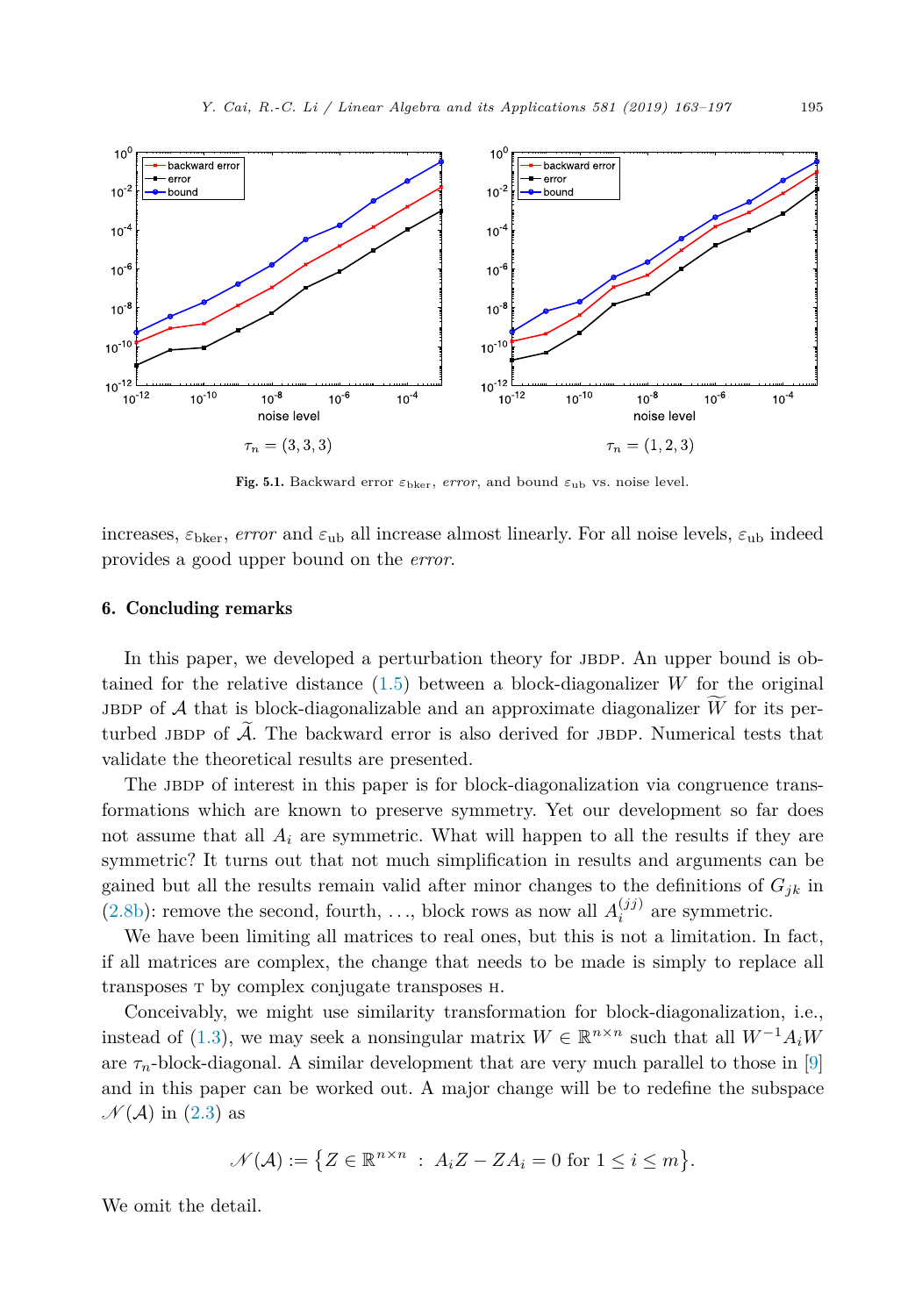Fig. 5.1. Backward error $\varepsilon_{\rm bker}$, *error*, and bound $\varepsilon_{\rm ub}$ vs. noise level.

increases, $\varepsilon_{\rm bker}$, *error* and $\varepsilon_{\rm ub}$ all increase almost linearly. For all noise levels, $\varepsilon_{\rm ub}$ indeed provides a good upper bound on the *error*.

## 6. Concluding remarks

In this paper, we developed a perturbation theory for JBDP. An upper bound is obtained for the relative distance (1.5) between a block-diagonalizer $W$ for the original JBDP of $\mathcal{A}$ that is block-diagonalizable and an approximate diagonalizer $\widetilde{W}$ for its perturbed JBDP of $\widetilde{\mathcal{A}}$. The backward error is also derived for JBDP. Numerical tests that validate the theoretical results are presented.

The JBDP of interest in this paper is for block-diagonalization via congruence transformations which are known to preserve symmetry. Yet our development so far does not assume that all $A_i$ are symmetric. What will happen to all the results if they are symmetric? It turns out that not much simplification in results and arguments can be gained but all the results remain valid after minor changes to the definitions of $G_{jk}$ in (2.8b): remove the second, fourth, ..., block rows as now all $A_i^{(jj)}$ are symmetric.

We have been limiting all matrices to real ones, but this is not a limitation. In fact, if all matrices are complex, the change that needs to be made is simply to replace all transposes T by complex conjugate transposes H.

Conceivably, we might use similarity transformation for block-diagonalization, i.e., instead of (1.3), we may seek a nonsingular matrix $W \in \mathbb{R}^{n\times n}$ such that all $W^{-1}A_iW$ are $\tau_n$-block-diagonal. A similar development that are very much parallel to those in [9] and in this paper can be worked out. A major change will be to redefine the subspace $\mathscr{N}(\mathcal{A})$ in (2.3) as

$$\mathscr{N}(\mathcal{A}) := \{Z \in \mathbb{R}^{n\times n} \;:\; A_iZ - ZA_i = 0 \text{ for } 1 \le i \le m\}.$$

We omit the detail.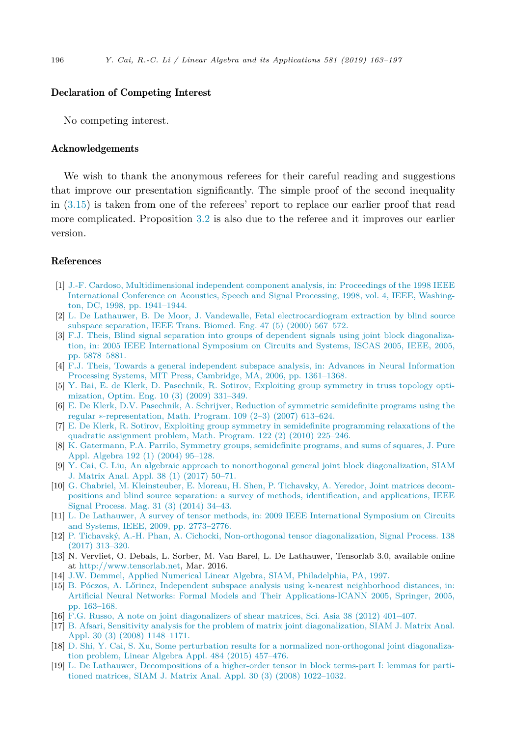## Declaration of Competing Interest

No competing interest.

## Acknowledgements

We wish to thank the anonymous referees for their careful reading and suggestions that improve our presentation significantly. The simple proof of the second inequality in (3.15) is taken from one of the referees' report to replace our earlier proof that read more complicated. Proposition 3.2 is also due to the referee and it improves our earlier version.

## References

[1] J.-F. Cardoso, Multidimensional independent component analysis, in: Proceedings of the 1998 IEEE International Conference on Acoustics, Speech and Signal Processing, 1998, vol. 4, IEEE, Washington, DC, 1998, pp. 1941–1944.

[2] L. De Lathauwer, B. De Moor, J. Vandewalle, Fetal electrocardiogram extraction by blind source subspace separation, IEEE Trans. Biomed. Eng. 47 (5) (2000) 567–572.

[3] F.J. Theis, Blind signal separation into groups of dependent signals using joint block diagonalization, in: 2005 IEEE International Symposium on Circuits and Systems, ISCAS 2005, IEEE, 2005, pp. 5878–5881.

[4] F.J. Theis, Towards a general independent subspace analysis, in: Advances in Neural Information Processing Systems, MIT Press, Cambridge, MA, 2006, pp. 1361–1368.

[5] Y. Bai, E. de Klerk, D. Pasechnik, R. Sotirov, Exploiting group symmetry in truss topology optimization, Optim. Eng. 10 (3) (2009) 331–349.

[6] E. De Klerk, D.V. Pasechnik, A. Schrijver, Reduction of symmetric semidefinite programs using the regular ∗-representation, Math. Program. 109 (2–3) (2007) 613–624.

[7] E. De Klerk, R. Sotirov, Exploiting group symmetry in semidefinite programming relaxations of the quadratic assignment problem, Math. Program. 122 (2) (2010) 225–246.

[8] K. Gatermann, P.A. Parrilo, Symmetry groups, semidefinite programs, and sums of squares, J. Pure Appl. Algebra 192 (1) (2004) 95–128.

[9] Y. Cai, C. Liu, An algebraic approach to nonorthogonal general joint block diagonalization, SIAM J. Matrix Anal. Appl. 38 (1) (2017) 50–71.

[10] G. Chabriel, M. Kleinsteuber, E. Moreau, H. Shen, P. Tichavsky, A. Yeredor, Joint matrices decompositions and blind source separation: a survey of methods, identification, and applications, IEEE Signal Process. Mag. 31 (3) (2014) 34–43.

[11] L. De Lathauwer, A survey of tensor methods, in: 2009 IEEE International Symposium on Circuits and Systems, IEEE, 2009, pp. 2773–2776.

[12] P. Tichavský, A.-H. Phan, A. Cichocki, Non-orthogonal tensor diagonalization, Signal Process. 138 (2017) 313–320.

[13] N. Vervliet, O. Debals, L. Sorber, M. Van Barel, L. De Lathauwer, Tensorlab 3.0, available online at http://www.tensorlab.net, Mar. 2016.

[14] J.W. Demmel, Applied Numerical Linear Algebra, SIAM, Philadelphia, PA, 1997.

[15] B. Póczos, A. Lőrincz, Independent subspace analysis using k-nearest neighborhood distances, in: Artificial Neural Networks: Formal Models and Their Applications-ICANN 2005, Springer, 2005, pp. 163–168.

[16] F.G. Russo, A note on joint diagonalizers of shear matrices, Sci. Asia 38 (2012) 401–407.

[17] B. Afsari, Sensitivity analysis for the problem of matrix joint diagonalization, SIAM J. Matrix Anal. Appl. 30 (3) (2008) 1148–1171.

[18] D. Shi, Y. Cai, S. Xu, Some perturbation results for a normalized non-orthogonal joint diagonalization problem, Linear Algebra Appl. 484 (2015) 457–476.

[19] L. De Lathauwer, Decompositions of a higher-order tensor in block terms-part I: lemmas for partitioned matrices, SIAM J. Matrix Anal. Appl. 30 (3) (2008) 1022–1032.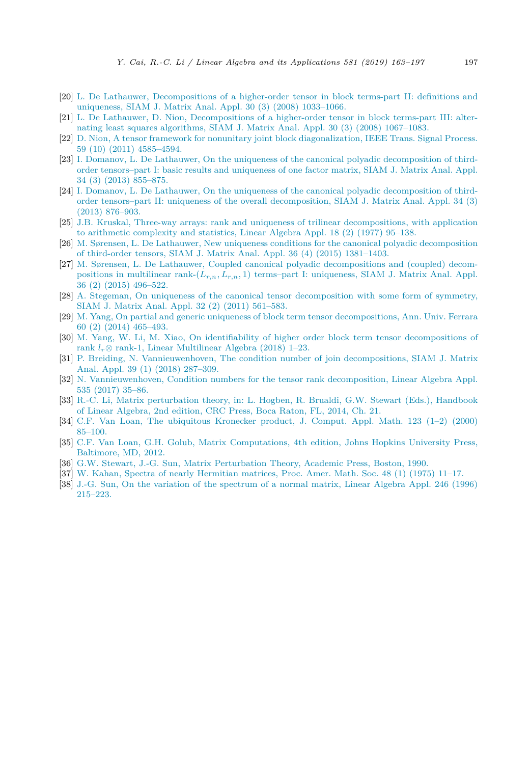[20] L. De Lathauwer, Decompositions of a higher-order tensor in block terms-part II: definitions and uniqueness, SIAM J. Matrix Anal. Appl. 30 (3) (2008) 1033–1066.

[21] L. De Lathauwer, D. Nion, Decompositions of a higher-order tensor in block terms-part III: alternating least squares algorithms, SIAM J. Matrix Anal. Appl. 30 (3) (2008) 1067–1083.

[22] D. Nion, A tensor framework for nonunitary joint block diagonalization, IEEE Trans. Signal Process. 59 (10) (2011) 4585–4594.

[23] I. Domanov, L. De Lathauwer, On the uniqueness of the canonical polyadic decomposition of third-order tensors–part I: basic results and uniqueness of one factor matrix, SIAM J. Matrix Anal. Appl. 34 (3) (2013) 855–875.

[24] I. Domanov, L. De Lathauwer, On the uniqueness of the canonical polyadic decomposition of third-order tensors–part II: uniqueness of the overall decomposition, SIAM J. Matrix Anal. Appl. 34 (3) (2013) 876–903.

[25] J.B. Kruskal, Three-way arrays: rank and uniqueness of trilinear decompositions, with application to arithmetic complexity and statistics, Linear Algebra Appl. 18 (2) (1977) 95–138.

[26] M. Sørensen, L. De Lathauwer, New uniqueness conditions for the canonical polyadic decomposition of third-order tensors, SIAM J. Matrix Anal. Appl. 36 (4) (2015) 1381–1403.

[27] M. Sørensen, L. De Lathauwer, Coupled canonical polyadic decompositions and (coupled) decompositions in multilinear rank-$(L_{r,n}, L_{r,n}, 1)$ terms–part I: uniqueness, SIAM J. Matrix Anal. Appl. 36 (2) (2015) 496–522.

[28] A. Stegeman, On uniqueness of the canonical tensor decomposition with some form of symmetry, SIAM J. Matrix Anal. Appl. 32 (2) (2011) 561–583.

[29] M. Yang, On partial and generic uniqueness of block term tensor decompositions, Ann. Univ. Ferrara 60 (2) (2014) 465–493.

[30] M. Yang, W. Li, M. Xiao, On identifiability of higher order block term tensor decompositions of rank $l_r \otimes$ rank-1, Linear Multilinear Algebra (2018) 1–23.

[31] P. Breiding, N. Vannieuwenhoven, The condition number of join decompositions, SIAM J. Matrix Anal. Appl. 39 (1) (2018) 287–309.

[32] N. Vannieuwenhoven, Condition numbers for the tensor rank decomposition, Linear Algebra Appl. 535 (2017) 35–86.

[33] R.-C. Li, Matrix perturbation theory, in: L. Hogben, R. Brualdi, G.W. Stewart (Eds.), Handbook of Linear Algebra, 2nd edition, CRC Press, Boca Raton, FL, 2014, Ch. 21.

[34] C.F. Van Loan, The ubiquitous Kronecker product, J. Comput. Appl. Math. 123 (1–2) (2000) 85–100.

[35] C.F. Van Loan, G.H. Golub, Matrix Computations, 4th edition, Johns Hopkins University Press, Baltimore, MD, 2012.

[36] G.W. Stewart, J.-G. Sun, Matrix Perturbation Theory, Academic Press, Boston, 1990.

[37] W. Kahan, Spectra of nearly Hermitian matrices, Proc. Amer. Math. Soc. 48 (1) (1975) 11–17.

[38] J.-G. Sun, On the variation of the spectrum of a normal matrix, Linear Algebra Appl. 246 (1996) 215–223.